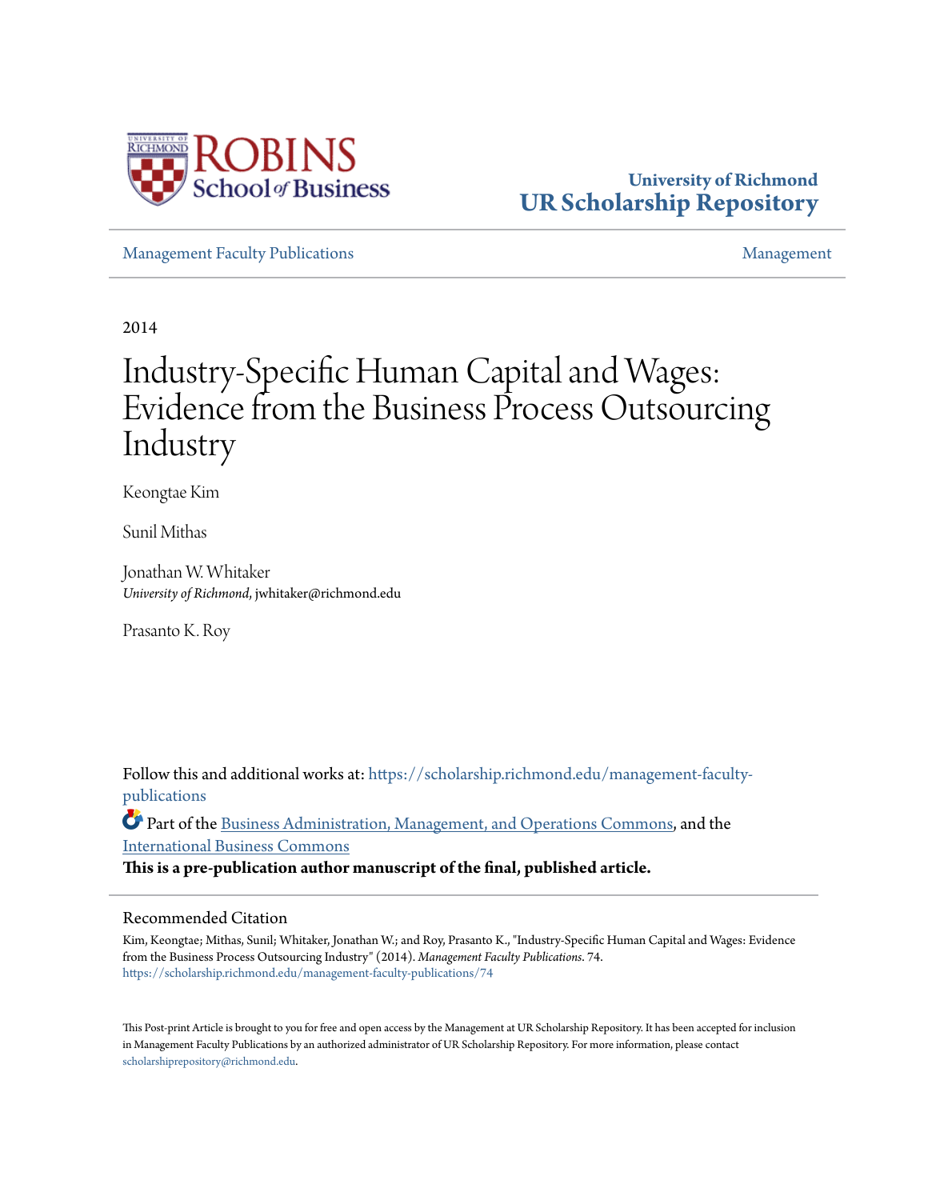University of Richmond
UR Scholarship Repository

Management Faculty Publications | Management

2014

# Industry-Specific Human Capital and Wages: Evidence from the Business Process Outsourcing Industry

Keongtae Kim

Sunil Mithas

Jonathan W. Whitaker
*University of Richmond*, jwhitaker@richmond.edu

Prasanto K. Roy

Follow this and additional works at: https://scholarship.richmond.edu/management-faculty-publications

Part of the Business Administration, Management, and Operations Commons, and the International Business Commons

**This is a pre-publication author manuscript of the final, published article.**

## Recommended Citation

Kim, Keongtae; Mithas, Sunil; Whitaker, Jonathan W.; and Roy, Prasanto K., "Industry-Specific Human Capital and Wages: Evidence from the Business Process Outsourcing Industry" (2014). *Management Faculty Publications*. 74.
https://scholarship.richmond.edu/management-faculty-publications/74

This Post-print Article is brought to you for free and open access by the Management at UR Scholarship Repository. It has been accepted for inclusion in Management Faculty Publications by an authorized administrator of UR Scholarship Repository. For more information, please contact scholarshiprepository@richmond.edu.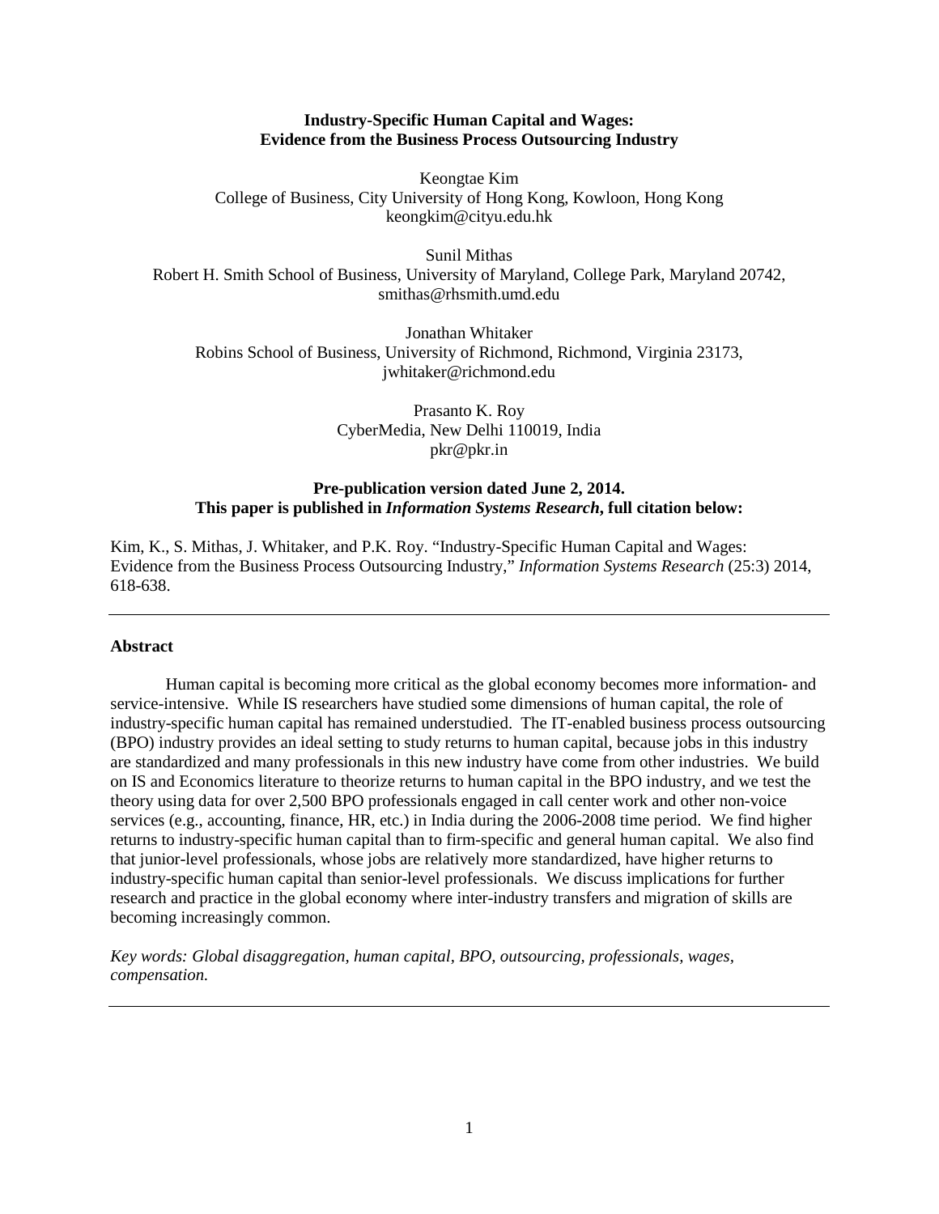**Industry-Specific Human Capital and Wages:**
**Evidence from the Business Process Outsourcing Industry**

Keongtae Kim
College of Business, City University of Hong Kong, Kowloon, Hong Kong
keongkim@cityu.edu.hk

Sunil Mithas
Robert H. Smith School of Business, University of Maryland, College Park, Maryland 20742,
smithas@rhsmith.umd.edu

Jonathan Whitaker
Robins School of Business, University of Richmond, Richmond, Virginia 23173,
jwhitaker@richmond.edu

Prasanto K. Roy
CyberMedia, New Delhi 110019, India
pkr@pkr.in

**Pre-publication version dated June 2, 2014.**
**This paper is published in *Information Systems Research*, full citation below:**

Kim, K., S. Mithas, J. Whitaker, and P.K. Roy. "Industry-Specific Human Capital and Wages: Evidence from the Business Process Outsourcing Industry," *Information Systems Research* (25:3) 2014, 618-638.

---

**Abstract**

Human capital is becoming more critical as the global economy becomes more information- and service-intensive. While IS researchers have studied some dimensions of human capital, the role of industry-specific human capital has remained understudied. The IT-enabled business process outsourcing (BPO) industry provides an ideal setting to study returns to human capital, because jobs in this industry are standardized and many professionals in this new industry have come from other industries. We build on IS and Economics literature to theorize returns to human capital in the BPO industry, and we test the theory using data for over 2,500 BPO professionals engaged in call center work and other non-voice services (e.g., accounting, finance, HR, etc.) in India during the 2006-2008 time period. We find higher returns to industry-specific human capital than to firm-specific and general human capital. We also find that junior-level professionals, whose jobs are relatively more standardized, have higher returns to industry-specific human capital than senior-level professionals. We discuss implications for further research and practice in the global economy where inter-industry transfers and migration of skills are becoming increasingly common.

*Key words: Global disaggregation, human capital, BPO, outsourcing, professionals, wages, compensation.*

---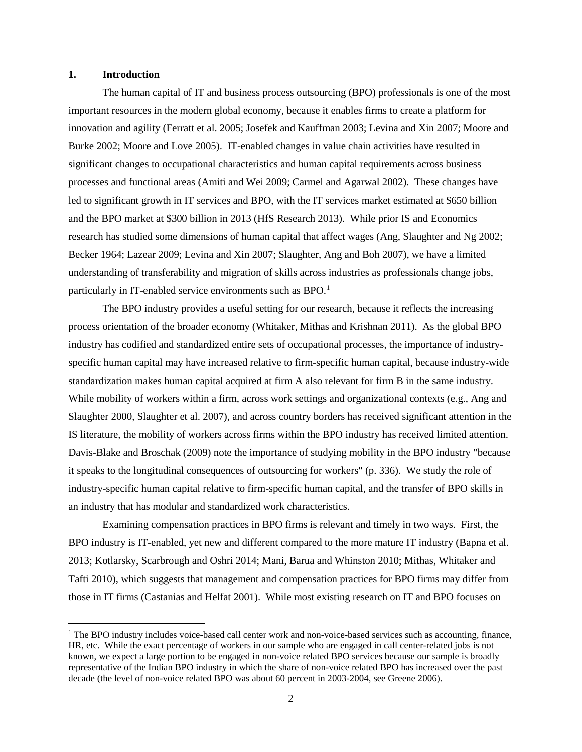## 1. Introduction

The human capital of IT and business process outsourcing (BPO) professionals is one of the most important resources in the modern global economy, because it enables firms to create a platform for innovation and agility (Ferratt et al. 2005; Josefek and Kauffman 2003; Levina and Xin 2007; Moore and Burke 2002; Moore and Love 2005). IT-enabled changes in value chain activities have resulted in significant changes to occupational characteristics and human capital requirements across business processes and functional areas (Amiti and Wei 2009; Carmel and Agarwal 2002). These changes have led to significant growth in IT services and BPO, with the IT services market estimated at $650 billion and the BPO market at $300 billion in 2013 (HfS Research 2013). While prior IS and Economics research has studied some dimensions of human capital that affect wages (Ang, Slaughter and Ng 2002; Becker 1964; Lazear 2009; Levina and Xin 2007; Slaughter, Ang and Boh 2007), we have a limited understanding of transferability and migration of skills across industries as professionals change jobs, particularly in IT-enabled service environments such as BPO.[1]

The BPO industry provides a useful setting for our research, because it reflects the increasing process orientation of the broader economy (Whitaker, Mithas and Krishnan 2011). As the global BPO industry has codified and standardized entire sets of occupational processes, the importance of industry-specific human capital may have increased relative to firm-specific human capital, because industry-wide standardization makes human capital acquired at firm A also relevant for firm B in the same industry. While mobility of workers within a firm, across work settings and organizational contexts (e.g., Ang and Slaughter 2000, Slaughter et al. 2007), and across country borders has received significant attention in the IS literature, the mobility of workers across firms within the BPO industry has received limited attention. Davis-Blake and Broschak (2009) note the importance of studying mobility in the BPO industry "because it speaks to the longitudinal consequences of outsourcing for workers" (p. 336). We study the role of industry-specific human capital relative to firm-specific human capital, and the transfer of BPO skills in an industry that has modular and standardized work characteristics.

Examining compensation practices in BPO firms is relevant and timely in two ways. First, the BPO industry is IT-enabled, yet new and different compared to the more mature IT industry (Bapna et al. 2013; Kotlarsky, Scarbrough and Oshri 2014; Mani, Barua and Whinston 2010; Mithas, Whitaker and Tafti 2010), which suggests that management and compensation practices for BPO firms may differ from those in IT firms (Castanias and Helfat 2001). While most existing research on IT and BPO focuses on

[1] The BPO industry includes voice-based call center work and non-voice-based services such as accounting, finance, HR, etc. While the exact percentage of workers in our sample who are engaged in call center-related jobs is not known, we expect a large portion to be engaged in non-voice related BPO services because our sample is broadly representative of the Indian BPO industry in which the share of non-voice related BPO has increased over the past decade (the level of non-voice related BPO was about 60 percent in 2003-2004, see Greene 2006).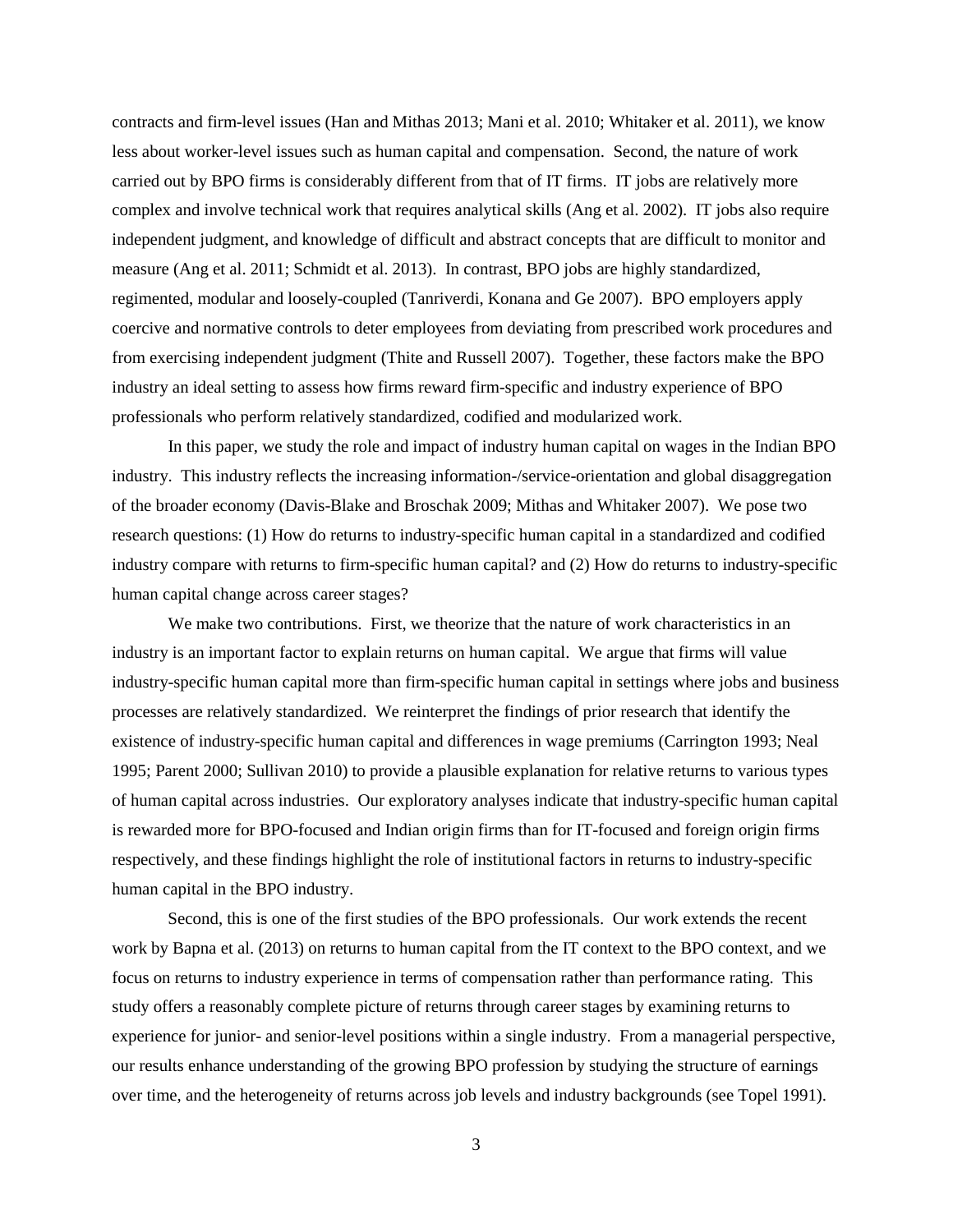contracts and firm-level issues (Han and Mithas 2013; Mani et al. 2010; Whitaker et al. 2011), we know less about worker-level issues such as human capital and compensation. Second, the nature of work carried out by BPO firms is considerably different from that of IT firms. IT jobs are relatively more complex and involve technical work that requires analytical skills (Ang et al. 2002). IT jobs also require independent judgment, and knowledge of difficult and abstract concepts that are difficult to monitor and measure (Ang et al. 2011; Schmidt et al. 2013). In contrast, BPO jobs are highly standardized, regimented, modular and loosely-coupled (Tanriverdi, Konana and Ge 2007). BPO employers apply coercive and normative controls to deter employees from deviating from prescribed work procedures and from exercising independent judgment (Thite and Russell 2007). Together, these factors make the BPO industry an ideal setting to assess how firms reward firm-specific and industry experience of BPO professionals who perform relatively standardized, codified and modularized work.

In this paper, we study the role and impact of industry human capital on wages in the Indian BPO industry. This industry reflects the increasing information-/service-orientation and global disaggregation of the broader economy (Davis-Blake and Broschak 2009; Mithas and Whitaker 2007). We pose two research questions: (1) How do returns to industry-specific human capital in a standardized and codified industry compare with returns to firm-specific human capital? and (2) How do returns to industry-specific human capital change across career stages?

We make two contributions. First, we theorize that the nature of work characteristics in an industry is an important factor to explain returns on human capital. We argue that firms will value industry-specific human capital more than firm-specific human capital in settings where jobs and business processes are relatively standardized. We reinterpret the findings of prior research that identify the existence of industry-specific human capital and differences in wage premiums (Carrington 1993; Neal 1995; Parent 2000; Sullivan 2010) to provide a plausible explanation for relative returns to various types of human capital across industries. Our exploratory analyses indicate that industry-specific human capital is rewarded more for BPO-focused and Indian origin firms than for IT-focused and foreign origin firms respectively, and these findings highlight the role of institutional factors in returns to industry-specific human capital in the BPO industry.

Second, this is one of the first studies of the BPO professionals. Our work extends the recent work by Bapna et al. (2013) on returns to human capital from the IT context to the BPO context, and we focus on returns to industry experience in terms of compensation rather than performance rating. This study offers a reasonably complete picture of returns through career stages by examining returns to experience for junior- and senior-level positions within a single industry. From a managerial perspective, our results enhance understanding of the growing BPO profession by studying the structure of earnings over time, and the heterogeneity of returns across job levels and industry backgrounds (see Topel 1991).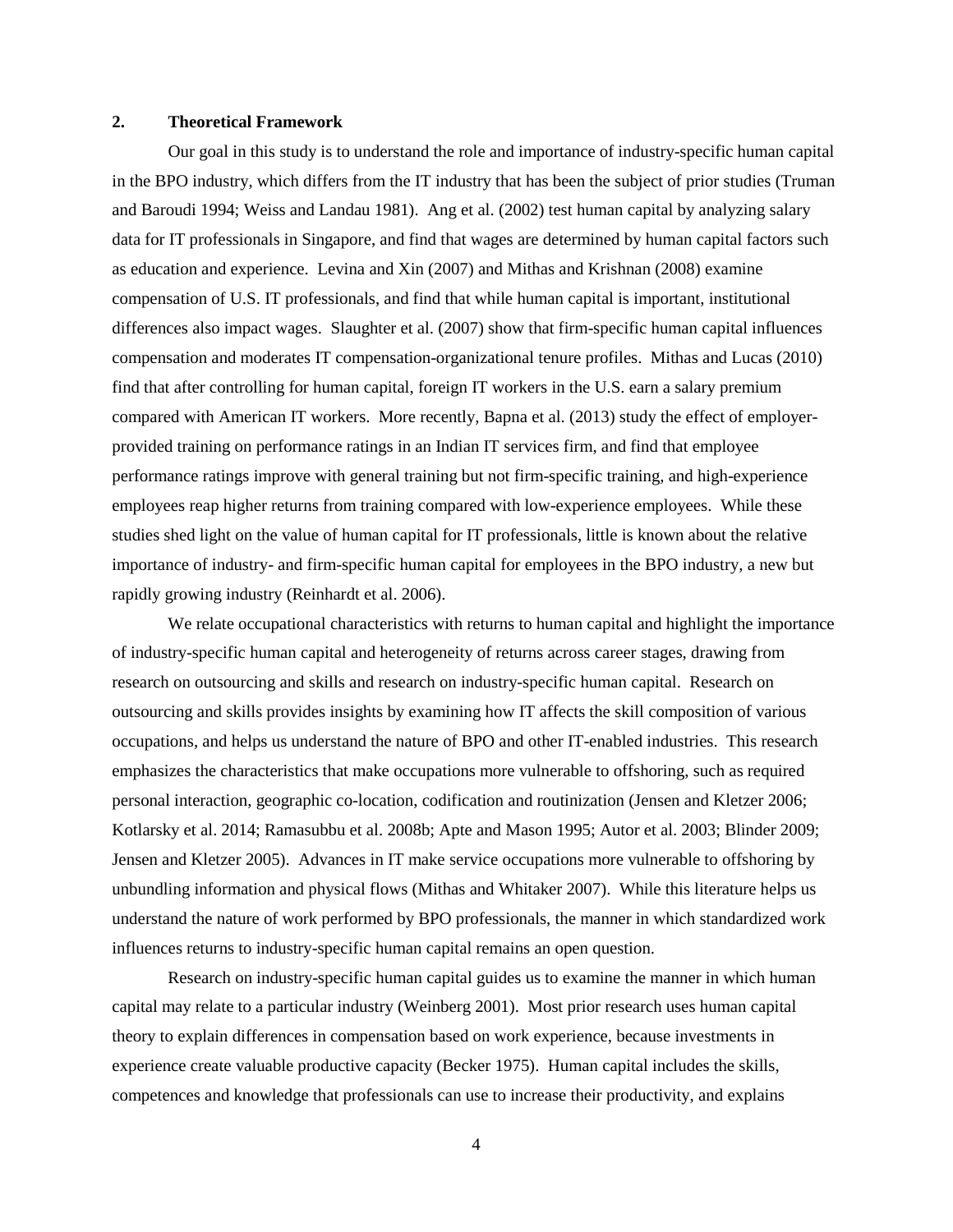## 2. Theoretical Framework

Our goal in this study is to understand the role and importance of industry-specific human capital in the BPO industry, which differs from the IT industry that has been the subject of prior studies (Truman and Baroudi 1994; Weiss and Landau 1981). Ang et al. (2002) test human capital by analyzing salary data for IT professionals in Singapore, and find that wages are determined by human capital factors such as education and experience. Levina and Xin (2007) and Mithas and Krishnan (2008) examine compensation of U.S. IT professionals, and find that while human capital is important, institutional differences also impact wages. Slaughter et al. (2007) show that firm-specific human capital influences compensation and moderates IT compensation-organizational tenure profiles. Mithas and Lucas (2010) find that after controlling for human capital, foreign IT workers in the U.S. earn a salary premium compared with American IT workers. More recently, Bapna et al. (2013) study the effect of employer-provided training on performance ratings in an Indian IT services firm, and find that employee performance ratings improve with general training but not firm-specific training, and high-experience employees reap higher returns from training compared with low-experience employees. While these studies shed light on the value of human capital for IT professionals, little is known about the relative importance of industry- and firm-specific human capital for employees in the BPO industry, a new but rapidly growing industry (Reinhardt et al. 2006).

We relate occupational characteristics with returns to human capital and highlight the importance of industry-specific human capital and heterogeneity of returns across career stages, drawing from research on outsourcing and skills and research on industry-specific human capital. Research on outsourcing and skills provides insights by examining how IT affects the skill composition of various occupations, and helps us understand the nature of BPO and other IT-enabled industries. This research emphasizes the characteristics that make occupations more vulnerable to offshoring, such as required personal interaction, geographic co-location, codification and routinization (Jensen and Kletzer 2006; Kotlarsky et al. 2014; Ramasubbu et al. 2008b; Apte and Mason 1995; Autor et al. 2003; Blinder 2009; Jensen and Kletzer 2005). Advances in IT make service occupations more vulnerable to offshoring by unbundling information and physical flows (Mithas and Whitaker 2007). While this literature helps us understand the nature of work performed by BPO professionals, the manner in which standardized work influences returns to industry-specific human capital remains an open question.

Research on industry-specific human capital guides us to examine the manner in which human capital may relate to a particular industry (Weinberg 2001). Most prior research uses human capital theory to explain differences in compensation based on work experience, because investments in experience create valuable productive capacity (Becker 1975). Human capital includes the skills, competences and knowledge that professionals can use to increase their productivity, and explains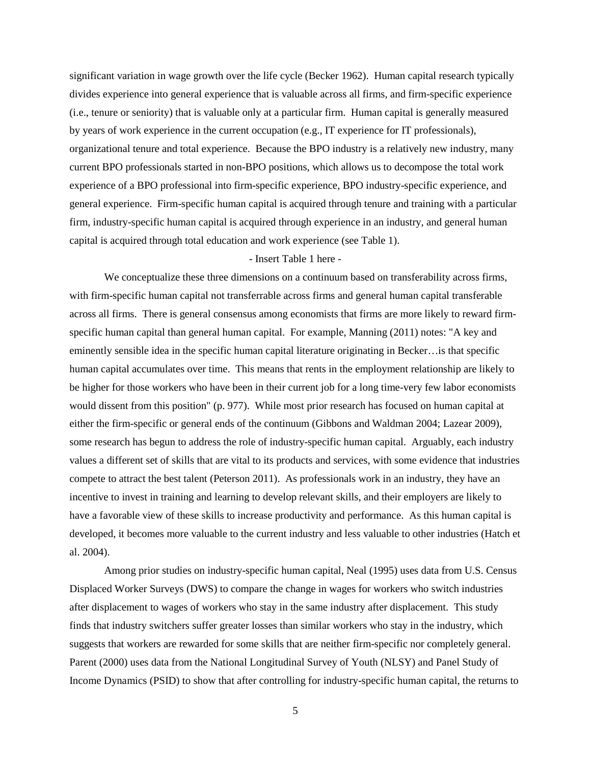significant variation in wage growth over the life cycle (Becker 1962). Human capital research typically divides experience into general experience that is valuable across all firms, and firm-specific experience (i.e., tenure or seniority) that is valuable only at a particular firm. Human capital is generally measured by years of work experience in the current occupation (e.g., IT experience for IT professionals), organizational tenure and total experience. Because the BPO industry is a relatively new industry, many current BPO professionals started in non-BPO positions, which allows us to decompose the total work experience of a BPO professional into firm-specific experience, BPO industry-specific experience, and general experience. Firm-specific human capital is acquired through tenure and training with a particular firm, industry-specific human capital is acquired through experience in an industry, and general human capital is acquired through total education and work experience (see Table 1).

- Insert Table 1 here -

We conceptualize these three dimensions on a continuum based on transferability across firms, with firm-specific human capital not transferrable across firms and general human capital transferable across all firms. There is general consensus among economists that firms are more likely to reward firm-specific human capital than general human capital. For example, Manning (2011) notes: "A key and eminently sensible idea in the specific human capital literature originating in Becker…is that specific human capital accumulates over time. This means that rents in the employment relationship are likely to be higher for those workers who have been in their current job for a long time-very few labor economists would dissent from this position" (p. 977). While most prior research has focused on human capital at either the firm-specific or general ends of the continuum (Gibbons and Waldman 2004; Lazear 2009), some research has begun to address the role of industry-specific human capital. Arguably, each industry values a different set of skills that are vital to its products and services, with some evidence that industries compete to attract the best talent (Peterson 2011). As professionals work in an industry, they have an incentive to invest in training and learning to develop relevant skills, and their employers are likely to have a favorable view of these skills to increase productivity and performance. As this human capital is developed, it becomes more valuable to the current industry and less valuable to other industries (Hatch et al. 2004).

Among prior studies on industry-specific human capital, Neal (1995) uses data from U.S. Census Displaced Worker Surveys (DWS) to compare the change in wages for workers who switch industries after displacement to wages of workers who stay in the same industry after displacement. This study finds that industry switchers suffer greater losses than similar workers who stay in the industry, which suggests that workers are rewarded for some skills that are neither firm-specific nor completely general. Parent (2000) uses data from the National Longitudinal Survey of Youth (NLSY) and Panel Study of Income Dynamics (PSID) to show that after controlling for industry-specific human capital, the returns to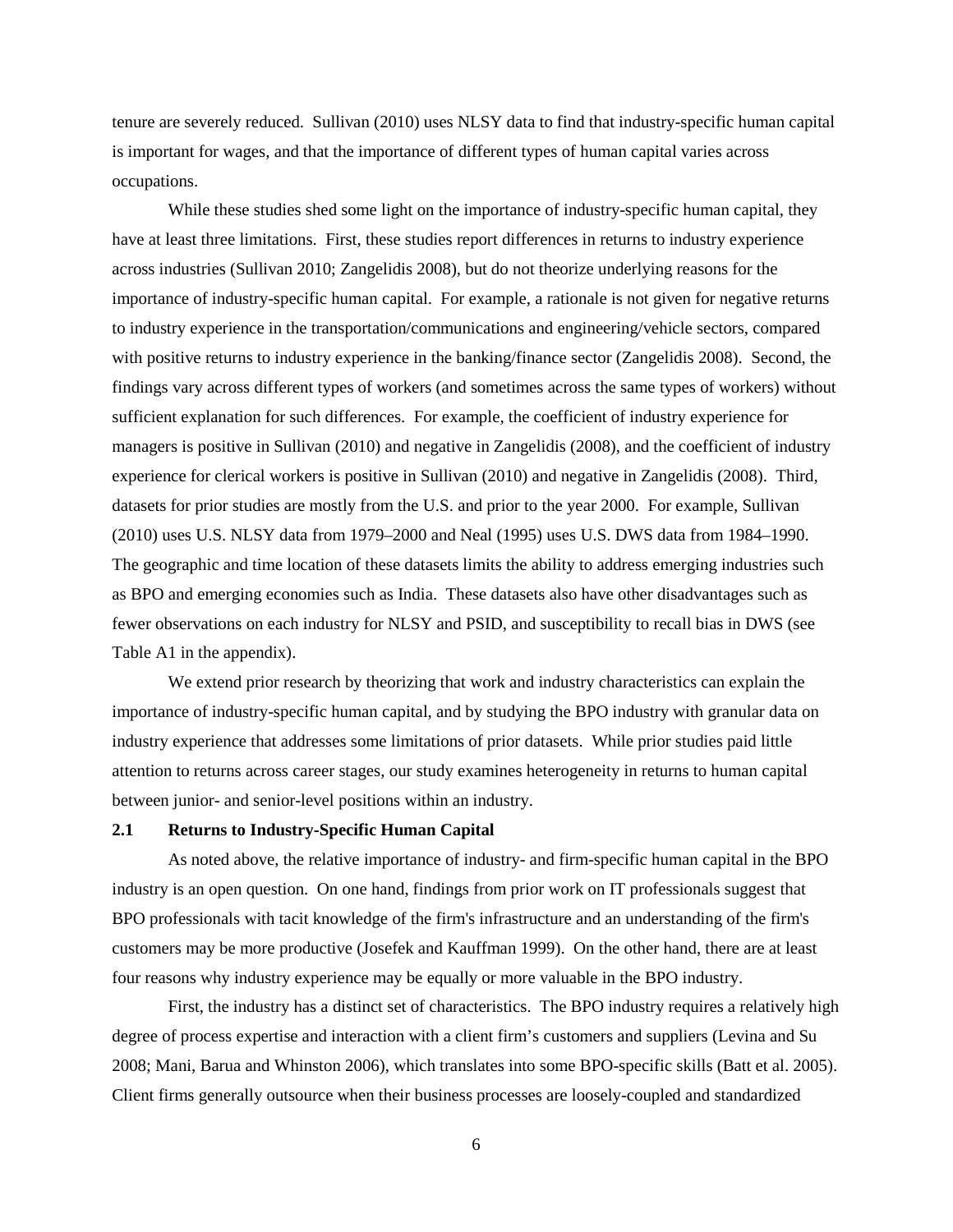tenure are severely reduced. Sullivan (2010) uses NLSY data to find that industry-specific human capital is important for wages, and that the importance of different types of human capital varies across occupations.

While these studies shed some light on the importance of industry-specific human capital, they have at least three limitations. First, these studies report differences in returns to industry experience across industries (Sullivan 2010; Zangelidis 2008), but do not theorize underlying reasons for the importance of industry-specific human capital. For example, a rationale is not given for negative returns to industry experience in the transportation/communications and engineering/vehicle sectors, compared with positive returns to industry experience in the banking/finance sector (Zangelidis 2008). Second, the findings vary across different types of workers (and sometimes across the same types of workers) without sufficient explanation for such differences. For example, the coefficient of industry experience for managers is positive in Sullivan (2010) and negative in Zangelidis (2008), and the coefficient of industry experience for clerical workers is positive in Sullivan (2010) and negative in Zangelidis (2008). Third, datasets for prior studies are mostly from the U.S. and prior to the year 2000. For example, Sullivan (2010) uses U.S. NLSY data from 1979–2000 and Neal (1995) uses U.S. DWS data from 1984–1990. The geographic and time location of these datasets limits the ability to address emerging industries such as BPO and emerging economies such as India. These datasets also have other disadvantages such as fewer observations on each industry for NLSY and PSID, and susceptibility to recall bias in DWS (see Table A1 in the appendix).

We extend prior research by theorizing that work and industry characteristics can explain the importance of industry-specific human capital, and by studying the BPO industry with granular data on industry experience that addresses some limitations of prior datasets. While prior studies paid little attention to returns across career stages, our study examines heterogeneity in returns to human capital between junior- and senior-level positions within an industry.

## 2.1 Returns to Industry-Specific Human Capital

As noted above, the relative importance of industry- and firm-specific human capital in the BPO industry is an open question. On one hand, findings from prior work on IT professionals suggest that BPO professionals with tacit knowledge of the firm's infrastructure and an understanding of the firm's customers may be more productive (Josefek and Kauffman 1999). On the other hand, there are at least four reasons why industry experience may be equally or more valuable in the BPO industry.

First, the industry has a distinct set of characteristics. The BPO industry requires a relatively high degree of process expertise and interaction with a client firm's customers and suppliers (Levina and Su 2008; Mani, Barua and Whinston 2006), which translates into some BPO-specific skills (Batt et al. 2005). Client firms generally outsource when their business processes are loosely-coupled and standardized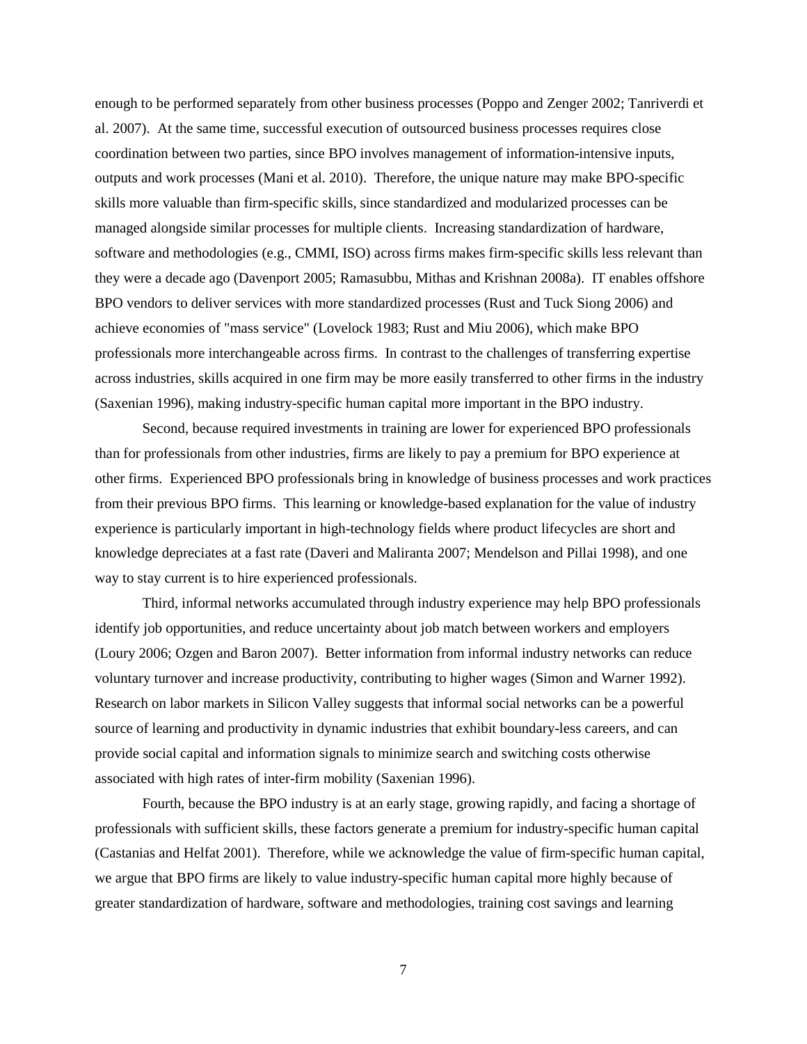enough to be performed separately from other business processes (Poppo and Zenger 2002; Tanriverdi et al. 2007). At the same time, successful execution of outsourced business processes requires close coordination between two parties, since BPO involves management of information-intensive inputs, outputs and work processes (Mani et al. 2010). Therefore, the unique nature may make BPO-specific skills more valuable than firm-specific skills, since standardized and modularized processes can be managed alongside similar processes for multiple clients. Increasing standardization of hardware, software and methodologies (e.g., CMMI, ISO) across firms makes firm-specific skills less relevant than they were a decade ago (Davenport 2005; Ramasubbu, Mithas and Krishnan 2008a). IT enables offshore BPO vendors to deliver services with more standardized processes (Rust and Tuck Siong 2006) and achieve economies of "mass service" (Lovelock 1983; Rust and Miu 2006), which make BPO professionals more interchangeable across firms. In contrast to the challenges of transferring expertise across industries, skills acquired in one firm may be more easily transferred to other firms in the industry (Saxenian 1996), making industry-specific human capital more important in the BPO industry.

Second, because required investments in training are lower for experienced BPO professionals than for professionals from other industries, firms are likely to pay a premium for BPO experience at other firms. Experienced BPO professionals bring in knowledge of business processes and work practices from their previous BPO firms. This learning or knowledge-based explanation for the value of industry experience is particularly important in high-technology fields where product lifecycles are short and knowledge depreciates at a fast rate (Daveri and Maliranta 2007; Mendelson and Pillai 1998), and one way to stay current is to hire experienced professionals.

Third, informal networks accumulated through industry experience may help BPO professionals identify job opportunities, and reduce uncertainty about job match between workers and employers (Loury 2006; Ozgen and Baron 2007). Better information from informal industry networks can reduce voluntary turnover and increase productivity, contributing to higher wages (Simon and Warner 1992). Research on labor markets in Silicon Valley suggests that informal social networks can be a powerful source of learning and productivity in dynamic industries that exhibit boundary-less careers, and can provide social capital and information signals to minimize search and switching costs otherwise associated with high rates of inter-firm mobility (Saxenian 1996).

Fourth, because the BPO industry is at an early stage, growing rapidly, and facing a shortage of professionals with sufficient skills, these factors generate a premium for industry-specific human capital (Castanias and Helfat 2001). Therefore, while we acknowledge the value of firm-specific human capital, we argue that BPO firms are likely to value industry-specific human capital more highly because of greater standardization of hardware, software and methodologies, training cost savings and learning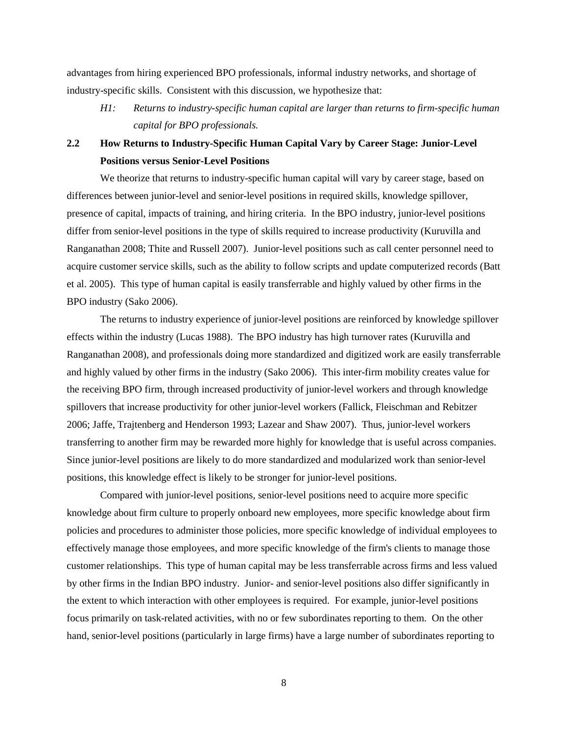advantages from hiring experienced BPO professionals, informal industry networks, and shortage of industry-specific skills. Consistent with this discussion, we hypothesize that:

> *H1: Returns to industry-specific human capital are larger than returns to firm-specific human capital for BPO professionals.*

## 2.2 How Returns to Industry-Specific Human Capital Vary by Career Stage: Junior-Level Positions versus Senior-Level Positions

We theorize that returns to industry-specific human capital will vary by career stage, based on differences between junior-level and senior-level positions in required skills, knowledge spillover, presence of capital, impacts of training, and hiring criteria. In the BPO industry, junior-level positions differ from senior-level positions in the type of skills required to increase productivity (Kuruvilla and Ranganathan 2008; Thite and Russell 2007). Junior-level positions such as call center personnel need to acquire customer service skills, such as the ability to follow scripts and update computerized records (Batt et al. 2005). This type of human capital is easily transferrable and highly valued by other firms in the BPO industry (Sako 2006).

The returns to industry experience of junior-level positions are reinforced by knowledge spillover effects within the industry (Lucas 1988). The BPO industry has high turnover rates (Kuruvilla and Ranganathan 2008), and professionals doing more standardized and digitized work are easily transferrable and highly valued by other firms in the industry (Sako 2006). This inter-firm mobility creates value for the receiving BPO firm, through increased productivity of junior-level workers and through knowledge spillovers that increase productivity for other junior-level workers (Fallick, Fleischman and Rebitzer 2006; Jaffe, Trajtenberg and Henderson 1993; Lazear and Shaw 2007). Thus, junior-level workers transferring to another firm may be rewarded more highly for knowledge that is useful across companies. Since junior-level positions are likely to do more standardized and modularized work than senior-level positions, this knowledge effect is likely to be stronger for junior-level positions.

Compared with junior-level positions, senior-level positions need to acquire more specific knowledge about firm culture to properly onboard new employees, more specific knowledge about firm policies and procedures to administer those policies, more specific knowledge of individual employees to effectively manage those employees, and more specific knowledge of the firm's clients to manage those customer relationships. This type of human capital may be less transferrable across firms and less valued by other firms in the Indian BPO industry. Junior- and senior-level positions also differ significantly in the extent to which interaction with other employees is required. For example, junior-level positions focus primarily on task-related activities, with no or few subordinates reporting to them. On the other hand, senior-level positions (particularly in large firms) have a large number of subordinates reporting to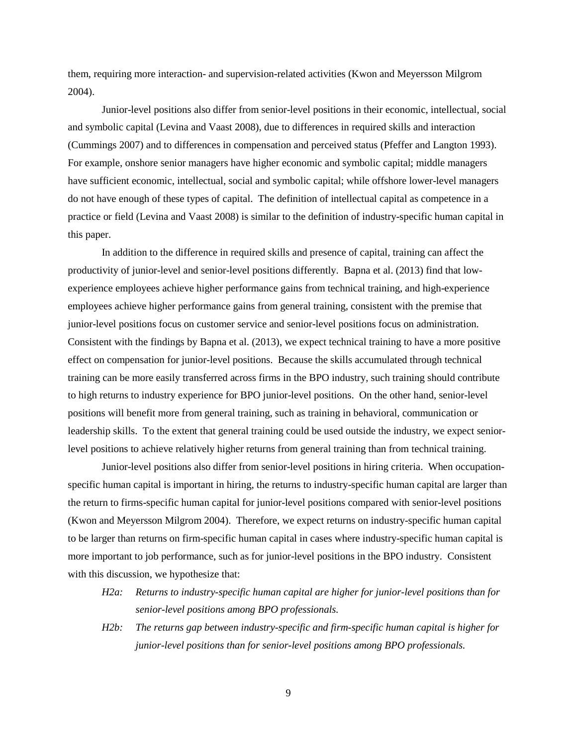them, requiring more interaction- and supervision-related activities (Kwon and Meyersson Milgrom 2004).

Junior-level positions also differ from senior-level positions in their economic, intellectual, social and symbolic capital (Levina and Vaast 2008), due to differences in required skills and interaction (Cummings 2007) and to differences in compensation and perceived status (Pfeffer and Langton 1993). For example, onshore senior managers have higher economic and symbolic capital; middle managers have sufficient economic, intellectual, social and symbolic capital; while offshore lower-level managers do not have enough of these types of capital. The definition of intellectual capital as competence in a practice or field (Levina and Vaast 2008) is similar to the definition of industry-specific human capital in this paper.

In addition to the difference in required skills and presence of capital, training can affect the productivity of junior-level and senior-level positions differently. Bapna et al. (2013) find that low-experience employees achieve higher performance gains from technical training, and high-experience employees achieve higher performance gains from general training, consistent with the premise that junior-level positions focus on customer service and senior-level positions focus on administration. Consistent with the findings by Bapna et al. (2013), we expect technical training to have a more positive effect on compensation for junior-level positions. Because the skills accumulated through technical training can be more easily transferred across firms in the BPO industry, such training should contribute to high returns to industry experience for BPO junior-level positions. On the other hand, senior-level positions will benefit more from general training, such as training in behavioral, communication or leadership skills. To the extent that general training could be used outside the industry, we expect senior-level positions to achieve relatively higher returns from general training than from technical training.

Junior-level positions also differ from senior-level positions in hiring criteria. When occupation-specific human capital is important in hiring, the returns to industry-specific human capital are larger than the return to firms-specific human capital for junior-level positions compared with senior-level positions (Kwon and Meyersson Milgrom 2004). Therefore, we expect returns on industry-specific human capital to be larger than returns on firm-specific human capital in cases where industry-specific human capital is more important to job performance, such as for junior-level positions in the BPO industry. Consistent with this discussion, we hypothesize that:

*H2a: Returns to industry-specific human capital are higher for junior-level positions than for senior-level positions among BPO professionals.*

*H2b: The returns gap between industry-specific and firm-specific human capital is higher for junior-level positions than for senior-level positions among BPO professionals.*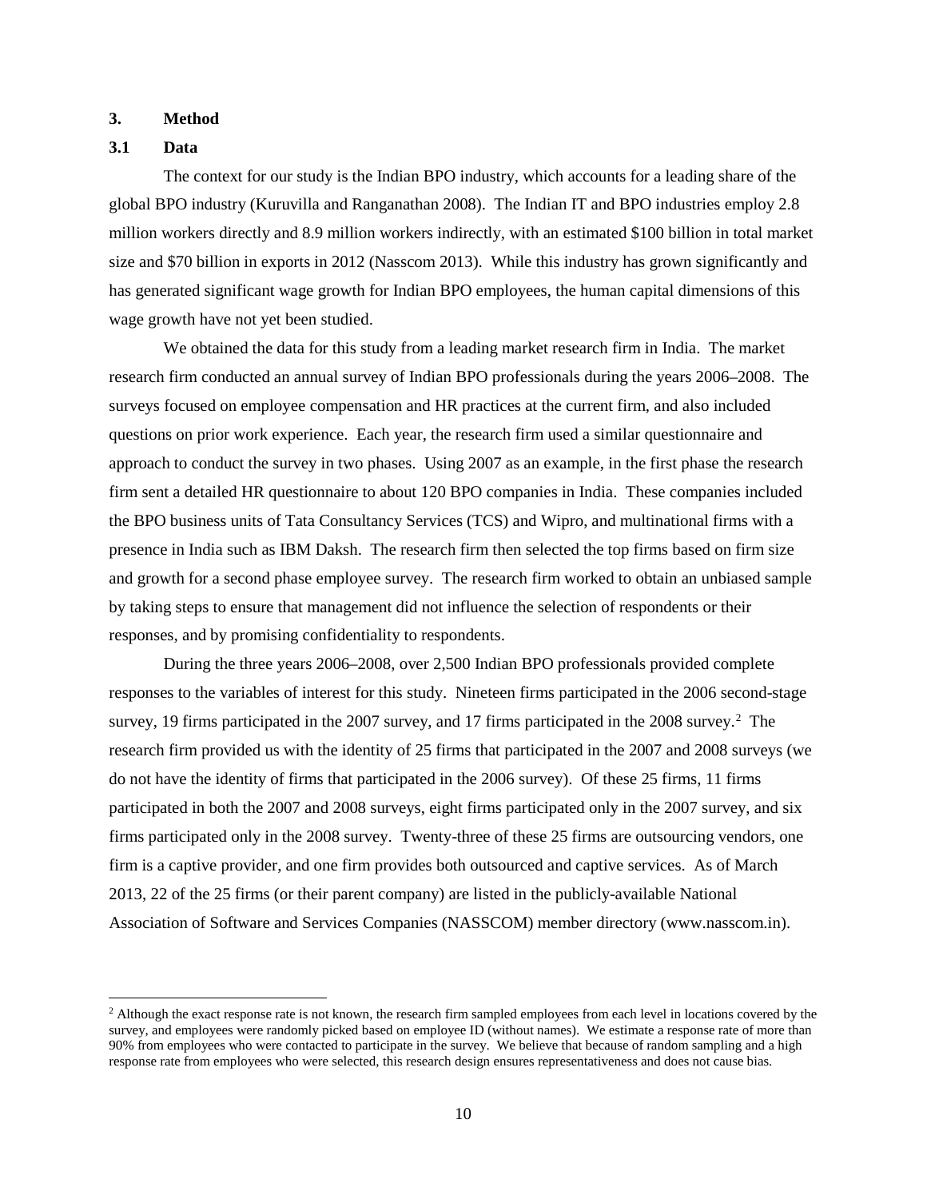## 3. Method

### 3.1 Data

The context for our study is the Indian BPO industry, which accounts for a leading share of the global BPO industry (Kuruvilla and Ranganathan 2008). The Indian IT and BPO industries employ 2.8 million workers directly and 8.9 million workers indirectly, with an estimated $100 billion in total market size and $70 billion in exports in 2012 (Nasscom 2013). While this industry has grown significantly and has generated significant wage growth for Indian BPO employees, the human capital dimensions of this wage growth have not yet been studied.

We obtained the data for this study from a leading market research firm in India. The market research firm conducted an annual survey of Indian BPO professionals during the years 2006–2008. The surveys focused on employee compensation and HR practices at the current firm, and also included questions on prior work experience. Each year, the research firm used a similar questionnaire and approach to conduct the survey in two phases. Using 2007 as an example, in the first phase the research firm sent a detailed HR questionnaire to about 120 BPO companies in India. These companies included the BPO business units of Tata Consultancy Services (TCS) and Wipro, and multinational firms with a presence in India such as IBM Daksh. The research firm then selected the top firms based on firm size and growth for a second phase employee survey. The research firm worked to obtain an unbiased sample by taking steps to ensure that management did not influence the selection of respondents or their responses, and by promising confidentiality to respondents.

During the three years 2006–2008, over 2,500 Indian BPO professionals provided complete responses to the variables of interest for this study. Nineteen firms participated in the 2006 second-stage survey, 19 firms participated in the 2007 survey, and 17 firms participated in the 2008 survey.[2] The research firm provided us with the identity of 25 firms that participated in the 2007 and 2008 surveys (we do not have the identity of firms that participated in the 2006 survey). Of these 25 firms, 11 firms participated in both the 2007 and 2008 surveys, eight firms participated only in the 2007 survey, and six firms participated only in the 2008 survey. Twenty-three of these 25 firms are outsourcing vendors, one firm is a captive provider, and one firm provides both outsourced and captive services. As of March 2013, 22 of the 25 firms (or their parent company) are listed in the publicly-available National Association of Software and Services Companies (NASSCOM) member directory (www.nasscom.in).

---

[2] Although the exact response rate is not known, the research firm sampled employees from each level in locations covered by the survey, and employees were randomly picked based on employee ID (without names). We estimate a response rate of more than 90% from employees who were contacted to participate in the survey. We believe that because of random sampling and a high response rate from employees who were selected, this research design ensures representativeness and does not cause bias.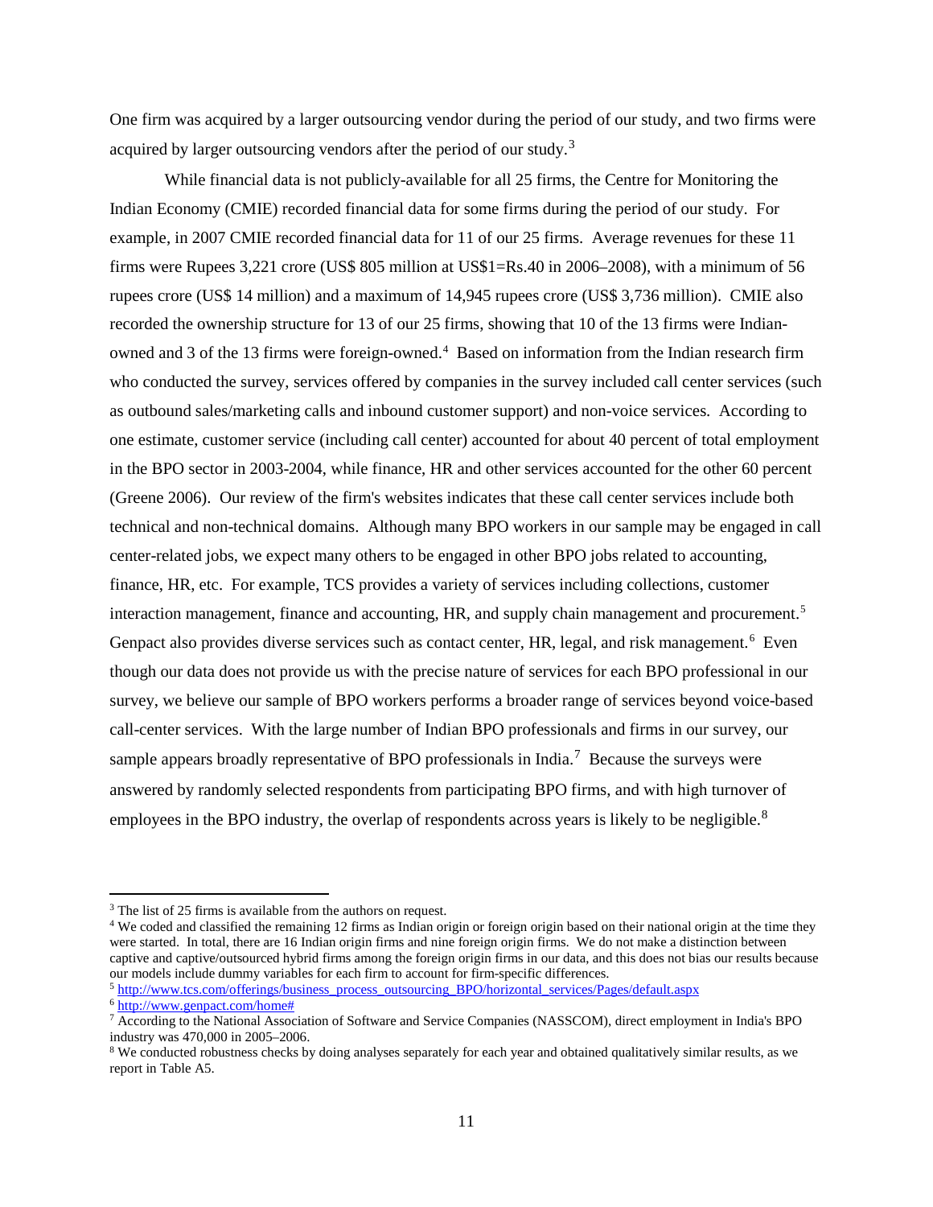One firm was acquired by a larger outsourcing vendor during the period of our study, and two firms were acquired by larger outsourcing vendors after the period of our study.[3]

While financial data is not publicly-available for all 25 firms, the Centre for Monitoring the Indian Economy (CMIE) recorded financial data for some firms during the period of our study. For example, in 2007 CMIE recorded financial data for 11 of our 25 firms. Average revenues for these 11 firms were Rupees 3,221 crore (US$ 805 million at US$1=Rs.40 in 2006–2008), with a minimum of 56 rupees crore (US$ 14 million) and a maximum of 14,945 rupees crore (US$ 3,736 million). CMIE also recorded the ownership structure for 13 of our 25 firms, showing that 10 of the 13 firms were Indian-owned and 3 of the 13 firms were foreign-owned.[4] Based on information from the Indian research firm who conducted the survey, services offered by companies in the survey included call center services (such as outbound sales/marketing calls and inbound customer support) and non-voice services. According to one estimate, customer service (including call center) accounted for about 40 percent of total employment in the BPO sector in 2003-2004, while finance, HR and other services accounted for the other 60 percent (Greene 2006). Our review of the firm's websites indicates that these call center services include both technical and non-technical domains. Although many BPO workers in our sample may be engaged in call center-related jobs, we expect many others to be engaged in other BPO jobs related to accounting, finance, HR, etc. For example, TCS provides a variety of services including collections, customer interaction management, finance and accounting, HR, and supply chain management and procurement.[5] Genpact also provides diverse services such as contact center, HR, legal, and risk management.[6] Even though our data does not provide us with the precise nature of services for each BPO professional in our survey, we believe our sample of BPO workers performs a broader range of services beyond voice-based call-center services. With the large number of Indian BPO professionals and firms in our survey, our sample appears broadly representative of BPO professionals in India.[7] Because the surveys were answered by randomly selected respondents from participating BPO firms, and with high turnover of employees in the BPO industry, the overlap of respondents across years is likely to be negligible.[8]

---

[3] The list of 25 firms is available from the authors on request.

[4] We coded and classified the remaining 12 firms as Indian origin or foreign origin based on their national origin at the time they were started. In total, there are 16 Indian origin firms and nine foreign origin firms. We do not make a distinction between captive and captive/outsourced hybrid firms among the foreign origin firms in our data, and this does not bias our results because our models include dummy variables for each firm to account for firm-specific differences.

[5] http://www.tcs.com/offerings/business_process_outsourcing_BPO/horizontal_services/Pages/default.aspx

[6] http://www.genpact.com/home#

[7] According to the National Association of Software and Service Companies (NASSCOM), direct employment in India's BPO industry was 470,000 in 2005–2006.

[8] We conducted robustness checks by doing analyses separately for each year and obtained qualitatively similar results, as we report in Table A5.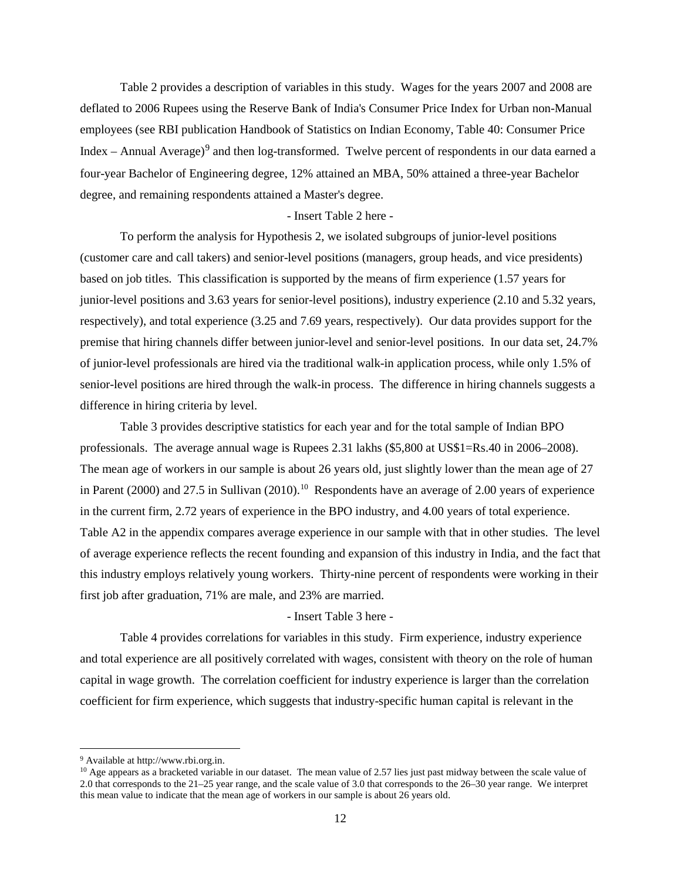Table 2 provides a description of variables in this study. Wages for the years 2007 and 2008 are deflated to 2006 Rupees using the Reserve Bank of India's Consumer Price Index for Urban non-Manual employees (see RBI publication Handbook of Statistics on Indian Economy, Table 40: Consumer Price Index – Annual Average)[9] and then log-transformed. Twelve percent of respondents in our data earned a four-year Bachelor of Engineering degree, 12% attained an MBA, 50% attained a three-year Bachelor degree, and remaining respondents attained a Master's degree.

- Insert Table 2 here -

To perform the analysis for Hypothesis 2, we isolated subgroups of junior-level positions (customer care and call takers) and senior-level positions (managers, group heads, and vice presidents) based on job titles. This classification is supported by the means of firm experience (1.57 years for junior-level positions and 3.63 years for senior-level positions), industry experience (2.10 and 5.32 years, respectively), and total experience (3.25 and 7.69 years, respectively). Our data provides support for the premise that hiring channels differ between junior-level and senior-level positions. In our data set, 24.7% of junior-level professionals are hired via the traditional walk-in application process, while only 1.5% of senior-level positions are hired through the walk-in process. The difference in hiring channels suggests a difference in hiring criteria by level.

Table 3 provides descriptive statistics for each year and for the total sample of Indian BPO professionals. The average annual wage is Rupees 2.31 lakhs ($5,800 at US$1=Rs.40 in 2006–2008). The mean age of workers in our sample is about 26 years old, just slightly lower than the mean age of 27 in Parent (2000) and 27.5 in Sullivan (2010).[10] Respondents have an average of 2.00 years of experience in the current firm, 2.72 years of experience in the BPO industry, and 4.00 years of total experience. Table A2 in the appendix compares average experience in our sample with that in other studies. The level of average experience reflects the recent founding and expansion of this industry in India, and the fact that this industry employs relatively young workers. Thirty-nine percent of respondents were working in their first job after graduation, 71% are male, and 23% are married.

- Insert Table 3 here -

Table 4 provides correlations for variables in this study. Firm experience, industry experience and total experience are all positively correlated with wages, consistent with theory on the role of human capital in wage growth. The correlation coefficient for industry experience is larger than the correlation coefficient for firm experience, which suggests that industry-specific human capital is relevant in the

---

[9] Available at http://www.rbi.org.in.

[10] Age appears as a bracketed variable in our dataset. The mean value of 2.57 lies just past midway between the scale value of 2.0 that corresponds to the 21–25 year range, and the scale value of 3.0 that corresponds to the 26–30 year range. We interpret this mean value to indicate that the mean age of workers in our sample is about 26 years old.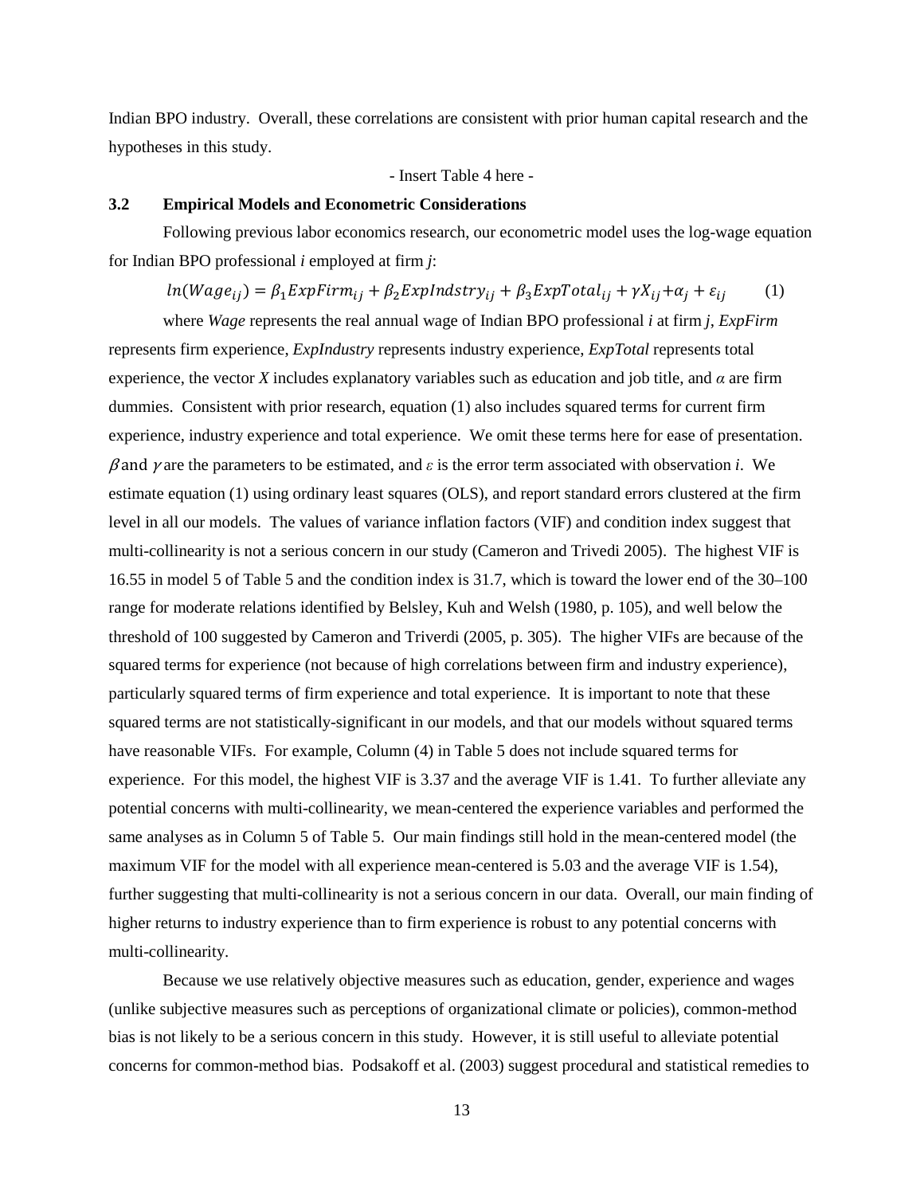Indian BPO industry. Overall, these correlations are consistent with prior human capital research and the hypotheses in this study.

- Insert Table 4 here -

### 3.2 Empirical Models and Econometric Considerations

Following previous labor economics research, our econometric model uses the log-wage equation for Indian BPO professional *i* employed at firm *j*:

$$ln(Wage_{ij}) = \beta_1 ExpFirm_{ij} + \beta_2 ExpIndstry_{ij} + \beta_3 ExpTotal_{ij} + \gamma X_{ij} + \alpha_j + \varepsilon_{ij} \qquad (1)$$

where *Wage* represents the real annual wage of Indian BPO professional *i* at firm *j*, *ExpFirm* represents firm experience, *ExpIndustry* represents industry experience, *ExpTotal* represents total experience, the vector *X* includes explanatory variables such as education and job title, and $\alpha$ are firm dummies. Consistent with prior research, equation (1) also includes squared terms for current firm experience, industry experience and total experience. We omit these terms here for ease of presentation. $\beta$ and $\gamma$ are the parameters to be estimated, and $\varepsilon$ is the error term associated with observation *i*. We estimate equation (1) using ordinary least squares (OLS), and report standard errors clustered at the firm level in all our models. The values of variance inflation factors (VIF) and condition index suggest that multi-collinearity is not a serious concern in our study (Cameron and Trivedi 2005). The highest VIF is 16.55 in model 5 of Table 5 and the condition index is 31.7, which is toward the lower end of the 30–100 range for moderate relations identified by Belsley, Kuh and Welsh (1980, p. 105), and well below the threshold of 100 suggested by Cameron and Triverdi (2005, p. 305). The higher VIFs are because of the squared terms for experience (not because of high correlations between firm and industry experience), particularly squared terms of firm experience and total experience. It is important to note that these squared terms are not statistically-significant in our models, and that our models without squared terms have reasonable VIFs. For example, Column (4) in Table 5 does not include squared terms for experience. For this model, the highest VIF is 3.37 and the average VIF is 1.41. To further alleviate any potential concerns with multi-collinearity, we mean-centered the experience variables and performed the same analyses as in Column 5 of Table 5. Our main findings still hold in the mean-centered model (the maximum VIF for the model with all experience mean-centered is 5.03 and the average VIF is 1.54), further suggesting that multi-collinearity is not a serious concern in our data. Overall, our main finding of higher returns to industry experience than to firm experience is robust to any potential concerns with multi-collinearity.

Because we use relatively objective measures such as education, gender, experience and wages (unlike subjective measures such as perceptions of organizational climate or policies), common-method bias is not likely to be a serious concern in this study. However, it is still useful to alleviate potential concerns for common-method bias. Podsakoff et al. (2003) suggest procedural and statistical remedies to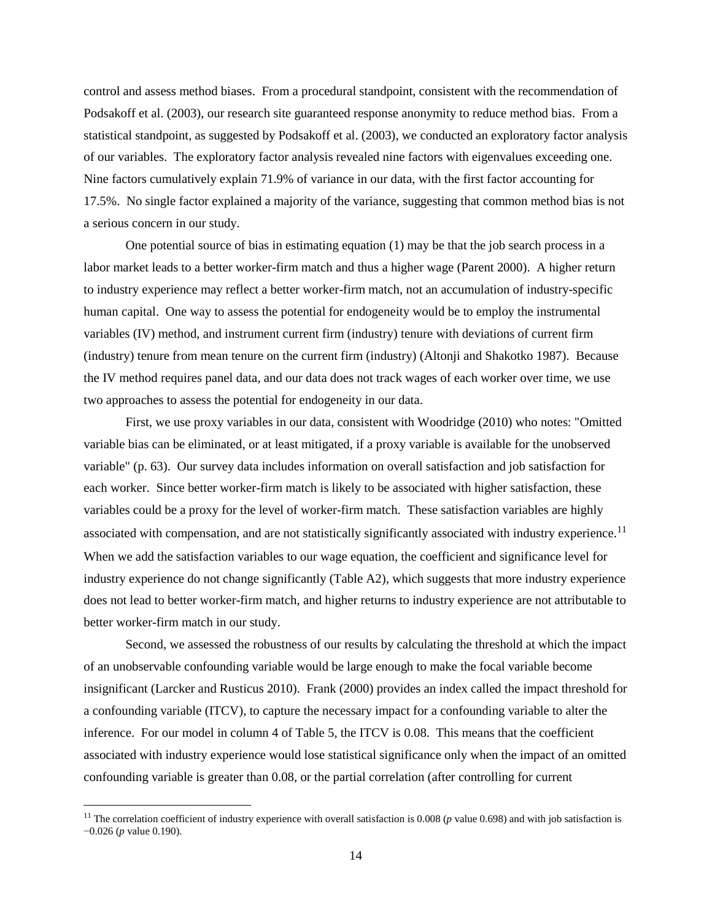control and assess method biases. From a procedural standpoint, consistent with the recommendation of Podsakoff et al. (2003), our research site guaranteed response anonymity to reduce method bias. From a statistical standpoint, as suggested by Podsakoff et al. (2003), we conducted an exploratory factor analysis of our variables. The exploratory factor analysis revealed nine factors with eigenvalues exceeding one. Nine factors cumulatively explain 71.9% of variance in our data, with the first factor accounting for 17.5%. No single factor explained a majority of the variance, suggesting that common method bias is not a serious concern in our study.

One potential source of bias in estimating equation (1) may be that the job search process in a labor market leads to a better worker-firm match and thus a higher wage (Parent 2000). A higher return to industry experience may reflect a better worker-firm match, not an accumulation of industry-specific human capital. One way to assess the potential for endogeneity would be to employ the instrumental variables (IV) method, and instrument current firm (industry) tenure with deviations of current firm (industry) tenure from mean tenure on the current firm (industry) (Altonji and Shakotko 1987). Because the IV method requires panel data, and our data does not track wages of each worker over time, we use two approaches to assess the potential for endogeneity in our data.

First, we use proxy variables in our data, consistent with Woodridge (2010) who notes: "Omitted variable bias can be eliminated, or at least mitigated, if a proxy variable is available for the unobserved variable" (p. 63). Our survey data includes information on overall satisfaction and job satisfaction for each worker. Since better worker-firm match is likely to be associated with higher satisfaction, these variables could be a proxy for the level of worker-firm match. These satisfaction variables are highly associated with compensation, and are not statistically significantly associated with industry experience.[11] When we add the satisfaction variables to our wage equation, the coefficient and significance level for industry experience do not change significantly (Table A2), which suggests that more industry experience does not lead to better worker-firm match, and higher returns to industry experience are not attributable to better worker-firm match in our study.

Second, we assessed the robustness of our results by calculating the threshold at which the impact of an unobservable confounding variable would be large enough to make the focal variable become insignificant (Larcker and Rusticus 2010). Frank (2000) provides an index called the impact threshold for a confounding variable (ITCV), to capture the necessary impact for a confounding variable to alter the inference. For our model in column 4 of Table 5, the ITCV is 0.08. This means that the coefficient associated with industry experience would lose statistical significance only when the impact of an omitted confounding variable is greater than 0.08, or the partial correlation (after controlling for current

[11] The correlation coefficient of industry experience with overall satisfaction is 0.008 (*p* value 0.698) and with job satisfaction is −0.026 (*p* value 0.190).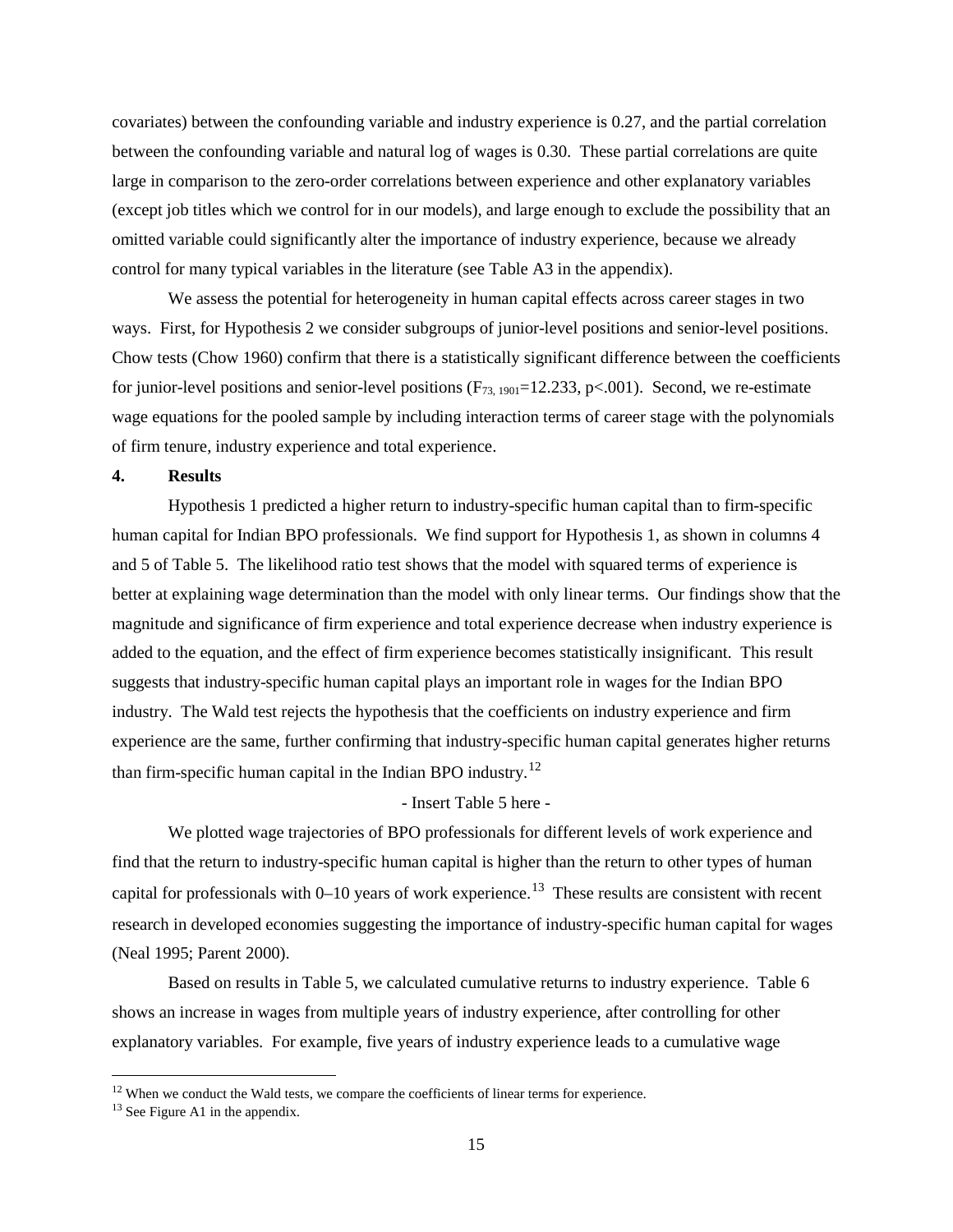covariates) between the confounding variable and industry experience is 0.27, and the partial correlation between the confounding variable and natural log of wages is 0.30. These partial correlations are quite large in comparison to the zero-order correlations between experience and other explanatory variables (except job titles which we control for in our models), and large enough to exclude the possibility that an omitted variable could significantly alter the importance of industry experience, because we already control for many typical variables in the literature (see Table A3 in the appendix).

We assess the potential for heterogeneity in human capital effects across career stages in two ways. First, for Hypothesis 2 we consider subgroups of junior-level positions and senior-level positions. Chow tests (Chow 1960) confirm that there is a statistically significant difference between the coefficients for junior-level positions and senior-level positions ($F_{73, 1901}$=12.233, $p$<.001). Second, we re-estimate wage equations for the pooled sample by including interaction terms of career stage with the polynomials of firm tenure, industry experience and total experience.

## 4. Results

Hypothesis 1 predicted a higher return to industry-specific human capital than to firm-specific human capital for Indian BPO professionals. We find support for Hypothesis 1, as shown in columns 4 and 5 of Table 5. The likelihood ratio test shows that the model with squared terms of experience is better at explaining wage determination than the model with only linear terms. Our findings show that the magnitude and significance of firm experience and total experience decrease when industry experience is added to the equation, and the effect of firm experience becomes statistically insignificant. This result suggests that industry-specific human capital plays an important role in wages for the Indian BPO industry. The Wald test rejects the hypothesis that the coefficients on industry experience and firm experience are the same, further confirming that industry-specific human capital generates higher returns than firm-specific human capital in the Indian BPO industry.[12]

- Insert Table 5 here -

We plotted wage trajectories of BPO professionals for different levels of work experience and find that the return to industry-specific human capital is higher than the return to other types of human capital for professionals with 0–10 years of work experience.[13] These results are consistent with recent research in developed economies suggesting the importance of industry-specific human capital for wages (Neal 1995; Parent 2000).

Based on results in Table 5, we calculated cumulative returns to industry experience. Table 6 shows an increase in wages from multiple years of industry experience, after controlling for other explanatory variables. For example, five years of industry experience leads to a cumulative wage

---

[12] When we conduct the Wald tests, we compare the coefficients of linear terms for experience.

[13] See Figure A1 in the appendix.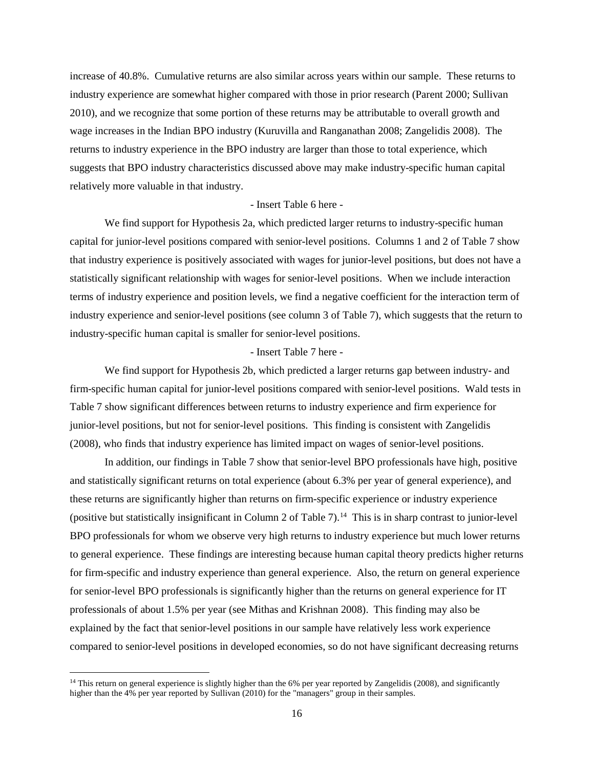increase of 40.8%. Cumulative returns are also similar across years within our sample. These returns to industry experience are somewhat higher compared with those in prior research (Parent 2000; Sullivan 2010), and we recognize that some portion of these returns may be attributable to overall growth and wage increases in the Indian BPO industry (Kuruvilla and Ranganathan 2008; Zangelidis 2008). The returns to industry experience in the BPO industry are larger than those to total experience, which suggests that BPO industry characteristics discussed above may make industry-specific human capital relatively more valuable in that industry.

- Insert Table 6 here -

We find support for Hypothesis 2a, which predicted larger returns to industry-specific human capital for junior-level positions compared with senior-level positions. Columns 1 and 2 of Table 7 show that industry experience is positively associated with wages for junior-level positions, but does not have a statistically significant relationship with wages for senior-level positions. When we include interaction terms of industry experience and position levels, we find a negative coefficient for the interaction term of industry experience and senior-level positions (see column 3 of Table 7), which suggests that the return to industry-specific human capital is smaller for senior-level positions.

- Insert Table 7 here -

We find support for Hypothesis 2b, which predicted a larger returns gap between industry- and firm-specific human capital for junior-level positions compared with senior-level positions. Wald tests in Table 7 show significant differences between returns to industry experience and firm experience for junior-level positions, but not for senior-level positions. This finding is consistent with Zangelidis (2008), who finds that industry experience has limited impact on wages of senior-level positions.

In addition, our findings in Table 7 show that senior-level BPO professionals have high, positive and statistically significant returns on total experience (about 6.3% per year of general experience), and these returns are significantly higher than returns on firm-specific experience or industry experience (positive but statistically insignificant in Column 2 of Table 7).[14] This is in sharp contrast to junior-level BPO professionals for whom we observe very high returns to industry experience but much lower returns to general experience. These findings are interesting because human capital theory predicts higher returns for firm-specific and industry experience than general experience. Also, the return on general experience for senior-level BPO professionals is significantly higher than the returns on general experience for IT professionals of about 1.5% per year (see Mithas and Krishnan 2008). This finding may also be explained by the fact that senior-level positions in our sample have relatively less work experience compared to senior-level positions in developed economies, so do not have significant decreasing returns

[14] This return on general experience is slightly higher than the 6% per year reported by Zangelidis (2008), and significantly higher than the 4% per year reported by Sullivan (2010) for the "managers" group in their samples.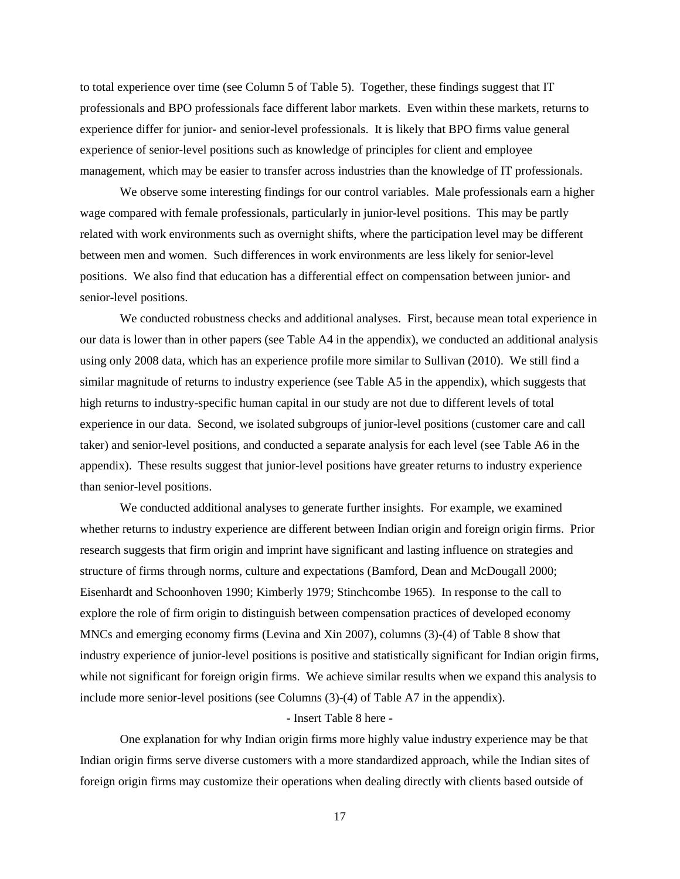to total experience over time (see Column 5 of Table 5). Together, these findings suggest that IT professionals and BPO professionals face different labor markets. Even within these markets, returns to experience differ for junior- and senior-level professionals. It is likely that BPO firms value general experience of senior-level positions such as knowledge of principles for client and employee management, which may be easier to transfer across industries than the knowledge of IT professionals.

We observe some interesting findings for our control variables. Male professionals earn a higher wage compared with female professionals, particularly in junior-level positions. This may be partly related with work environments such as overnight shifts, where the participation level may be different between men and women. Such differences in work environments are less likely for senior-level positions. We also find that education has a differential effect on compensation between junior- and senior-level positions.

We conducted robustness checks and additional analyses. First, because mean total experience in our data is lower than in other papers (see Table A4 in the appendix), we conducted an additional analysis using only 2008 data, which has an experience profile more similar to Sullivan (2010). We still find a similar magnitude of returns to industry experience (see Table A5 in the appendix), which suggests that high returns to industry-specific human capital in our study are not due to different levels of total experience in our data. Second, we isolated subgroups of junior-level positions (customer care and call taker) and senior-level positions, and conducted a separate analysis for each level (see Table A6 in the appendix). These results suggest that junior-level positions have greater returns to industry experience than senior-level positions.

We conducted additional analyses to generate further insights. For example, we examined whether returns to industry experience are different between Indian origin and foreign origin firms. Prior research suggests that firm origin and imprint have significant and lasting influence on strategies and structure of firms through norms, culture and expectations (Bamford, Dean and McDougall 2000; Eisenhardt and Schoonhoven 1990; Kimberly 1979; Stinchcombe 1965). In response to the call to explore the role of firm origin to distinguish between compensation practices of developed economy MNCs and emerging economy firms (Levina and Xin 2007), columns (3)-(4) of Table 8 show that industry experience of junior-level positions is positive and statistically significant for Indian origin firms, while not significant for foreign origin firms. We achieve similar results when we expand this analysis to include more senior-level positions (see Columns (3)-(4) of Table A7 in the appendix).

- Insert Table 8 here -

One explanation for why Indian origin firms more highly value industry experience may be that Indian origin firms serve diverse customers with a more standardized approach, while the Indian sites of foreign origin firms may customize their operations when dealing directly with clients based outside of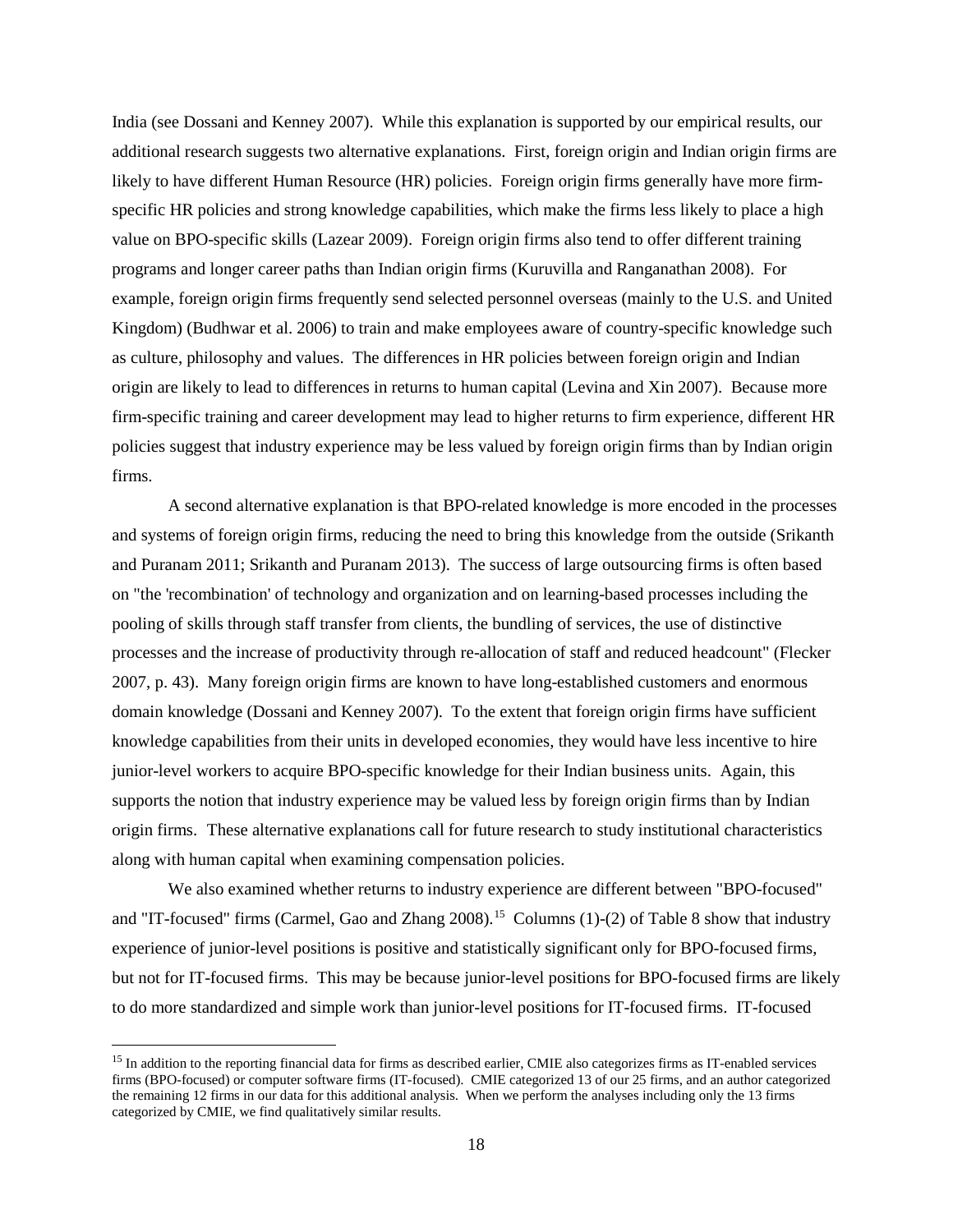India (see Dossani and Kenney 2007). While this explanation is supported by our empirical results, our additional research suggests two alternative explanations. First, foreign origin and Indian origin firms are likely to have different Human Resource (HR) policies. Foreign origin firms generally have more firm-specific HR policies and strong knowledge capabilities, which make the firms less likely to place a high value on BPO-specific skills (Lazear 2009). Foreign origin firms also tend to offer different training programs and longer career paths than Indian origin firms (Kuruvilla and Ranganathan 2008). For example, foreign origin firms frequently send selected personnel overseas (mainly to the U.S. and United Kingdom) (Budhwar et al. 2006) to train and make employees aware of country-specific knowledge such as culture, philosophy and values. The differences in HR policies between foreign origin and Indian origin are likely to lead to differences in returns to human capital (Levina and Xin 2007). Because more firm-specific training and career development may lead to higher returns to firm experience, different HR policies suggest that industry experience may be less valued by foreign origin firms than by Indian origin firms.

A second alternative explanation is that BPO-related knowledge is more encoded in the processes and systems of foreign origin firms, reducing the need to bring this knowledge from the outside (Srikanth and Puranam 2011; Srikanth and Puranam 2013). The success of large outsourcing firms is often based on "the 'recombination' of technology and organization and on learning-based processes including the pooling of skills through staff transfer from clients, the bundling of services, the use of distinctive processes and the increase of productivity through re-allocation of staff and reduced headcount" (Flecker 2007, p. 43). Many foreign origin firms are known to have long-established customers and enormous domain knowledge (Dossani and Kenney 2007). To the extent that foreign origin firms have sufficient knowledge capabilities from their units in developed economies, they would have less incentive to hire junior-level workers to acquire BPO-specific knowledge for their Indian business units. Again, this supports the notion that industry experience may be valued less by foreign origin firms than by Indian origin firms. These alternative explanations call for future research to study institutional characteristics along with human capital when examining compensation policies.

We also examined whether returns to industry experience are different between "BPO-focused" and "IT-focused" firms (Carmel, Gao and Zhang 2008).[15] Columns (1)-(2) of Table 8 show that industry experience of junior-level positions is positive and statistically significant only for BPO-focused firms, but not for IT-focused firms. This may be because junior-level positions for BPO-focused firms are likely to do more standardized and simple work than junior-level positions for IT-focused firms. IT-focused

[15] In addition to the reporting financial data for firms as described earlier, CMIE also categorizes firms as IT-enabled services firms (BPO-focused) or computer software firms (IT-focused). CMIE categorized 13 of our 25 firms, and an author categorized the remaining 12 firms in our data for this additional analysis. When we perform the analyses including only the 13 firms categorized by CMIE, we find qualitatively similar results.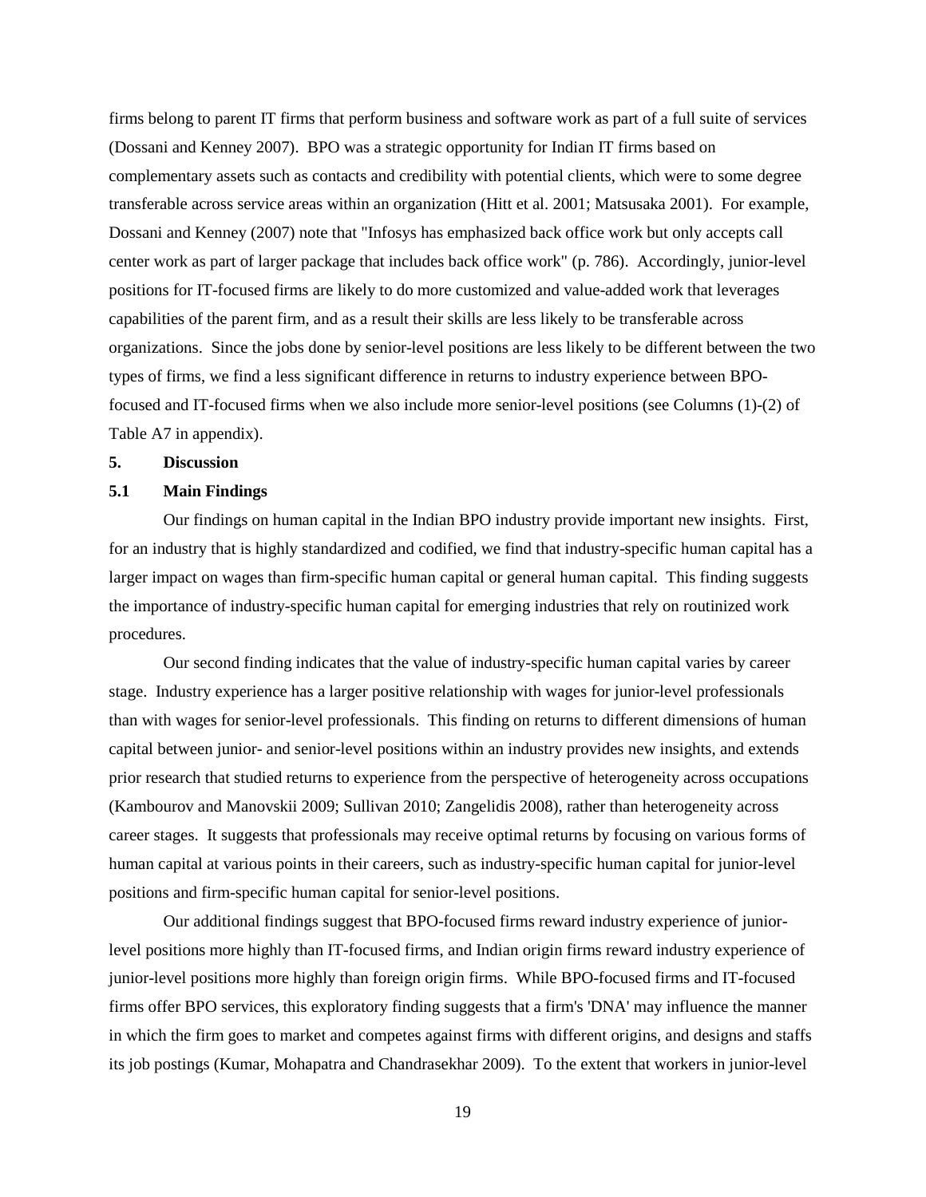firms belong to parent IT firms that perform business and software work as part of a full suite of services (Dossani and Kenney 2007). BPO was a strategic opportunity for Indian IT firms based on complementary assets such as contacts and credibility with potential clients, which were to some degree transferable across service areas within an organization (Hitt et al. 2001; Matsusaka 2001). For example, Dossani and Kenney (2007) note that "Infosys has emphasized back office work but only accepts call center work as part of larger package that includes back office work" (p. 786). Accordingly, junior-level positions for IT-focused firms are likely to do more customized and value-added work that leverages capabilities of the parent firm, and as a result their skills are less likely to be transferable across organizations. Since the jobs done by senior-level positions are less likely to be different between the two types of firms, we find a less significant difference in returns to industry experience between BPO-focused and IT-focused firms when we also include more senior-level positions (see Columns (1)-(2) of Table A7 in appendix).

## 5. Discussion

### 5.1 Main Findings

Our findings on human capital in the Indian BPO industry provide important new insights. First, for an industry that is highly standardized and codified, we find that industry-specific human capital has a larger impact on wages than firm-specific human capital or general human capital. This finding suggests the importance of industry-specific human capital for emerging industries that rely on routinized work procedures.

Our second finding indicates that the value of industry-specific human capital varies by career stage. Industry experience has a larger positive relationship with wages for junior-level professionals than with wages for senior-level professionals. This finding on returns to different dimensions of human capital between junior- and senior-level positions within an industry provides new insights, and extends prior research that studied returns to experience from the perspective of heterogeneity across occupations (Kambourov and Manovskii 2009; Sullivan 2010; Zangelidis 2008), rather than heterogeneity across career stages. It suggests that professionals may receive optimal returns by focusing on various forms of human capital at various points in their careers, such as industry-specific human capital for junior-level positions and firm-specific human capital for senior-level positions.

Our additional findings suggest that BPO-focused firms reward industry experience of junior-level positions more highly than IT-focused firms, and Indian origin firms reward industry experience of junior-level positions more highly than foreign origin firms. While BPO-focused firms and IT-focused firms offer BPO services, this exploratory finding suggests that a firm's 'DNA' may influence the manner in which the firm goes to market and competes against firms with different origins, and designs and staffs its job postings (Kumar, Mohapatra and Chandrasekhar 2009). To the extent that workers in junior-level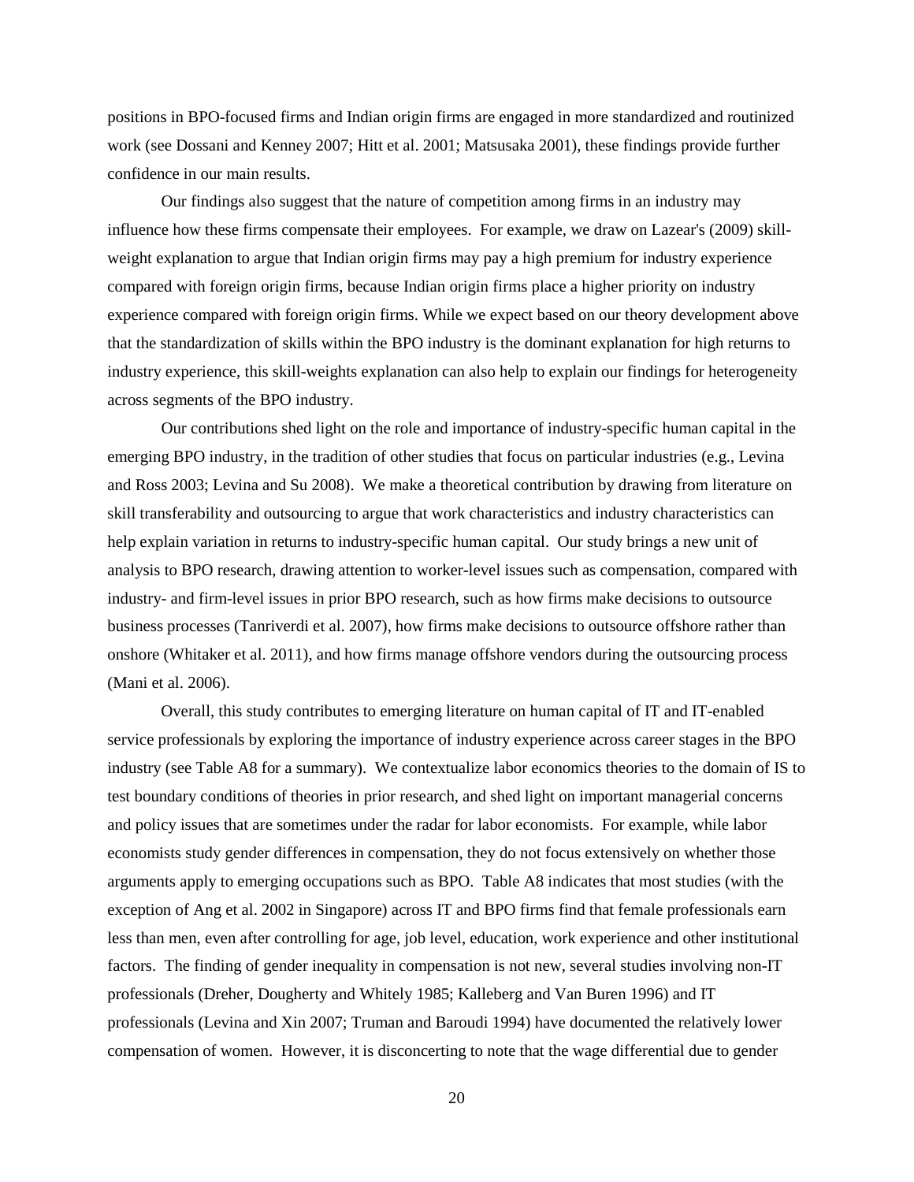positions in BPO-focused firms and Indian origin firms are engaged in more standardized and routinized work (see Dossani and Kenney 2007; Hitt et al. 2001; Matsusaka 2001), these findings provide further confidence in our main results.

Our findings also suggest that the nature of competition among firms in an industry may influence how these firms compensate their employees. For example, we draw on Lazear's (2009) skill-weight explanation to argue that Indian origin firms may pay a high premium for industry experience compared with foreign origin firms, because Indian origin firms place a higher priority on industry experience compared with foreign origin firms. While we expect based on our theory development above that the standardization of skills within the BPO industry is the dominant explanation for high returns to industry experience, this skill-weights explanation can also help to explain our findings for heterogeneity across segments of the BPO industry.

Our contributions shed light on the role and importance of industry-specific human capital in the emerging BPO industry, in the tradition of other studies that focus on particular industries (e.g., Levina and Ross 2003; Levina and Su 2008). We make a theoretical contribution by drawing from literature on skill transferability and outsourcing to argue that work characteristics and industry characteristics can help explain variation in returns to industry-specific human capital. Our study brings a new unit of analysis to BPO research, drawing attention to worker-level issues such as compensation, compared with industry- and firm-level issues in prior BPO research, such as how firms make decisions to outsource business processes (Tanriverdi et al. 2007), how firms make decisions to outsource offshore rather than onshore (Whitaker et al. 2011), and how firms manage offshore vendors during the outsourcing process (Mani et al. 2006).

Overall, this study contributes to emerging literature on human capital of IT and IT-enabled service professionals by exploring the importance of industry experience across career stages in the BPO industry (see Table A8 for a summary). We contextualize labor economics theories to the domain of IS to test boundary conditions of theories in prior research, and shed light on important managerial concerns and policy issues that are sometimes under the radar for labor economists. For example, while labor economists study gender differences in compensation, they do not focus extensively on whether those arguments apply to emerging occupations such as BPO. Table A8 indicates that most studies (with the exception of Ang et al. 2002 in Singapore) across IT and BPO firms find that female professionals earn less than men, even after controlling for age, job level, education, work experience and other institutional factors. The finding of gender inequality in compensation is not new, several studies involving non-IT professionals (Dreher, Dougherty and Whitely 1985; Kalleberg and Van Buren 1996) and IT professionals (Levina and Xin 2007; Truman and Baroudi 1994) have documented the relatively lower compensation of women. However, it is disconcerting to note that the wage differential due to gender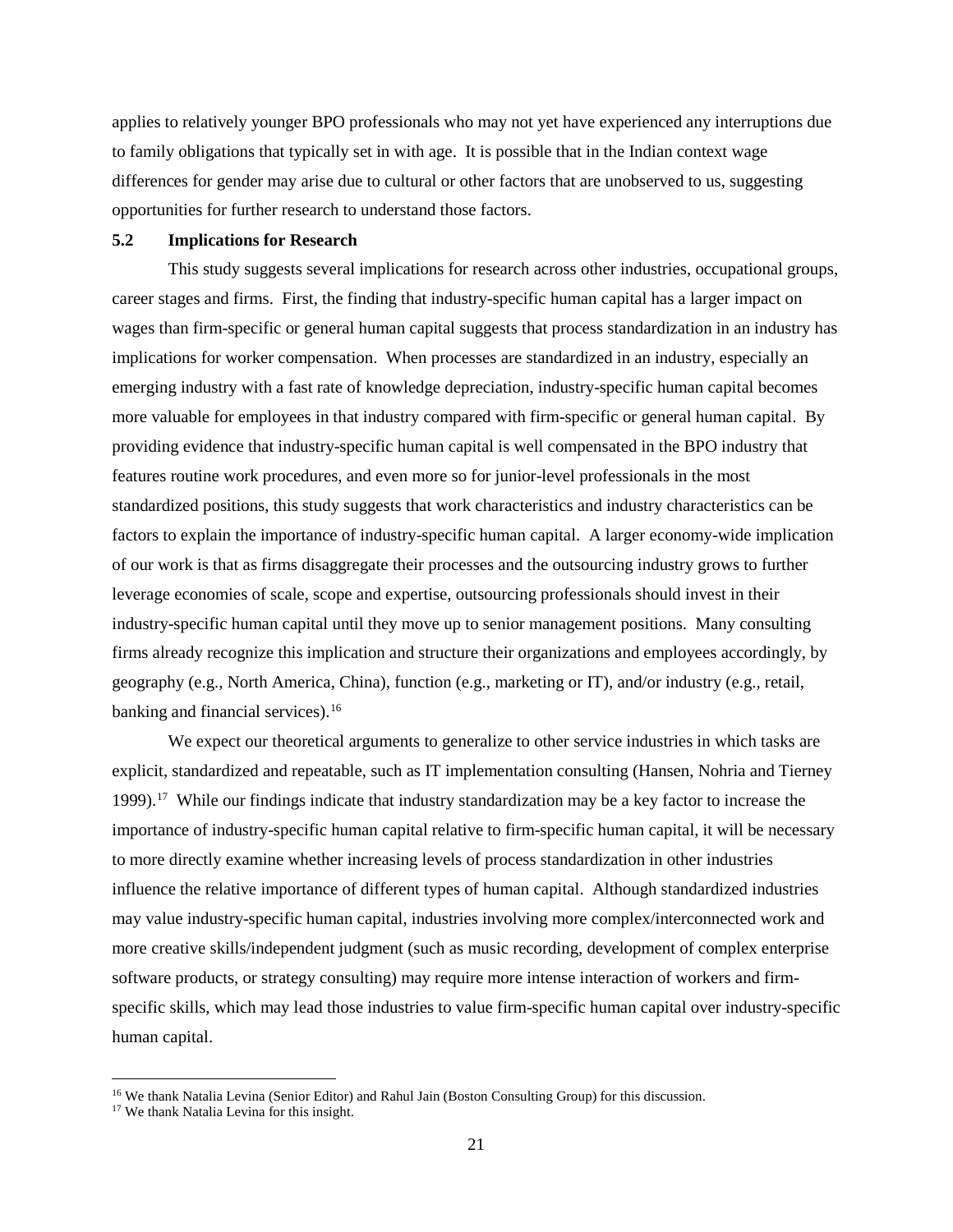applies to relatively younger BPO professionals who may not yet have experienced any interruptions due to family obligations that typically set in with age. It is possible that in the Indian context wage differences for gender may arise due to cultural or other factors that are unobserved to us, suggesting opportunities for further research to understand those factors.

### 5.2 Implications for Research

This study suggests several implications for research across other industries, occupational groups, career stages and firms. First, the finding that industry-specific human capital has a larger impact on wages than firm-specific or general human capital suggests that process standardization in an industry has implications for worker compensation. When processes are standardized in an industry, especially an emerging industry with a fast rate of knowledge depreciation, industry-specific human capital becomes more valuable for employees in that industry compared with firm-specific or general human capital. By providing evidence that industry-specific human capital is well compensated in the BPO industry that features routine work procedures, and even more so for junior-level professionals in the most standardized positions, this study suggests that work characteristics and industry characteristics can be factors to explain the importance of industry-specific human capital. A larger economy-wide implication of our work is that as firms disaggregate their processes and the outsourcing industry grows to further leverage economies of scale, scope and expertise, outsourcing professionals should invest in their industry-specific human capital until they move up to senior management positions. Many consulting firms already recognize this implication and structure their organizations and employees accordingly, by geography (e.g., North America, China), function (e.g., marketing or IT), and/or industry (e.g., retail, banking and financial services).[16]

We expect our theoretical arguments to generalize to other service industries in which tasks are explicit, standardized and repeatable, such as IT implementation consulting (Hansen, Nohria and Tierney 1999).[17] While our findings indicate that industry standardization may be a key factor to increase the importance of industry-specific human capital relative to firm-specific human capital, it will be necessary to more directly examine whether increasing levels of process standardization in other industries influence the relative importance of different types of human capital. Although standardized industries may value industry-specific human capital, industries involving more complex/interconnected work and more creative skills/independent judgment (such as music recording, development of complex enterprise software products, or strategy consulting) may require more intense interaction of workers and firm-specific skills, which may lead those industries to value firm-specific human capital over industry-specific human capital.

[16] We thank Natalia Levina (Senior Editor) and Rahul Jain (Boston Consulting Group) for this discussion.

[17] We thank Natalia Levina for this insight.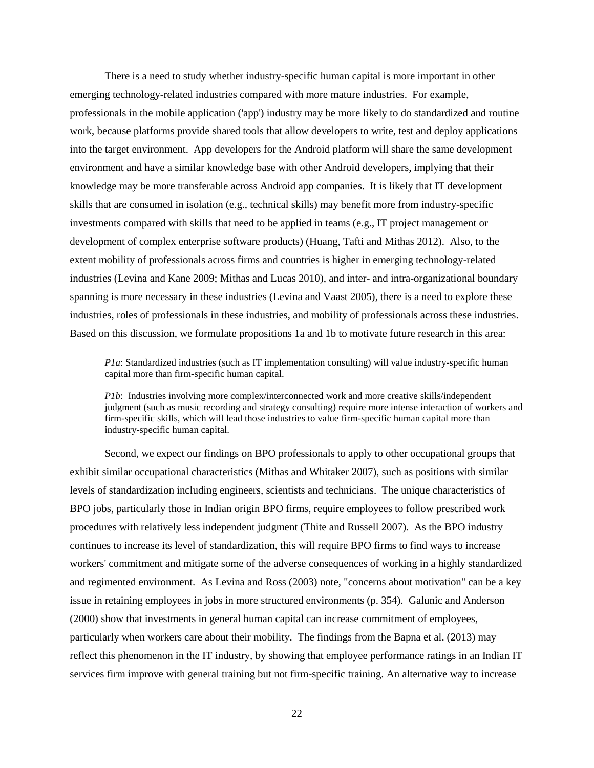There is a need to study whether industry-specific human capital is more important in other emerging technology-related industries compared with more mature industries. For example, professionals in the mobile application ('app') industry may be more likely to do standardized and routine work, because platforms provide shared tools that allow developers to write, test and deploy applications into the target environment. App developers for the Android platform will share the same development environment and have a similar knowledge base with other Android developers, implying that their knowledge may be more transferable across Android app companies. It is likely that IT development skills that are consumed in isolation (e.g., technical skills) may benefit more from industry-specific investments compared with skills that need to be applied in teams (e.g., IT project management or development of complex enterprise software products) (Huang, Tafti and Mithas 2012). Also, to the extent mobility of professionals across firms and countries is higher in emerging technology-related industries (Levina and Kane 2009; Mithas and Lucas 2010), and inter- and intra-organizational boundary spanning is more necessary in these industries (Levina and Vaast 2005), there is a need to explore these industries, roles of professionals in these industries, and mobility of professionals across these industries. Based on this discussion, we formulate propositions 1a and 1b to motivate future research in this area:

> *P1a*: Standardized industries (such as IT implementation consulting) will value industry-specific human capital more than firm-specific human capital.
>
> *P1b*: Industries involving more complex/interconnected work and more creative skills/independent judgment (such as music recording and strategy consulting) require more intense interaction of workers and firm-specific skills, which will lead those industries to value firm-specific human capital more than industry-specific human capital.

Second, we expect our findings on BPO professionals to apply to other occupational groups that exhibit similar occupational characteristics (Mithas and Whitaker 2007), such as positions with similar levels of standardization including engineers, scientists and technicians. The unique characteristics of BPO jobs, particularly those in Indian origin BPO firms, require employees to follow prescribed work procedures with relatively less independent judgment (Thite and Russell 2007). As the BPO industry continues to increase its level of standardization, this will require BPO firms to find ways to increase workers' commitment and mitigate some of the adverse consequences of working in a highly standardized and regimented environment. As Levina and Ross (2003) note, "concerns about motivation" can be a key issue in retaining employees in jobs in more structured environments (p. 354). Galunic and Anderson (2000) show that investments in general human capital can increase commitment of employees, particularly when workers care about their mobility. The findings from the Bapna et al. (2013) may reflect this phenomenon in the IT industry, by showing that employee performance ratings in an Indian IT services firm improve with general training but not firm-specific training. An alternative way to increase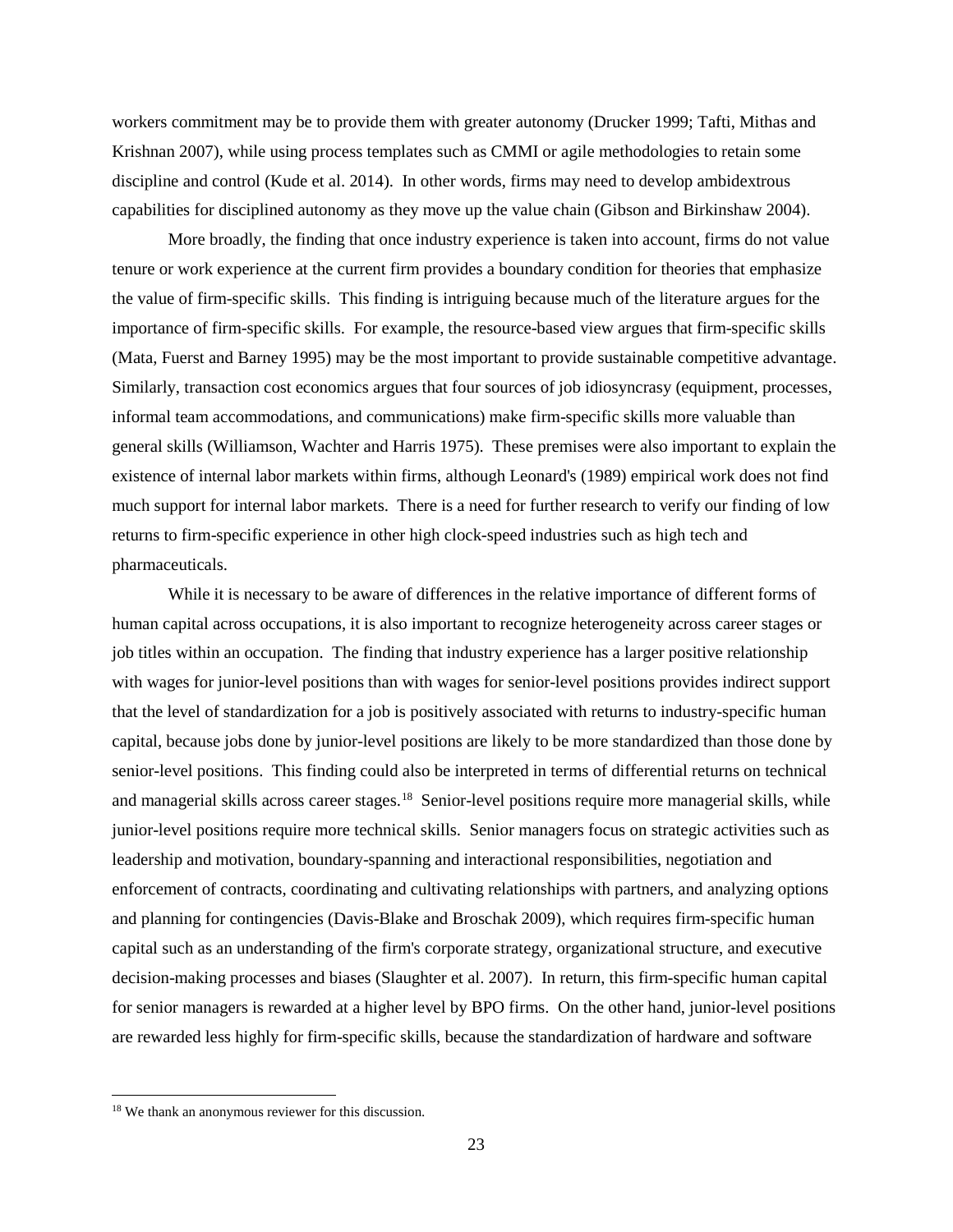workers commitment may be to provide them with greater autonomy (Drucker 1999; Tafti, Mithas and Krishnan 2007), while using process templates such as CMMI or agile methodologies to retain some discipline and control (Kude et al. 2014). In other words, firms may need to develop ambidextrous capabilities for disciplined autonomy as they move up the value chain (Gibson and Birkinshaw 2004).

More broadly, the finding that once industry experience is taken into account, firms do not value tenure or work experience at the current firm provides a boundary condition for theories that emphasize the value of firm-specific skills. This finding is intriguing because much of the literature argues for the importance of firm-specific skills. For example, the resource-based view argues that firm-specific skills (Mata, Fuerst and Barney 1995) may be the most important to provide sustainable competitive advantage. Similarly, transaction cost economics argues that four sources of job idiosyncrasy (equipment, processes, informal team accommodations, and communications) make firm-specific skills more valuable than general skills (Williamson, Wachter and Harris 1975). These premises were also important to explain the existence of internal labor markets within firms, although Leonard's (1989) empirical work does not find much support for internal labor markets. There is a need for further research to verify our finding of low returns to firm-specific experience in other high clock-speed industries such as high tech and pharmaceuticals.

While it is necessary to be aware of differences in the relative importance of different forms of human capital across occupations, it is also important to recognize heterogeneity across career stages or job titles within an occupation. The finding that industry experience has a larger positive relationship with wages for junior-level positions than with wages for senior-level positions provides indirect support that the level of standardization for a job is positively associated with returns to industry-specific human capital, because jobs done by junior-level positions are likely to be more standardized than those done by senior-level positions. This finding could also be interpreted in terms of differential returns on technical and managerial skills across career stages.[18] Senior-level positions require more managerial skills, while junior-level positions require more technical skills. Senior managers focus on strategic activities such as leadership and motivation, boundary-spanning and interactional responsibilities, negotiation and enforcement of contracts, coordinating and cultivating relationships with partners, and analyzing options and planning for contingencies (Davis-Blake and Broschak 2009), which requires firm-specific human capital such as an understanding of the firm's corporate strategy, organizational structure, and executive decision-making processes and biases (Slaughter et al. 2007). In return, this firm-specific human capital for senior managers is rewarded at a higher level by BPO firms. On the other hand, junior-level positions are rewarded less highly for firm-specific skills, because the standardization of hardware and software

[18] We thank an anonymous reviewer for this discussion.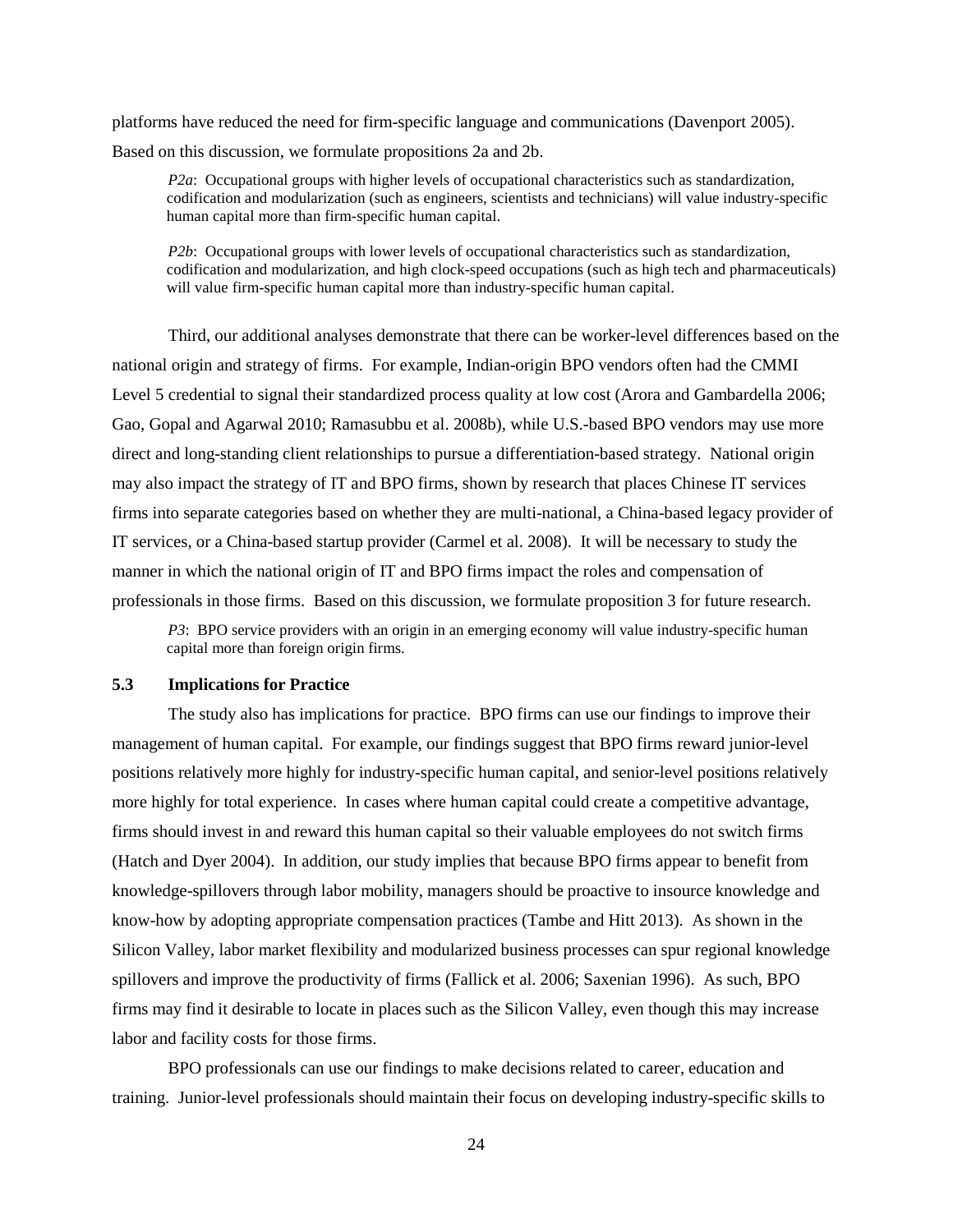platforms have reduced the need for firm-specific language and communications (Davenport 2005). Based on this discussion, we formulate propositions 2a and 2b.

> *P2a*: Occupational groups with higher levels of occupational characteristics such as standardization, codification and modularization (such as engineers, scientists and technicians) will value industry-specific human capital more than firm-specific human capital.

> *P2b*: Occupational groups with lower levels of occupational characteristics such as standardization, codification and modularization, and high clock-speed occupations (such as high tech and pharmaceuticals) will value firm-specific human capital more than industry-specific human capital.

Third, our additional analyses demonstrate that there can be worker-level differences based on the national origin and strategy of firms. For example, Indian-origin BPO vendors often had the CMMI Level 5 credential to signal their standardized process quality at low cost (Arora and Gambardella 2006; Gao, Gopal and Agarwal 2010; Ramasubbu et al. 2008b), while U.S.-based BPO vendors may use more direct and long-standing client relationships to pursue a differentiation-based strategy. National origin may also impact the strategy of IT and BPO firms, shown by research that places Chinese IT services firms into separate categories based on whether they are multi-national, a China-based legacy provider of IT services, or a China-based startup provider (Carmel et al. 2008). It will be necessary to study the manner in which the national origin of IT and BPO firms impact the roles and compensation of professionals in those firms. Based on this discussion, we formulate proposition 3 for future research.

> *P3*: BPO service providers with an origin in an emerging economy will value industry-specific human capital more than foreign origin firms.

### 5.3 Implications for Practice

The study also has implications for practice. BPO firms can use our findings to improve their management of human capital. For example, our findings suggest that BPO firms reward junior-level positions relatively more highly for industry-specific human capital, and senior-level positions relatively more highly for total experience. In cases where human capital could create a competitive advantage, firms should invest in and reward this human capital so their valuable employees do not switch firms (Hatch and Dyer 2004). In addition, our study implies that because BPO firms appear to benefit from knowledge-spillovers through labor mobility, managers should be proactive to insource knowledge and know-how by adopting appropriate compensation practices (Tambe and Hitt 2013). As shown in the Silicon Valley, labor market flexibility and modularized business processes can spur regional knowledge spillovers and improve the productivity of firms (Fallick et al. 2006; Saxenian 1996). As such, BPO firms may find it desirable to locate in places such as the Silicon Valley, even though this may increase labor and facility costs for those firms.

BPO professionals can use our findings to make decisions related to career, education and training. Junior-level professionals should maintain their focus on developing industry-specific skills to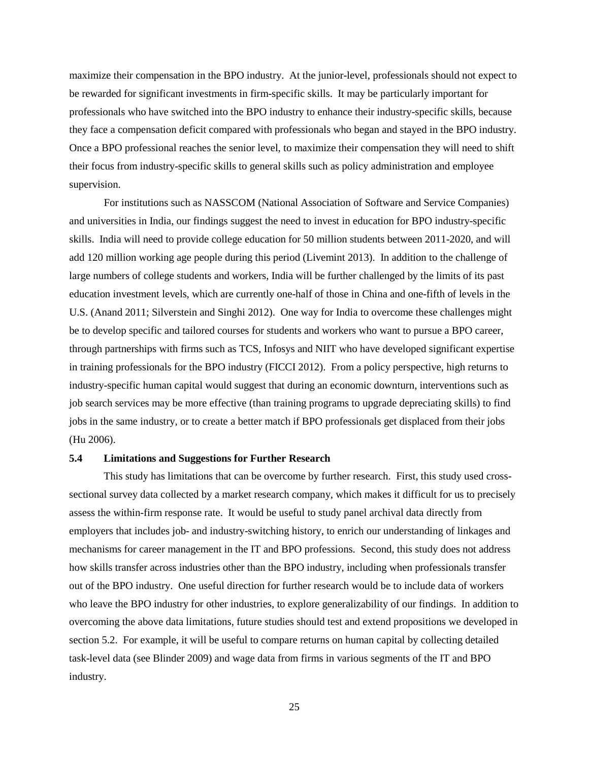maximize their compensation in the BPO industry. At the junior-level, professionals should not expect to be rewarded for significant investments in firm-specific skills. It may be particularly important for professionals who have switched into the BPO industry to enhance their industry-specific skills, because they face a compensation deficit compared with professionals who began and stayed in the BPO industry. Once a BPO professional reaches the senior level, to maximize their compensation they will need to shift their focus from industry-specific skills to general skills such as policy administration and employee supervision.

For institutions such as NASSCOM (National Association of Software and Service Companies) and universities in India, our findings suggest the need to invest in education for BPO industry-specific skills. India will need to provide college education for 50 million students between 2011-2020, and will add 120 million working age people during this period (Livemint 2013). In addition to the challenge of large numbers of college students and workers, India will be further challenged by the limits of its past education investment levels, which are currently one-half of those in China and one-fifth of levels in the U.S. (Anand 2011; Silverstein and Singhi 2012). One way for India to overcome these challenges might be to develop specific and tailored courses for students and workers who want to pursue a BPO career, through partnerships with firms such as TCS, Infosys and NIIT who have developed significant expertise in training professionals for the BPO industry (FICCI 2012). From a policy perspective, high returns to industry-specific human capital would suggest that during an economic downturn, interventions such as job search services may be more effective (than training programs to upgrade depreciating skills) to find jobs in the same industry, or to create a better match if BPO professionals get displaced from their jobs (Hu 2006).

### 5.4 Limitations and Suggestions for Further Research

This study has limitations that can be overcome by further research. First, this study used cross-sectional survey data collected by a market research company, which makes it difficult for us to precisely assess the within-firm response rate. It would be useful to study panel archival data directly from employers that includes job- and industry-switching history, to enrich our understanding of linkages and mechanisms for career management in the IT and BPO professions. Second, this study does not address how skills transfer across industries other than the BPO industry, including when professionals transfer out of the BPO industry. One useful direction for further research would be to include data of workers who leave the BPO industry for other industries, to explore generalizability of our findings. In addition to overcoming the above data limitations, future studies should test and extend propositions we developed in section 5.2. For example, it will be useful to compare returns on human capital by collecting detailed task-level data (see Blinder 2009) and wage data from firms in various segments of the IT and BPO industry.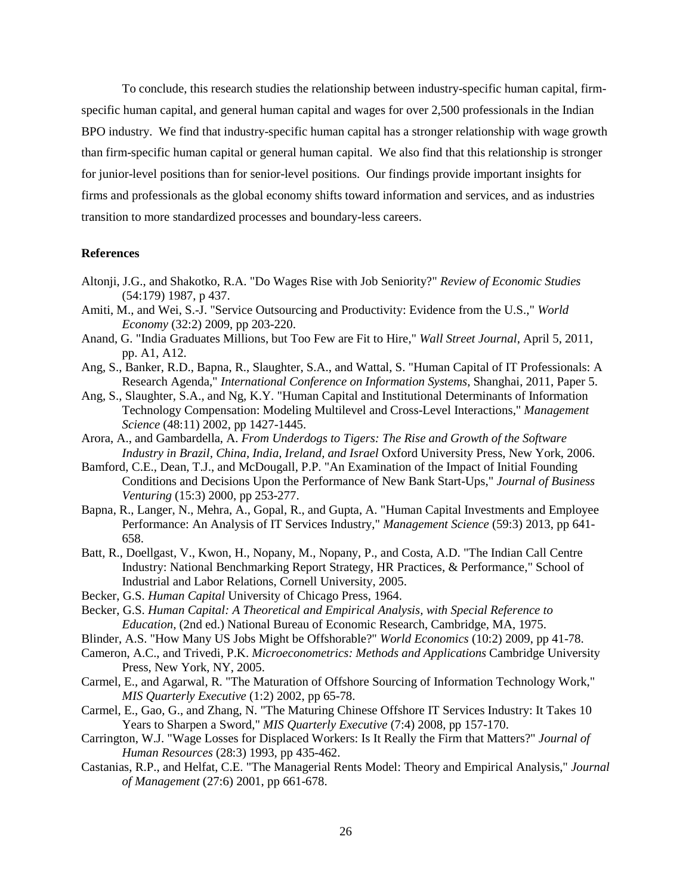To conclude, this research studies the relationship between industry-specific human capital, firm-specific human capital, and general human capital and wages for over 2,500 professionals in the Indian BPO industry. We find that industry-specific human capital has a stronger relationship with wage growth than firm-specific human capital or general human capital. We also find that this relationship is stronger for junior-level positions than for senior-level positions. Our findings provide important insights for firms and professionals as the global economy shifts toward information and services, and as industries transition to more standardized processes and boundary-less careers.

**References**

Altonji, J.G., and Shakotko, R.A. "Do Wages Rise with Job Seniority?" *Review of Economic Studies* (54:179) 1987, p 437.

Amiti, M., and Wei, S.-J. "Service Outsourcing and Productivity: Evidence from the U.S.," *World Economy* (32:2) 2009, pp 203-220.

Anand, G. "India Graduates Millions, but Too Few are Fit to Hire," *Wall Street Journal*, April 5, 2011, pp. A1, A12.

Ang, S., Banker, R.D., Bapna, R., Slaughter, S.A., and Wattal, S. "Human Capital of IT Professionals: A Research Agenda," *International Conference on Information Systems*, Shanghai, 2011, Paper 5.

Ang, S., Slaughter, S.A., and Ng, K.Y. "Human Capital and Institutional Determinants of Information Technology Compensation: Modeling Multilevel and Cross-Level Interactions," *Management Science* (48:11) 2002, pp 1427-1445.

Arora, A., and Gambardella, A. *From Underdogs to Tigers: The Rise and Growth of the Software Industry in Brazil, China, India, Ireland, and Israel* Oxford University Press, New York, 2006.

Bamford, C.E., Dean, T.J., and McDougall, P.P. "An Examination of the Impact of Initial Founding Conditions and Decisions Upon the Performance of New Bank Start-Ups," *Journal of Business Venturing* (15:3) 2000, pp 253-277.

Bapna, R., Langer, N., Mehra, A., Gopal, R., and Gupta, A. "Human Capital Investments and Employee Performance: An Analysis of IT Services Industry," *Management Science* (59:3) 2013, pp 641-658.

Batt, R., Doellgast, V., Kwon, H., Nopany, M., Nopany, P., and Costa, A.D. "The Indian Call Centre Industry: National Benchmarking Report Strategy, HR Practices, & Performance," School of Industrial and Labor Relations, Cornell University, 2005.

Becker, G.S. *Human Capital* University of Chicago Press, 1964.

Becker, G.S. *Human Capital: A Theoretical and Empirical Analysis, with Special Reference to Education*, (2nd ed.) National Bureau of Economic Research, Cambridge, MA, 1975.

Blinder, A.S. "How Many US Jobs Might be Offshorable?" *World Economics* (10:2) 2009, pp 41-78.

Cameron, A.C., and Trivedi, P.K. *Microeconometrics: Methods and Applications* Cambridge University Press, New York, NY, 2005.

Carmel, E., and Agarwal, R. "The Maturation of Offshore Sourcing of Information Technology Work," *MIS Quarterly Executive* (1:2) 2002, pp 65-78.

Carmel, E., Gao, G., and Zhang, N. "The Maturing Chinese Offshore IT Services Industry: It Takes 10 Years to Sharpen a Sword," *MIS Quarterly Executive* (7:4) 2008, pp 157-170.

Carrington, W.J. "Wage Losses for Displaced Workers: Is It Really the Firm that Matters?" *Journal of Human Resources* (28:3) 1993, pp 435-462.

Castanias, R.P., and Helfat, C.E. "The Managerial Rents Model: Theory and Empirical Analysis," *Journal of Management* (27:6) 2001, pp 661-678.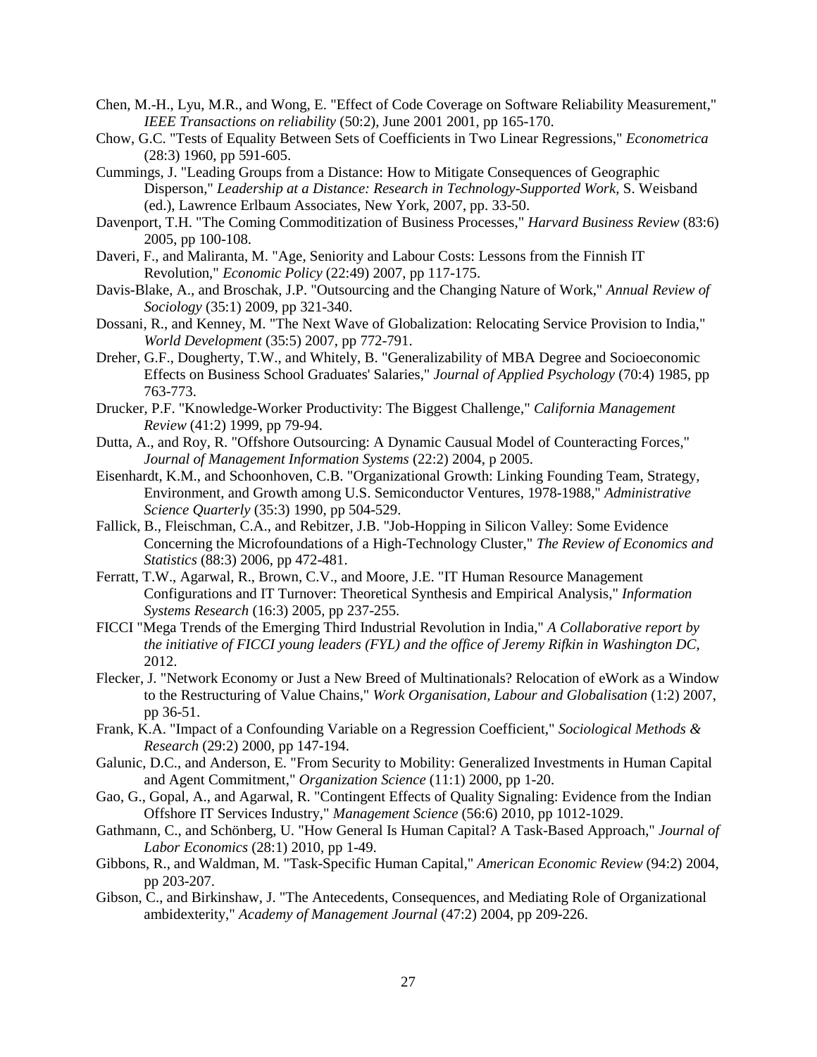Chen, M.-H., Lyu, M.R., and Wong, E. "Effect of Code Coverage on Software Reliability Measurement," *IEEE Transactions on reliability* (50:2), June 2001 2001, pp 165-170.

Chow, G.C. "Tests of Equality Between Sets of Coefficients in Two Linear Regressions," *Econometrica* (28:3) 1960, pp 591-605.

Cummings, J. "Leading Groups from a Distance: How to Mitigate Consequences of Geographic Disperson," *Leadership at a Distance: Research in Technology-Supported Work*, S. Weisband (ed.), Lawrence Erlbaum Associates, New York, 2007, pp. 33-50.

Davenport, T.H. "The Coming Commoditization of Business Processes," *Harvard Business Review* (83:6) 2005, pp 100-108.

Daveri, F., and Maliranta, M. "Age, Seniority and Labour Costs: Lessons from the Finnish IT Revolution," *Economic Policy* (22:49) 2007, pp 117-175.

Davis-Blake, A., and Broschak, J.P. "Outsourcing and the Changing Nature of Work," *Annual Review of Sociology* (35:1) 2009, pp 321-340.

Dossani, R., and Kenney, M. "The Next Wave of Globalization: Relocating Service Provision to India," *World Development* (35:5) 2007, pp 772-791.

Dreher, G.F., Dougherty, T.W., and Whitely, B. "Generalizability of MBA Degree and Socioeconomic Effects on Business School Graduates' Salaries," *Journal of Applied Psychology* (70:4) 1985, pp 763-773.

Drucker, P.F. "Knowledge-Worker Productivity: The Biggest Challenge," *California Management Review* (41:2) 1999, pp 79-94.

Dutta, A., and Roy, R. "Offshore Outsourcing: A Dynamic Causual Model of Counteracting Forces," *Journal of Management Information Systems* (22:2) 2004, p 2005.

Eisenhardt, K.M., and Schoonhoven, C.B. "Organizational Growth: Linking Founding Team, Strategy, Environment, and Growth among U.S. Semiconductor Ventures, 1978-1988," *Administrative Science Quarterly* (35:3) 1990, pp 504-529.

Fallick, B., Fleischman, C.A., and Rebitzer, J.B. "Job-Hopping in Silicon Valley: Some Evidence Concerning the Microfoundations of a High-Technology Cluster," *The Review of Economics and Statistics* (88:3) 2006, pp 472-481.

Ferratt, T.W., Agarwal, R., Brown, C.V., and Moore, J.E. "IT Human Resource Management Configurations and IT Turnover: Theoretical Synthesis and Empirical Analysis," *Information Systems Research* (16:3) 2005, pp 237-255.

FICCI "Mega Trends of the Emerging Third Industrial Revolution in India," *A Collaborative report by the initiative of FICCI young leaders (FYL) and the office of Jeremy Rifkin in Washington DC*, 2012.

Flecker, J. "Network Economy or Just a New Breed of Multinationals? Relocation of eWork as a Window to the Restructuring of Value Chains," *Work Organisation, Labour and Globalisation* (1:2) 2007, pp 36-51.

Frank, K.A. "Impact of a Confounding Variable on a Regression Coefficient," *Sociological Methods & Research* (29:2) 2000, pp 147-194.

Galunic, D.C., and Anderson, E. "From Security to Mobility: Generalized Investments in Human Capital and Agent Commitment," *Organization Science* (11:1) 2000, pp 1-20.

Gao, G., Gopal, A., and Agarwal, R. "Contingent Effects of Quality Signaling: Evidence from the Indian Offshore IT Services Industry," *Management Science* (56:6) 2010, pp 1012-1029.

Gathmann, C., and Schönberg, U. "How General Is Human Capital? A Task-Based Approach," *Journal of Labor Economics* (28:1) 2010, pp 1-49.

Gibbons, R., and Waldman, M. "Task-Specific Human Capital," *American Economic Review* (94:2) 2004, pp 203-207.

Gibson, C., and Birkinshaw, J. "The Antecedents, Consequences, and Mediating Role of Organizational ambidexterity," *Academy of Management Journal* (47:2) 2004, pp 209-226.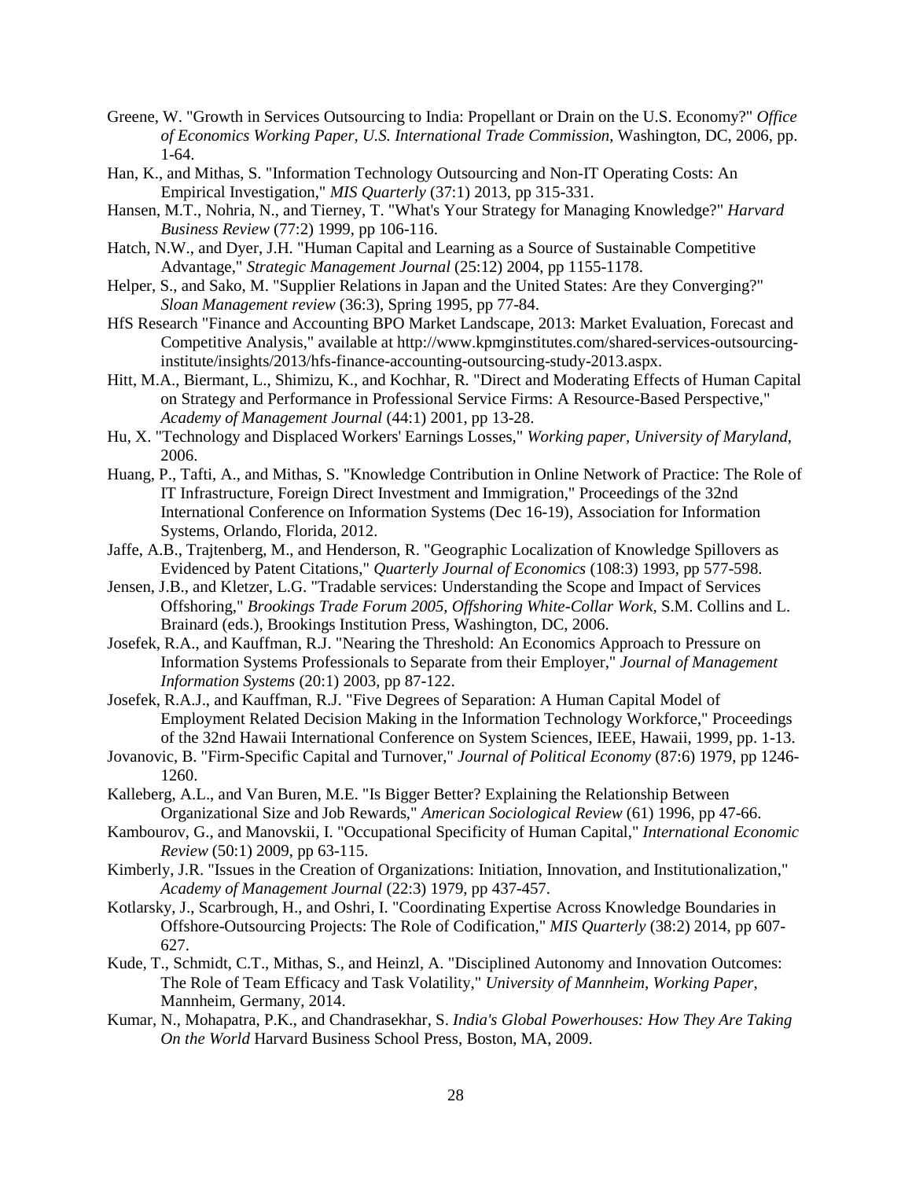Greene, W. "Growth in Services Outsourcing to India: Propellant or Drain on the U.S. Economy?" *Office of Economics Working Paper, U.S. International Trade Commission*, Washington, DC, 2006, pp. 1-64.

Han, K., and Mithas, S. "Information Technology Outsourcing and Non-IT Operating Costs: An Empirical Investigation," *MIS Quarterly* (37:1) 2013, pp 315-331.

Hansen, M.T., Nohria, N., and Tierney, T. "What's Your Strategy for Managing Knowledge?" *Harvard Business Review* (77:2) 1999, pp 106-116.

Hatch, N.W., and Dyer, J.H. "Human Capital and Learning as a Source of Sustainable Competitive Advantage," *Strategic Management Journal* (25:12) 2004, pp 1155-1178.

Helper, S., and Sako, M. "Supplier Relations in Japan and the United States: Are they Converging?" *Sloan Management review* (36:3), Spring 1995, pp 77-84.

HfS Research "Finance and Accounting BPO Market Landscape, 2013: Market Evaluation, Forecast and Competitive Analysis," available at http://www.kpmginstitutes.com/shared-services-outsourcing-institute/insights/2013/hfs-finance-accounting-outsourcing-study-2013.aspx.

Hitt, M.A., Biermant, L., Shimizu, K., and Kochhar, R. "Direct and Moderating Effects of Human Capital on Strategy and Performance in Professional Service Firms: A Resource-Based Perspective," *Academy of Management Journal* (44:1) 2001, pp 13-28.

Hu, X. "Technology and Displaced Workers' Earnings Losses," *Working paper, University of Maryland*, 2006.

Huang, P., Tafti, A., and Mithas, S. "Knowledge Contribution in Online Network of Practice: The Role of IT Infrastructure, Foreign Direct Investment and Immigration," Proceedings of the 32nd International Conference on Information Systems (Dec 16-19), Association for Information Systems, Orlando, Florida, 2012.

Jaffe, A.B., Trajtenberg, M., and Henderson, R. "Geographic Localization of Knowledge Spillovers as Evidenced by Patent Citations," *Quarterly Journal of Economics* (108:3) 1993, pp 577-598.

Jensen, J.B., and Kletzer, L.G. "Tradable services: Understanding the Scope and Impact of Services Offshoring," *Brookings Trade Forum 2005, Offshoring White-Collar Work,* S.M. Collins and L. Brainard (eds.), Brookings Institution Press, Washington, DC, 2006.

Josefek, R.A., and Kauffman, R.J. "Nearing the Threshold: An Economics Approach to Pressure on Information Systems Professionals to Separate from their Employer," *Journal of Management Information Systems* (20:1) 2003, pp 87-122.

Josefek, R.A.J., and Kauffman, R.J. "Five Degrees of Separation: A Human Capital Model of Employment Related Decision Making in the Information Technology Workforce," Proceedings of the 32nd Hawaii International Conference on System Sciences, IEEE, Hawaii, 1999, pp. 1-13.

Jovanovic, B. "Firm-Specific Capital and Turnover," *Journal of Political Economy* (87:6) 1979, pp 1246-1260.

Kalleberg, A.L., and Van Buren, M.E. "Is Bigger Better? Explaining the Relationship Between Organizational Size and Job Rewards," *American Sociological Review* (61) 1996, pp 47-66.

Kambourov, G., and Manovskii, I. "Occupational Specificity of Human Capital," *International Economic Review* (50:1) 2009, pp 63-115.

Kimberly, J.R. "Issues in the Creation of Organizations: Initiation, Innovation, and Institutionalization," *Academy of Management Journal* (22:3) 1979, pp 437-457.

Kotlarsky, J., Scarbrough, H., and Oshri, I. "Coordinating Expertise Across Knowledge Boundaries in Offshore-Outsourcing Projects: The Role of Codification," *MIS Quarterly* (38:2) 2014, pp 607-627.

Kude, T., Schmidt, C.T., Mithas, S., and Heinzl, A. "Disciplined Autonomy and Innovation Outcomes: The Role of Team Efficacy and Task Volatility," *University of Mannheim, Working Paper*, Mannheim, Germany, 2014.

Kumar, N., Mohapatra, P.K., and Chandrasekhar, S. *India's Global Powerhouses: How They Are Taking On the World* Harvard Business School Press, Boston, MA, 2009.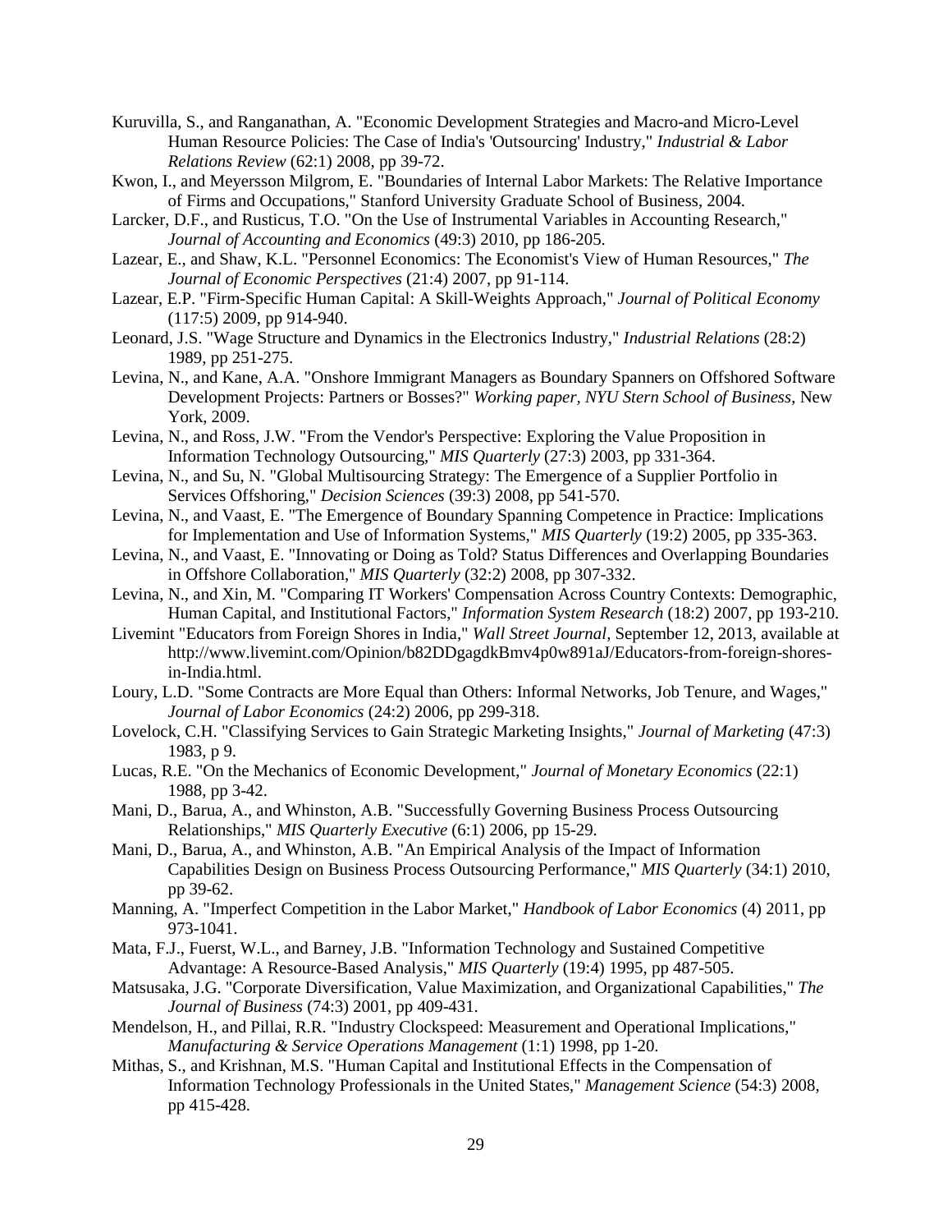Kuruvilla, S., and Ranganathan, A. "Economic Development Strategies and Macro-and Micro-Level Human Resource Policies: The Case of India's 'Outsourcing' Industry," *Industrial & Labor Relations Review* (62:1) 2008, pp 39-72.

Kwon, I., and Meyersson Milgrom, E. "Boundaries of Internal Labor Markets: The Relative Importance of Firms and Occupations," Stanford University Graduate School of Business, 2004.

Larcker, D.F., and Rusticus, T.O. "On the Use of Instrumental Variables in Accounting Research," *Journal of Accounting and Economics* (49:3) 2010, pp 186-205.

Lazear, E., and Shaw, K.L. "Personnel Economics: The Economist's View of Human Resources," *The Journal of Economic Perspectives* (21:4) 2007, pp 91-114.

Lazear, E.P. "Firm-Specific Human Capital: A Skill-Weights Approach," *Journal of Political Economy* (117:5) 2009, pp 914-940.

Leonard, J.S. "Wage Structure and Dynamics in the Electronics Industry," *Industrial Relations* (28:2) 1989, pp 251-275.

Levina, N., and Kane, A.A. "Onshore Immigrant Managers as Boundary Spanners on Offshored Software Development Projects: Partners or Bosses?" *Working paper, NYU Stern School of Business*, New York, 2009.

Levina, N., and Ross, J.W. "From the Vendor's Perspective: Exploring the Value Proposition in Information Technology Outsourcing," *MIS Quarterly* (27:3) 2003, pp 331-364.

Levina, N., and Su, N. "Global Multisourcing Strategy: The Emergence of a Supplier Portfolio in Services Offshoring," *Decision Sciences* (39:3) 2008, pp 541-570.

Levina, N., and Vaast, E. "The Emergence of Boundary Spanning Competence in Practice: Implications for Implementation and Use of Information Systems," *MIS Quarterly* (19:2) 2005, pp 335-363.

Levina, N., and Vaast, E. "Innovating or Doing as Told? Status Differences and Overlapping Boundaries in Offshore Collaboration," *MIS Quarterly* (32:2) 2008, pp 307-332.

Levina, N., and Xin, M. "Comparing IT Workers' Compensation Across Country Contexts: Demographic, Human Capital, and Institutional Factors," *Information System Research* (18:2) 2007, pp 193-210.

Livemint "Educators from Foreign Shores in India," *Wall Street Journal*, September 12, 2013, available at http://www.livemint.com/Opinion/b82DDgagdkBmv4p0w891aJ/Educators-from-foreign-shores-in-India.html.

Loury, L.D. "Some Contracts are More Equal than Others: Informal Networks, Job Tenure, and Wages," *Journal of Labor Economics* (24:2) 2006, pp 299-318.

Lovelock, C.H. "Classifying Services to Gain Strategic Marketing Insights," *Journal of Marketing* (47:3) 1983, p 9.

Lucas, R.E. "On the Mechanics of Economic Development," *Journal of Monetary Economics* (22:1) 1988, pp 3-42.

Mani, D., Barua, A., and Whinston, A.B. "Successfully Governing Business Process Outsourcing Relationships," *MIS Quarterly Executive* (6:1) 2006, pp 15-29.

Mani, D., Barua, A., and Whinston, A.B. "An Empirical Analysis of the Impact of Information Capabilities Design on Business Process Outsourcing Performance," *MIS Quarterly* (34:1) 2010, pp 39-62.

Manning, A. "Imperfect Competition in the Labor Market," *Handbook of Labor Economics* (4) 2011, pp 973-1041.

Mata, F.J., Fuerst, W.L., and Barney, J.B. "Information Technology and Sustained Competitive Advantage: A Resource-Based Analysis," *MIS Quarterly* (19:4) 1995, pp 487-505.

Matsusaka, J.G. "Corporate Diversification, Value Maximization, and Organizational Capabilities," *The Journal of Business* (74:3) 2001, pp 409-431.

Mendelson, H., and Pillai, R.R. "Industry Clockspeed: Measurement and Operational Implications," *Manufacturing & Service Operations Management* (1:1) 1998, pp 1-20.

Mithas, S., and Krishnan, M.S. "Human Capital and Institutional Effects in the Compensation of Information Technology Professionals in the United States," *Management Science* (54:3) 2008, pp 415-428.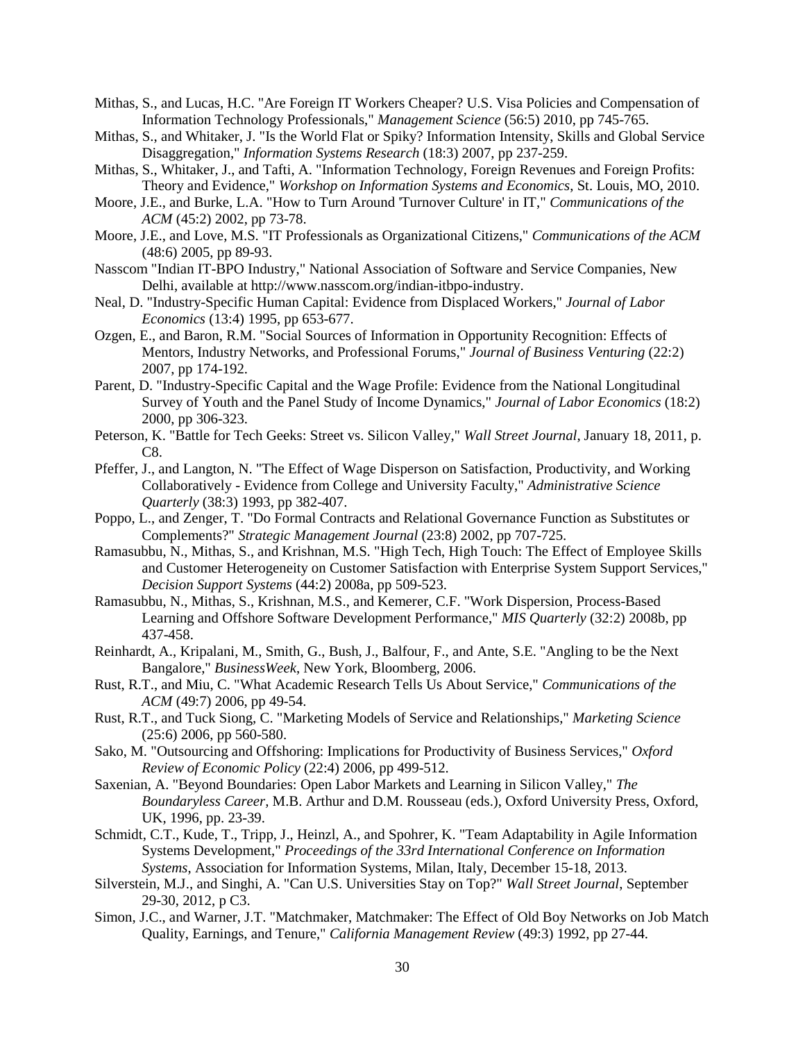Mithas, S., and Lucas, H.C. "Are Foreign IT Workers Cheaper? U.S. Visa Policies and Compensation of Information Technology Professionals," *Management Science* (56:5) 2010, pp 745-765.

Mithas, S., and Whitaker, J. "Is the World Flat or Spiky? Information Intensity, Skills and Global Service Disaggregation," *Information Systems Research* (18:3) 2007, pp 237-259.

Mithas, S., Whitaker, J., and Tafti, A. "Information Technology, Foreign Revenues and Foreign Profits: Theory and Evidence," *Workshop on Information Systems and Economics*, St. Louis, MO, 2010.

Moore, J.E., and Burke, L.A. "How to Turn Around 'Turnover Culture' in IT," *Communications of the ACM* (45:2) 2002, pp 73-78.

Moore, J.E., and Love, M.S. "IT Professionals as Organizational Citizens," *Communications of the ACM* (48:6) 2005, pp 89-93.

Nasscom "Indian IT-BPO Industry," National Association of Software and Service Companies, New Delhi, available at http://www.nasscom.org/indian-itbpo-industry.

Neal, D. "Industry-Specific Human Capital: Evidence from Displaced Workers," *Journal of Labor Economics* (13:4) 1995, pp 653-677.

Ozgen, E., and Baron, R.M. "Social Sources of Information in Opportunity Recognition: Effects of Mentors, Industry Networks, and Professional Forums," *Journal of Business Venturing* (22:2) 2007, pp 174-192.

Parent, D. "Industry-Specific Capital and the Wage Profile: Evidence from the National Longitudinal Survey of Youth and the Panel Study of Income Dynamics," *Journal of Labor Economics* (18:2) 2000, pp 306-323.

Peterson, K. "Battle for Tech Geeks: Street vs. Silicon Valley," *Wall Street Journal*, January 18, 2011, p. C8.

Pfeffer, J., and Langton, N. "The Effect of Wage Disperson on Satisfaction, Productivity, and Working Collaboratively - Evidence from College and University Faculty," *Administrative Science Quarterly* (38:3) 1993, pp 382-407.

Poppo, L., and Zenger, T. "Do Formal Contracts and Relational Governance Function as Substitutes or Complements?" *Strategic Management Journal* (23:8) 2002, pp 707-725.

Ramasubbu, N., Mithas, S., and Krishnan, M.S. "High Tech, High Touch: The Effect of Employee Skills and Customer Heterogeneity on Customer Satisfaction with Enterprise System Support Services," *Decision Support Systems* (44:2) 2008a, pp 509-523.

Ramasubbu, N., Mithas, S., Krishnan, M.S., and Kemerer, C.F. "Work Dispersion, Process-Based Learning and Offshore Software Development Performance," *MIS Quarterly* (32:2) 2008b, pp 437-458.

Reinhardt, A., Kripalani, M., Smith, G., Bush, J., Balfour, F., and Ante, S.E. "Angling to be the Next Bangalore," *BusinessWeek*, New York, Bloomberg, 2006.

Rust, R.T., and Miu, C. "What Academic Research Tells Us About Service," *Communications of the ACM* (49:7) 2006, pp 49-54.

Rust, R.T., and Tuck Siong, C. "Marketing Models of Service and Relationships," *Marketing Science* (25:6) 2006, pp 560-580.

Sako, M. "Outsourcing and Offshoring: Implications for Productivity of Business Services," *Oxford Review of Economic Policy* (22:4) 2006, pp 499-512.

Saxenian, A. "Beyond Boundaries: Open Labor Markets and Learning in Silicon Valley," *The Boundaryless Career*, M.B. Arthur and D.M. Rousseau (eds.), Oxford University Press, Oxford, UK, 1996, pp. 23-39.

Schmidt, C.T., Kude, T., Tripp, J., Heinzl, A., and Spohrer, K. "Team Adaptability in Agile Information Systems Development," *Proceedings of the 33rd International Conference on Information Systems*, Association for Information Systems, Milan, Italy, December 15-18, 2013.

Silverstein, M.J., and Singhi, A. "Can U.S. Universities Stay on Top?" *Wall Street Journal*, September 29-30, 2012, p C3.

Simon, J.C., and Warner, J.T. "Matchmaker, Matchmaker: The Effect of Old Boy Networks on Job Match Quality, Earnings, and Tenure," *California Management Review* (49:3) 1992, pp 27-44.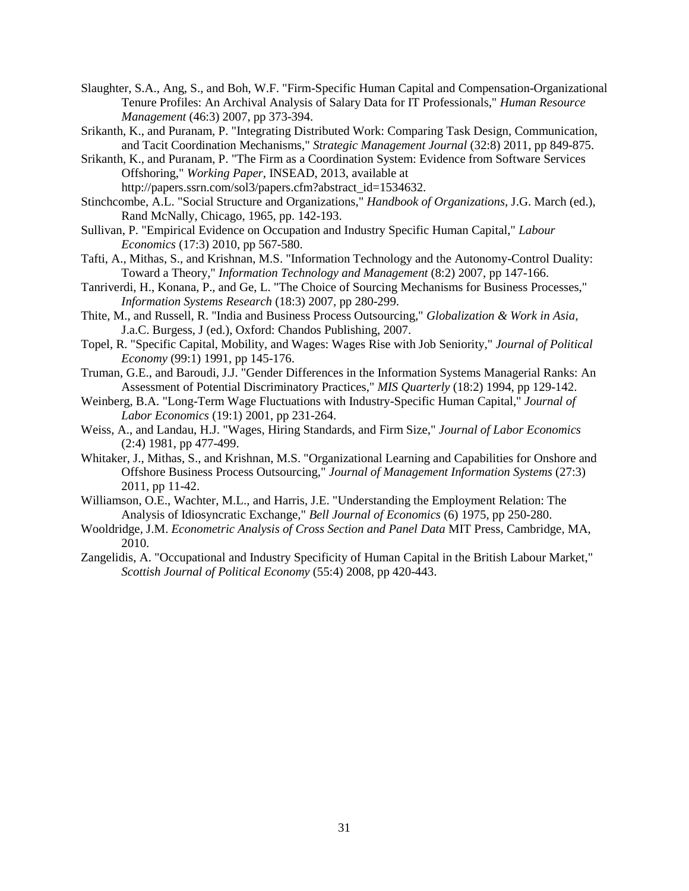Slaughter, S.A., Ang, S., and Boh, W.F. "Firm-Specific Human Capital and Compensation-Organizational Tenure Profiles: An Archival Analysis of Salary Data for IT Professionals," *Human Resource Management* (46:3) 2007, pp 373-394.

Srikanth, K., and Puranam, P. "Integrating Distributed Work: Comparing Task Design, Communication, and Tacit Coordination Mechanisms," *Strategic Management Journal* (32:8) 2011, pp 849-875.

Srikanth, K., and Puranam, P. "The Firm as a Coordination System: Evidence from Software Services Offshoring," *Working Paper*, INSEAD, 2013, available at http://papers.ssrn.com/sol3/papers.cfm?abstract_id=1534632.

Stinchcombe, A.L. "Social Structure and Organizations," *Handbook of Organizations*, J.G. March (ed.), Rand McNally, Chicago, 1965, pp. 142-193.

Sullivan, P. "Empirical Evidence on Occupation and Industry Specific Human Capital," *Labour Economics* (17:3) 2010, pp 567-580.

Tafti, A., Mithas, S., and Krishnan, M.S. "Information Technology and the Autonomy-Control Duality: Toward a Theory," *Information Technology and Management* (8:2) 2007, pp 147-166.

Tanriverdi, H., Konana, P., and Ge, L. "The Choice of Sourcing Mechanisms for Business Processes," *Information Systems Research* (18:3) 2007, pp 280-299.

Thite, M., and Russell, R. "India and Business Process Outsourcing," *Globalization & Work in Asia*, J.a.C. Burgess, J (ed.), Oxford: Chandos Publishing, 2007.

Topel, R. "Specific Capital, Mobility, and Wages: Wages Rise with Job Seniority," *Journal of Political Economy* (99:1) 1991, pp 145-176.

Truman, G.E., and Baroudi, J.J. "Gender Differences in the Information Systems Managerial Ranks: An Assessment of Potential Discriminatory Practices," *MIS Quarterly* (18:2) 1994, pp 129-142.

Weinberg, B.A. "Long-Term Wage Fluctuations with Industry-Specific Human Capital," *Journal of Labor Economics* (19:1) 2001, pp 231-264.

Weiss, A., and Landau, H.J. "Wages, Hiring Standards, and Firm Size," *Journal of Labor Economics* (2:4) 1981, pp 477-499.

Whitaker, J., Mithas, S., and Krishnan, M.S. "Organizational Learning and Capabilities for Onshore and Offshore Business Process Outsourcing," *Journal of Management Information Systems* (27:3) 2011, pp 11-42.

Williamson, O.E., Wachter, M.L., and Harris, J.E. "Understanding the Employment Relation: The Analysis of Idiosyncratic Exchange," *Bell Journal of Economics* (6) 1975, pp 250-280.

Wooldridge, J.M. *Econometric Analysis of Cross Section and Panel Data* MIT Press, Cambridge, MA, 2010.

Zangelidis, A. "Occupational and Industry Specificity of Human Capital in the British Labour Market," *Scottish Journal of Political Economy* (55:4) 2008, pp 420-443.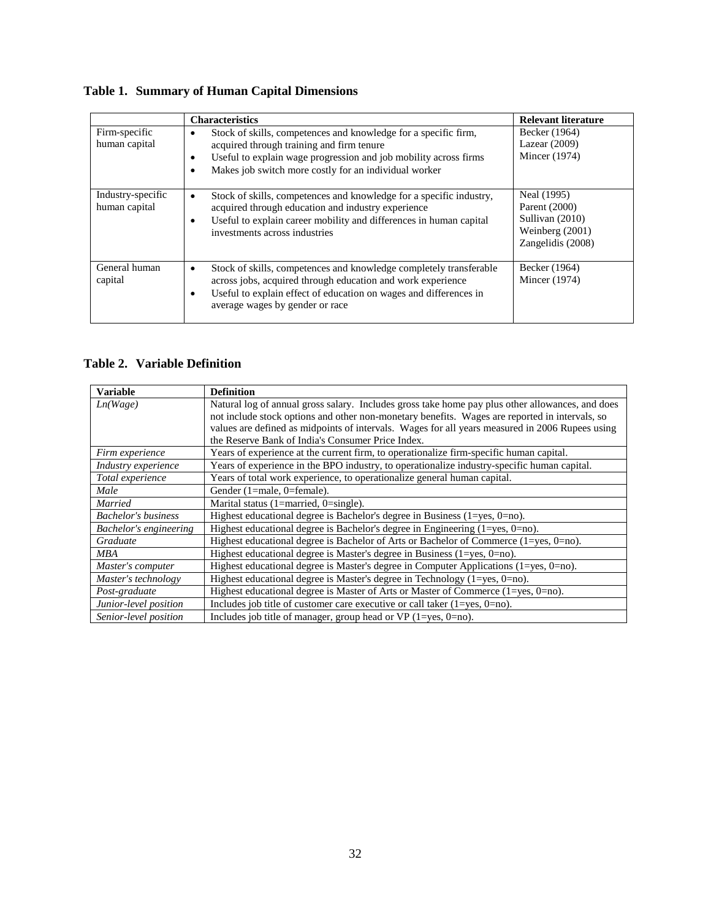**Table 1. Summary of Human Capital Dimensions**

| | Characteristics | Relevant literature |
|---|---|---|
| Firm-specific human capital | • Stock of skills, competences and knowledge for a specific firm, acquired through training and firm tenure<br>• Useful to explain wage progression and job mobility across firms<br>• Makes job switch more costly for an individual worker | Becker (1964)<br>Lazear (2009)<br>Mincer (1974) |
| Industry-specific human capital | • Stock of skills, competences and knowledge for a specific industry, acquired through education and industry experience<br>• Useful to explain career mobility and differences in human capital investments across industries | Neal (1995)<br>Parent (2000)<br>Sullivan (2010)<br>Weinberg (2001)<br>Zangelidis (2008) |
| General human capital | • Stock of skills, competences and knowledge completely transferable across jobs, acquired through education and work experience<br>• Useful to explain effect of education on wages and differences in average wages by gender or race | Becker (1964)<br>Mincer (1974) |

**Table 2. Variable Definition**

| Variable | Definition |
|---|---|
| *Ln(Wage)* | Natural log of annual gross salary. Includes gross take home pay plus other allowances, and does not include stock options and other non-monetary benefits. Wages are reported in intervals, so values are defined as midpoints of intervals. Wages for all years measured in 2006 Rupees using the Reserve Bank of India's Consumer Price Index. |
| *Firm experience* | Years of experience at the current firm, to operationalize firm-specific human capital. |
| *Industry experience* | Years of experience in the BPO industry, to operationalize industry-specific human capital. |
| *Total experience* | Years of total work experience, to operationalize general human capital. |
| *Male* | Gender (1=male, 0=female). |
| *Married* | Marital status (1=married, 0=single). |
| *Bachelor's business* | Highest educational degree is Bachelor's degree in Business (1=yes, 0=no). |
| *Bachelor's engineering* | Highest educational degree is Bachelor's degree in Engineering (1=yes, 0=no). |
| *Graduate* | Highest educational degree is Bachelor of Arts or Bachelor of Commerce (1=yes, 0=no). |
| *MBA* | Highest educational degree is Master's degree in Business (1=yes, 0=no). |
| *Master's computer* | Highest educational degree is Master's degree in Computer Applications (1=yes, 0=no). |
| *Master's technology* | Highest educational degree is Master's degree in Technology (1=yes, 0=no). |
| *Post-graduate* | Highest educational degree is Master of Arts or Master of Commerce (1=yes, 0=no). |
| *Junior-level position* | Includes job title of customer care executive or call taker (1=yes, 0=no). |
| *Senior-level position* | Includes job title of manager, group head or VP (1=yes, 0=no). |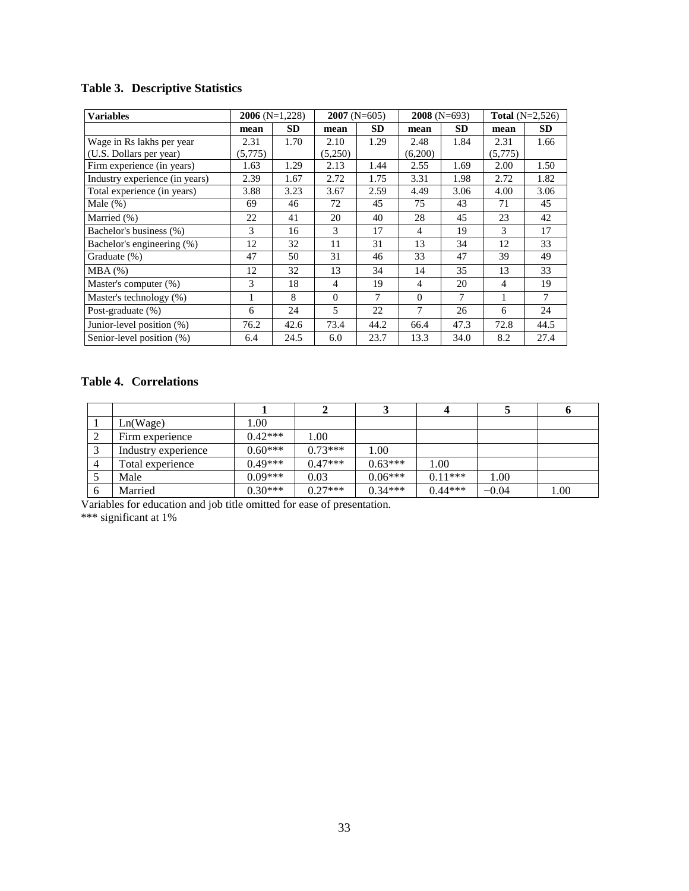**Table 3. Descriptive Statistics**

| Variables | **2006** (N=1,228) | | **2007** (N=605) | | **2008** (N=693) | | **Total** (N=2,526) | |
|---|---|---|---|---|---|---|---|---|
| | **mean** | **SD** | **mean** | **SD** | **mean** | **SD** | **mean** | **SD** |
| Wage in Rs lakhs per year (U.S. Dollars per year) | 2.31 (5,775) | 1.70 | 2.10 (5,250) | 1.29 | 2.48 (6,200) | 1.84 | 2.31 (5,775) | 1.66 |
| Firm experience (in years) | 1.63 | 1.29 | 2.13 | 1.44 | 2.55 | 1.69 | 2.00 | 1.50 |
| Industry experience (in years) | 2.39 | 1.67 | 2.72 | 1.75 | 3.31 | 1.98 | 2.72 | 1.82 |
| Total experience (in years) | 3.88 | 3.23 | 3.67 | 2.59 | 4.49 | 3.06 | 4.00 | 3.06 |
| Male (%) | 69 | 46 | 72 | 45 | 75 | 43 | 71 | 45 |
| Married (%) | 22 | 41 | 20 | 40 | 28 | 45 | 23 | 42 |
| Bachelor's business (%) | 3 | 16 | 3 | 17 | 4 | 19 | 3 | 17 |
| Bachelor's engineering (%) | 12 | 32 | 11 | 31 | 13 | 34 | 12 | 33 |
| Graduate (%) | 47 | 50 | 31 | 46 | 33 | 47 | 39 | 49 |
| MBA (%) | 12 | 32 | 13 | 34 | 14 | 35 | 13 | 33 |
| Master's computer (%) | 3 | 18 | 4 | 19 | 4 | 20 | 4 | 19 |
| Master's technology (%) | 1 | 8 | 0 | 7 | 0 | 7 | 1 | 7 |
| Post-graduate (%) | 6 | 24 | 5 | 22 | 7 | 26 | 6 | 24 |
| Junior-level position (%) | 76.2 | 42.6 | 73.4 | 44.2 | 66.4 | 47.3 | 72.8 | 44.5 |
| Senior-level position (%) | 6.4 | 24.5 | 6.0 | 23.7 | 13.3 | 34.0 | 8.2 | 27.4 |

**Table 4. Correlations**

| | | **1** | **2** | **3** | **4** | **5** | **6** |
|---|---|---|---|---|---|---|---|
| 1 | Ln(Wage) | 1.00 | | | | | |
| 2 | Firm experience | 0.42*** | 1.00 | | | | |
| 3 | Industry experience | 0.60*** | 0.73*** | 1.00 | | | |
| 4 | Total experience | 0.49*** | 0.47*** | 0.63*** | 1.00 | | |
| 5 | Male | 0.09*** | 0.03 | 0.06*** | 0.11*** | 1.00 | |
| 6 | Married | 0.30*** | 0.27*** | 0.34*** | 0.44*** | −0.04 | 1.00 |

Variables for education and job title omitted for ease of presentation.

*** significant at 1%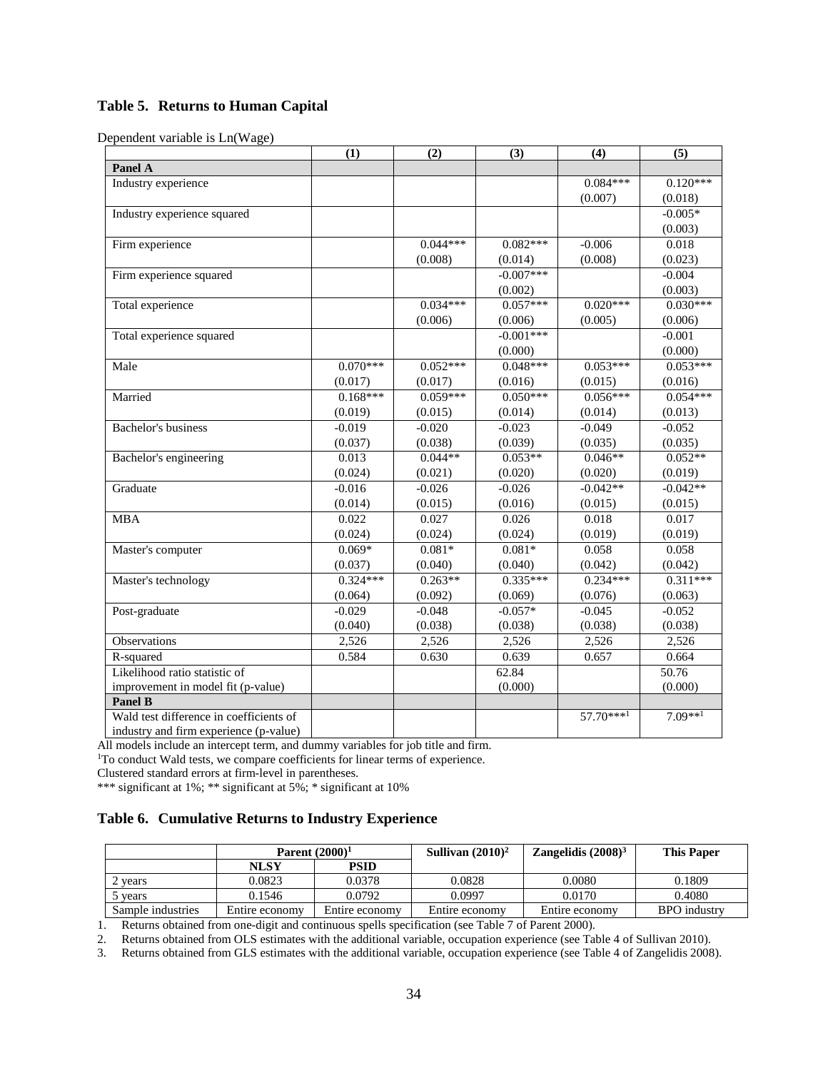### Table 5. Returns to Human Capital

Dependent variable is Ln(Wage)

| | (1) | (2) | (3) | (4) | (5) |
|---|---|---|---|---|---|
| **Panel A** | | | | | |
| Industry experience | | | | 0.084*** | 0.120*** |
| | | | | (0.007) | (0.018) |
| Industry experience squared | | | | | -0.005* |
| | | | | | (0.003) |
| Firm experience | | 0.044*** | 0.082*** | -0.006 | 0.018 |
| | | (0.008) | (0.014) | (0.008) | (0.023) |
| Firm experience squared | | | -0.007*** | | -0.004 |
| | | | (0.002) | | (0.003) |
| Total experience | | 0.034*** | 0.057*** | 0.020*** | 0.030*** |
| | | (0.006) | (0.006) | (0.005) | (0.006) |
| Total experience squared | | | -0.001*** | | -0.001 |
| | | | (0.000) | | (0.000) |
| Male | 0.070*** | 0.052*** | 0.048*** | 0.053*** | 0.053*** |
| | (0.017) | (0.017) | (0.016) | (0.015) | (0.016) |
| Married | 0.168*** | 0.059*** | 0.050*** | 0.056*** | 0.054*** |
| | (0.019) | (0.015) | (0.014) | (0.014) | (0.013) |
| Bachelor's business | -0.019 | -0.020 | -0.023 | -0.049 | -0.052 |
| | (0.037) | (0.038) | (0.039) | (0.035) | (0.035) |
| Bachelor's engineering | 0.013 | 0.044** | 0.053** | 0.046** | 0.052** |
| | (0.024) | (0.021) | (0.020) | (0.020) | (0.019) |
| Graduate | -0.016 | -0.026 | -0.026 | -0.042** | -0.042** |
| | (0.014) | (0.015) | (0.016) | (0.015) | (0.015) |
| MBA | 0.022 | 0.027 | 0.026 | 0.018 | 0.017 |
| | (0.024) | (0.024) | (0.024) | (0.019) | (0.019) |
| Master's computer | 0.069* | 0.081* | 0.081* | 0.058 | 0.058 |
| | (0.037) | (0.040) | (0.040) | (0.042) | (0.042) |
| Master's technology | 0.324*** | 0.263** | 0.335*** | 0.234*** | 0.311*** |
| | (0.064) | (0.092) | (0.069) | (0.076) | (0.063) |
| Post-graduate | -0.029 | -0.048 | -0.057* | -0.045 | -0.052 |
| | (0.040) | (0.038) | (0.038) | (0.038) | (0.038) |
| Observations | 2,526 | 2,526 | 2,526 | 2,526 | 2,526 |
| R-squared | 0.584 | 0.630 | 0.639 | 0.657 | 0.664 |
| Likelihood ratio statistic of improvement in model fit (p-value) | | | 62.84 (0.000) | | 50.76 (0.000) |
| **Panel B** | | | | | |
| Wald test difference in coefficients of industry and firm experience (p-value) | | | | 57.70***[1] | 7.09**[1] |

All models include an intercept term, and dummy variables for job title and firm.
[1]To conduct Wald tests, we compare coefficients for linear terms of experience.
Clustered standard errors at firm-level in parentheses.
*** significant at 1%; ** significant at 5%; * significant at 10%

### Table 6. Cumulative Returns to Industry Experience

| | Parent (2000)[1] | | Sullivan (2010)[2] | Zangelidis (2008)[3] | This Paper |
|---|---|---|---|---|---|
| | NLSY | PSID | | | |
| 2 years | 0.0823 | 0.0378 | 0.0828 | 0.0080 | 0.1809 |
| 5 years | 0.1546 | 0.0792 | 0.0997 | 0.0170 | 0.4080 |
| Sample industries | Entire economy | Entire economy | Entire economy | Entire economy | BPO industry |

1. Returns obtained from one-digit and continuous spells specification (see Table 7 of Parent 2000).
2. Returns obtained from OLS estimates with the additional variable, occupation experience (see Table 4 of Sullivan 2010).
3. Returns obtained from GLS estimates with the additional variable, occupation experience (see Table 4 of Zangelidis 2008).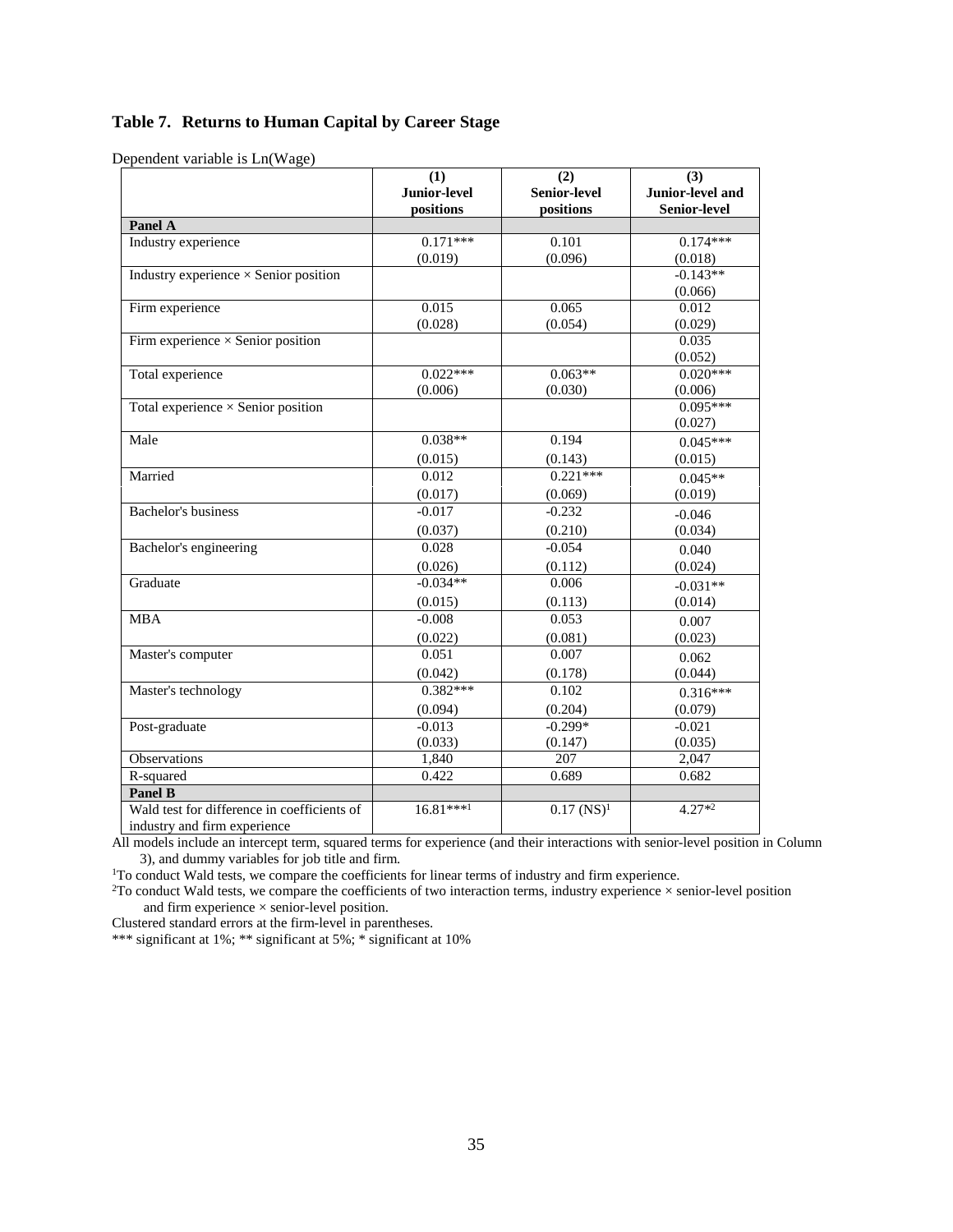## Table 7. Returns to Human Capital by Career Stage

Dependent variable is Ln(Wage)

| | (1) Junior-level positions | (2) Senior-level positions | (3) Junior-level and Senior-level |
|---|---|---|---|
| **Panel A** | | | |
| Industry experience | 0.171*** | 0.101 | 0.174*** |
| | (0.019) | (0.096) | (0.018) |
| Industry experience × Senior position | | | -0.143** |
| | | | (0.066) |
| Firm experience | 0.015 | 0.065 | 0.012 |
| | (0.028) | (0.054) | (0.029) |
| Firm experience × Senior position | | | 0.035 |
| | | | (0.052) |
| Total experience | 0.022*** | 0.063** | 0.020*** |
| | (0.006) | (0.030) | (0.006) |
| Total experience × Senior position | | | 0.095*** |
| | | | (0.027) |
| Male | 0.038** | 0.194 | 0.045*** |
| | (0.015) | (0.143) | (0.015) |
| Married | 0.012 | 0.221*** | 0.045** |
| | (0.017) | (0.069) | (0.019) |
| Bachelor's business | -0.017 | -0.232 | -0.046 |
| | (0.037) | (0.210) | (0.034) |
| Bachelor's engineering | 0.028 | -0.054 | 0.040 |
| | (0.026) | (0.112) | (0.024) |
| Graduate | -0.034** | 0.006 | -0.031** |
| | (0.015) | (0.113) | (0.014) |
| MBA | -0.008 | 0.053 | 0.007 |
| | (0.022) | (0.081) | (0.023) |
| Master's computer | 0.051 | 0.007 | 0.062 |
| | (0.042) | (0.178) | (0.044) |
| Master's technology | 0.382*** | 0.102 | 0.316*** |
| | (0.094) | (0.204) | (0.079) |
| Post-graduate | -0.013 | -0.299* | -0.021 |
| | (0.033) | (0.147) | (0.035) |
| Observations | 1,840 | 207 | 2,047 |
| R-squared | 0.422 | 0.689 | 0.682 |
| **Panel B** | | | |
| Wald test for difference in coefficients of industry and firm experience | 16.81***[1] | 0.17 (NS)[1] | 4.27*[2] |

All models include an intercept term, squared terms for experience (and their interactions with senior-level position in Column 3), and dummy variables for job title and firm.

[1]To conduct Wald tests, we compare the coefficients for linear terms of industry and firm experience.

[2]To conduct Wald tests, we compare the coefficients of two interaction terms, industry experience × senior-level position and firm experience × senior-level position.

Clustered standard errors at the firm-level in parentheses.

*** significant at 1%; ** significant at 5%; * significant at 10%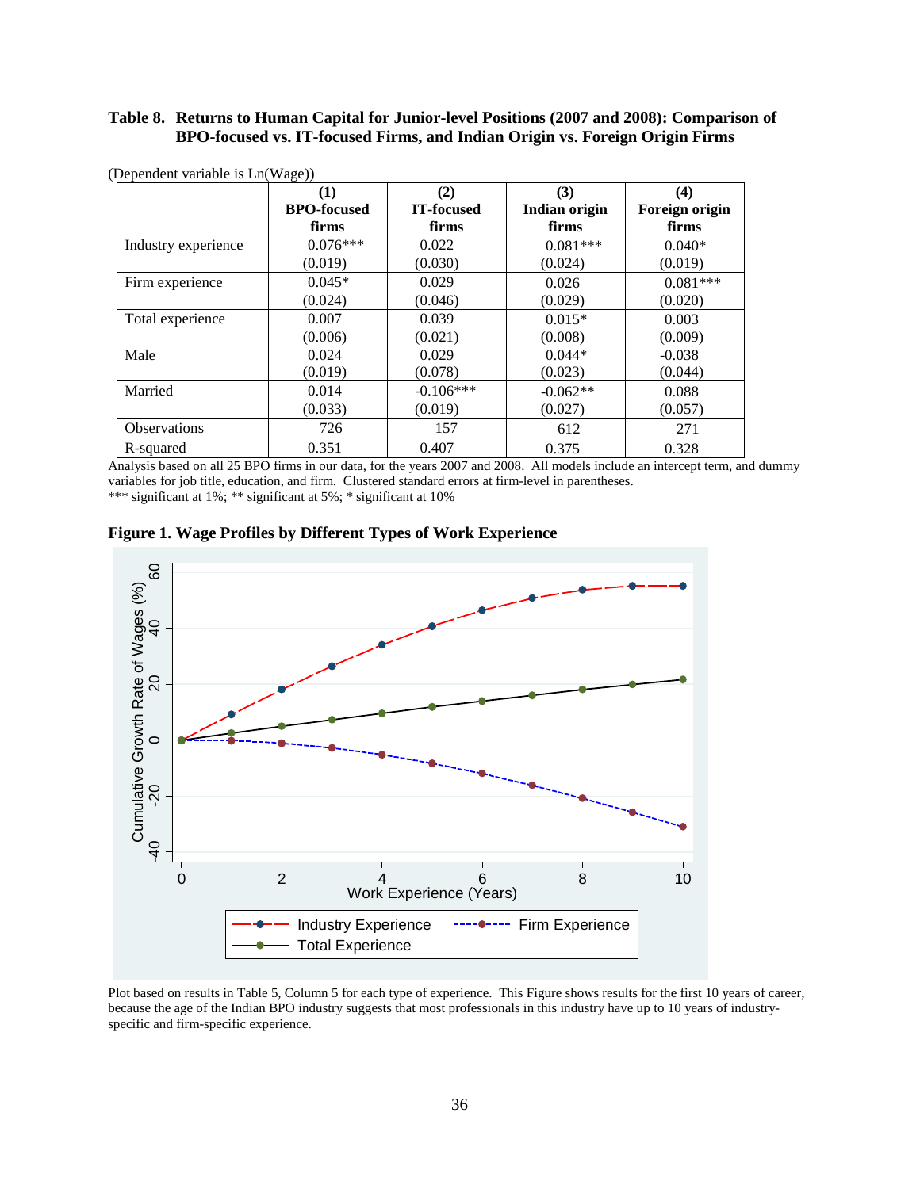**Table 8. Returns to Human Capital for Junior-level Positions (2007 and 2008): Comparison of BPO-focused vs. IT-focused Firms, and Indian Origin vs. Foreign Origin Firms**

(Dependent variable is Ln(Wage))

| | (1) BPO-focused firms | (2) IT-focused firms | (3) Indian origin firms | (4) Foreign origin firms |
|---|---|---|---|---|
| Industry experience | 0.076*** | 0.022 | 0.081*** | 0.040* |
| | (0.019) | (0.030) | (0.024) | (0.019) |
| Firm experience | 0.045* | 0.029 | 0.026 | 0.081*** |
| | (0.024) | (0.046) | (0.029) | (0.020) |
| Total experience | 0.007 | 0.039 | 0.015* | 0.003 |
| | (0.006) | (0.021) | (0.008) | (0.009) |
| Male | 0.024 | 0.029 | 0.044* | -0.038 |
| | (0.019) | (0.078) | (0.023) | (0.044) |
| Married | 0.014 | -0.106*** | -0.062** | 0.088 |
| | (0.033) | (0.019) | (0.027) | (0.057) |
| Observations | 726 | 157 | 612 | 271 |
| R-squared | 0.351 | 0.407 | 0.375 | 0.328 |

Analysis based on all 25 BPO firms in our data, for the years 2007 and 2008. All models include an intercept term, and dummy variables for job title, education, and firm. Clustered standard errors at firm-level in parentheses.
*** significant at 1%; ** significant at 5%; * significant at 10%

**Figure 1. Wage Profiles by Different Types of Work Experience**

Plot based on results in Table 5, Column 5 for each type of experience. This Figure shows results for the first 10 years of career, because the age of the Indian BPO industry suggests that most professionals in this industry have up to 10 years of industry-specific and firm-specific experience.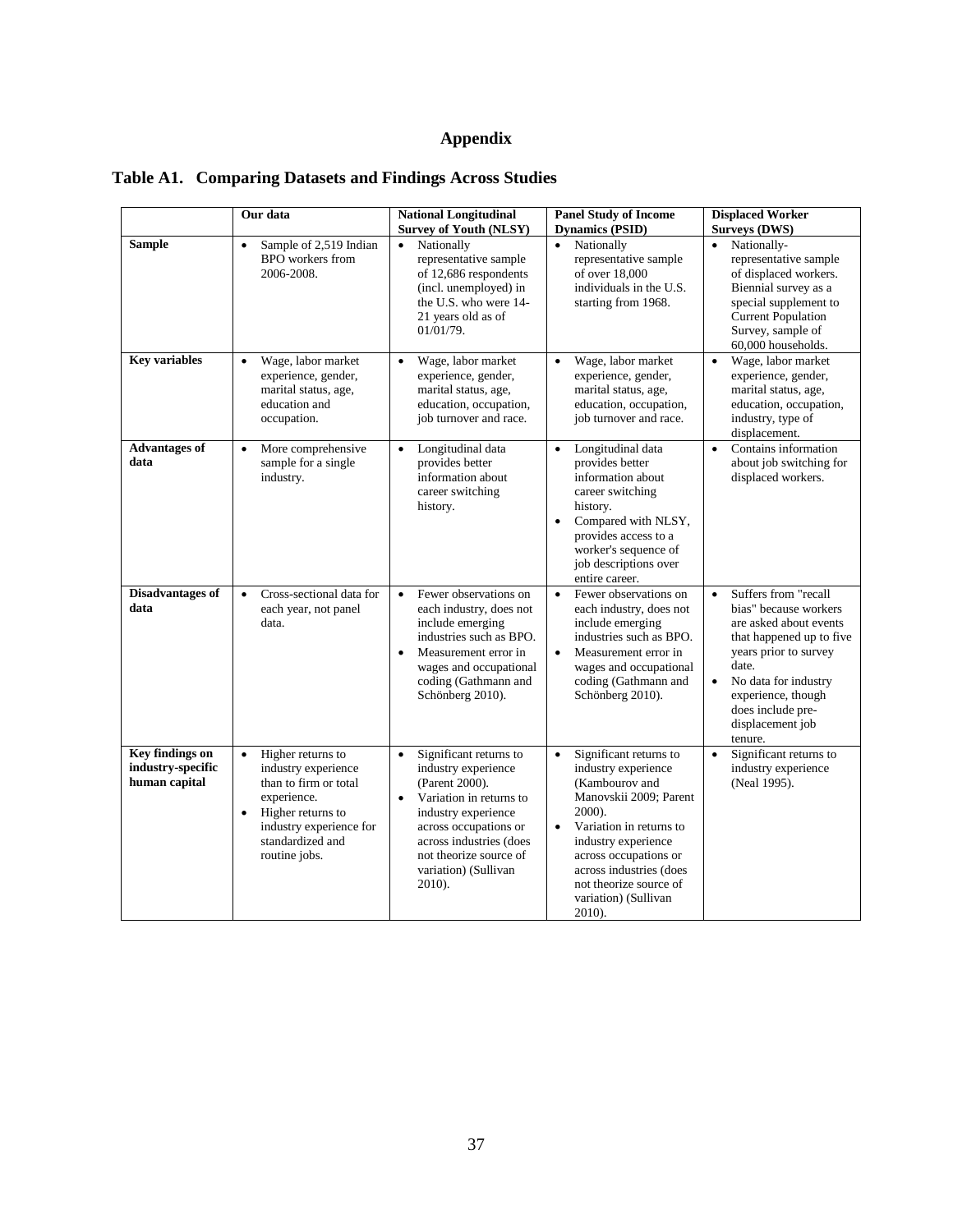# Appendix

## Table A1. Comparing Datasets and Findings Across Studies

| | Our data | National Longitudinal Survey of Youth (NLSY) | Panel Study of Income Dynamics (PSID) | Displaced Worker Surveys (DWS) |
|---|---|---|---|---|
| **Sample** | • Sample of 2,519 Indian BPO workers from 2006-2008. | • Nationally representative sample of 12,686 respondents (incl. unemployed) in the U.S. who were 14-21 years old as of 01/01/79. | • Nationally representative sample of over 18,000 individuals in the U.S. starting from 1968. | • Nationally-representative sample of displaced workers. Biennial survey as a special supplement to Current Population Survey, sample of 60,000 households. |
| **Key variables** | • Wage, labor market experience, gender, marital status, age, education and occupation. | • Wage, labor market experience, gender, marital status, age, education, occupation, job turnover and race. | • Wage, labor market experience, gender, marital status, age, education, occupation, job turnover and race. | • Wage, labor market experience, gender, marital status, age, education, occupation, industry, type of displacement. |
| **Advantages of data** | • More comprehensive sample for a single industry. | • Longitudinal data provides better information about career switching history. | • Longitudinal data provides better information about career switching history.<br>• Compared with NLSY, provides access to a worker's sequence of job descriptions over entire career. | • Contains information about job switching for displaced workers. |
| **Disadvantages of data** | • Cross-sectional data for each year, not panel data. | • Fewer observations on each industry, does not include emerging industries such as BPO.<br>• Measurement error in wages and occupational coding (Gathmann and Schönberg 2010). | • Fewer observations on each industry, does not include emerging industries such as BPO.<br>• Measurement error in wages and occupational coding (Gathmann and Schönberg 2010). | • Suffers from "recall bias" because workers are asked about events that happened up to five years prior to survey date.<br>• No data for industry experience, though does include pre-displacement job tenure. |
| **Key findings on industry-specific human capital** | • Higher returns to industry experience than to firm or total experience.<br>• Higher returns to industry experience for standardized and routine jobs. | • Significant returns to industry experience (Parent 2000).<br>• Variation in returns to industry experience across occupations or across industries (does not theorize source of variation) (Sullivan 2010). | • Significant returns to industry experience (Kambourov and Manovskii 2009; Parent 2000).<br>• Variation in returns to industry experience across occupations or across industries (does not theorize source of variation) (Sullivan 2010). | • Significant returns to industry experience (Neal 1995). |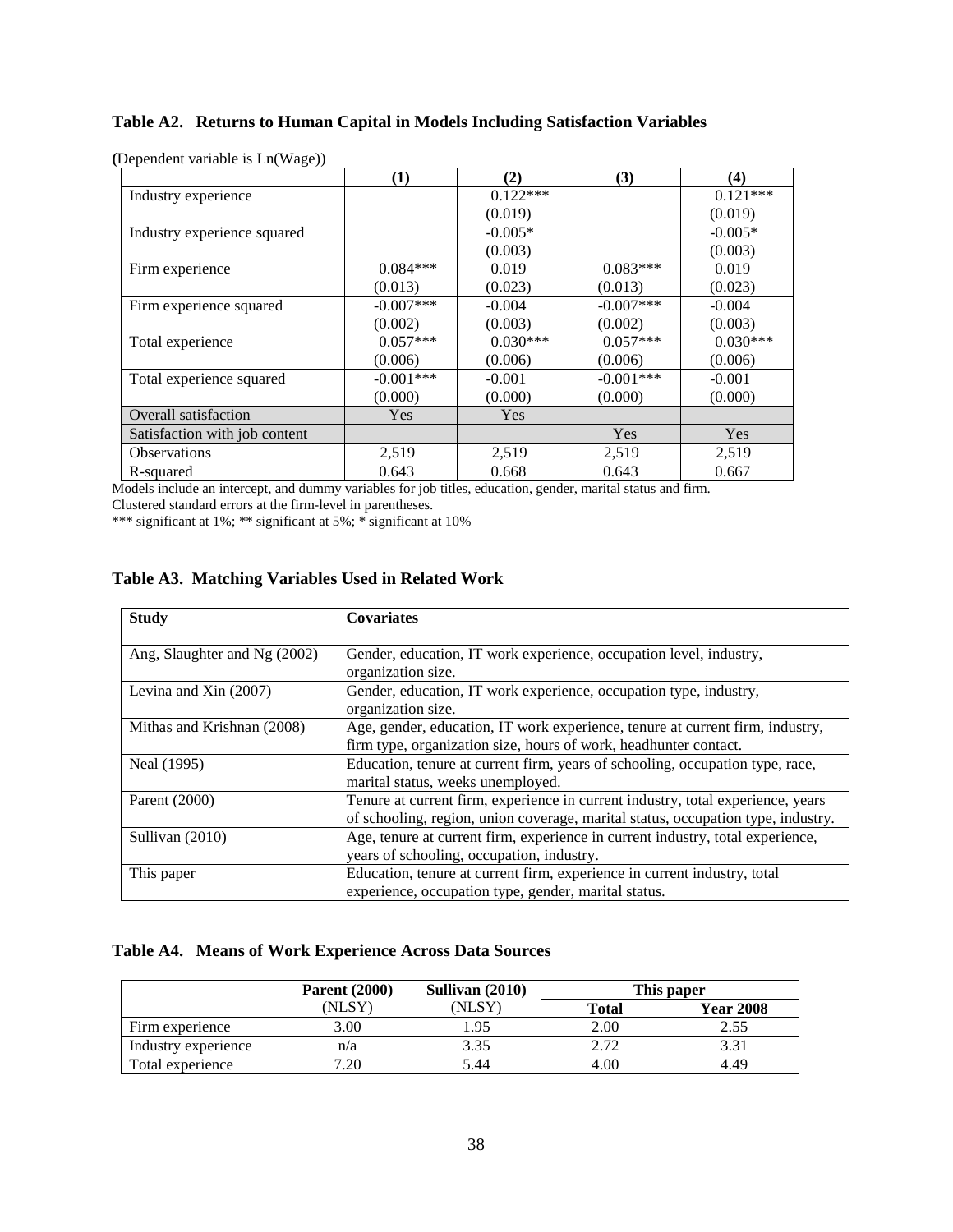### Table A2. Returns to Human Capital in Models Including Satisfaction Variables

(Dependent variable is Ln(Wage))

| | (1) | (2) | (3) | (4) |
|---|---|---|---|---|
| Industry experience | | 0.122*** | | 0.121*** |
| | | (0.019) | | (0.019) |
| Industry experience squared | | -0.005* | | -0.005* |
| | | (0.003) | | (0.003) |
| Firm experience | 0.084*** | 0.019 | 0.083*** | 0.019 |
| | (0.013) | (0.023) | (0.013) | (0.023) |
| Firm experience squared | -0.007*** | -0.004 | -0.007*** | -0.004 |
| | (0.002) | (0.003) | (0.002) | (0.003) |
| Total experience | 0.057*** | 0.030*** | 0.057*** | 0.030*** |
| | (0.006) | (0.006) | (0.006) | (0.006) |
| Total experience squared | -0.001*** | -0.001 | -0.001*** | -0.001 |
| | (0.000) | (0.000) | (0.000) | (0.000) |
| Overall satisfaction | Yes | Yes | | |
| Satisfaction with job content | | | Yes | Yes |
| Observations | 2,519 | 2,519 | 2,519 | 2,519 |
| R-squared | 0.643 | 0.668 | 0.643 | 0.667 |

Models include an intercept, and dummy variables for job titles, education, gender, marital status and firm.
Clustered standard errors at the firm-level in parentheses.
*** significant at 1%; ** significant at 5%; * significant at 10%

### Table A3. Matching Variables Used in Related Work

| Study | Covariates |
|---|---|
| Ang, Slaughter and Ng (2002) | Gender, education, IT work experience, occupation level, industry, organization size. |
| Levina and Xin (2007) | Gender, education, IT work experience, occupation type, industry, organization size. |
| Mithas and Krishnan (2008) | Age, gender, education, IT work experience, tenure at current firm, industry, firm type, organization size, hours of work, headhunter contact. |
| Neal (1995) | Education, tenure at current firm, years of schooling, occupation type, race, marital status, weeks unemployed. |
| Parent (2000) | Tenure at current firm, experience in current industry, total experience, years of schooling, region, union coverage, marital status, occupation type, industry. |
| Sullivan (2010) | Age, tenure at current firm, experience in current industry, total experience, years of schooling, occupation, industry. |
| This paper | Education, tenure at current firm, experience in current industry, total experience, occupation type, gender, marital status. |

### Table A4. Means of Work Experience Across Data Sources

| | Parent (2000) (NLSY) | Sullivan (2010) (NLSY) | This paper | |
|---|---|---|---|---|
| | | | Total | Year 2008 |
| Firm experience | 3.00 | 1.95 | 2.00 | 2.55 |
| Industry experience | n/a | 3.35 | 2.72 | 3.31 |
| Total experience | 7.20 | 5.44 | 4.00 | 4.49 |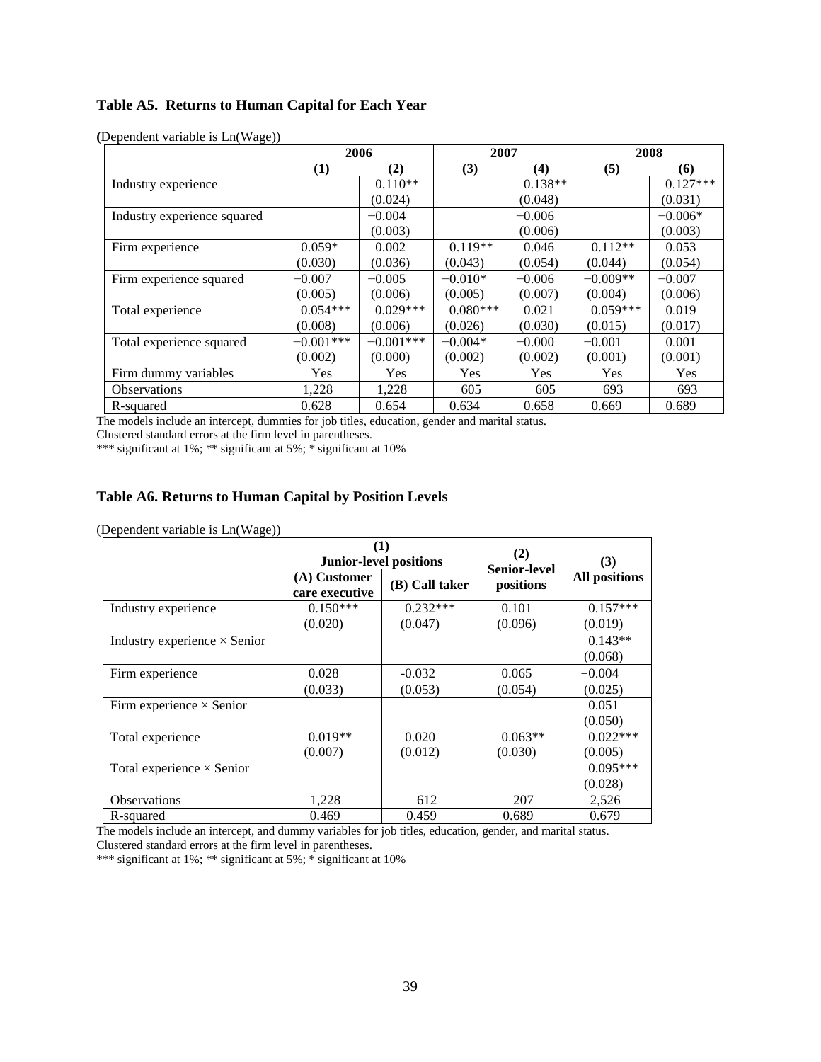### Table A5. Returns to Human Capital for Each Year

(Dependent variable is Ln(Wage))

| | 2006 | | 2007 | | 2008 | |
|---|---|---|---|---|---|---|
| | (1) | (2) | (3) | (4) | (5) | (6) |
| Industry experience | | 0.110** | | 0.138** | | 0.127*** |
| | | (0.024) | | (0.048) | | (0.031) |
| Industry experience squared | | −0.004 | | −0.006 | | −0.006* |
| | | (0.003) | | (0.006) | | (0.003) |
| Firm experience | 0.059* | 0.002 | 0.119** | 0.046 | 0.112** | 0.053 |
| | (0.030) | (0.036) | (0.043) | (0.054) | (0.044) | (0.054) |
| Firm experience squared | −0.007 | −0.005 | −0.010* | −0.006 | −0.009** | −0.007 |
| | (0.005) | (0.006) | (0.005) | (0.007) | (0.004) | (0.006) |
| Total experience | 0.054*** | 0.029*** | 0.080*** | 0.021 | 0.059*** | 0.019 |
| | (0.008) | (0.006) | (0.026) | (0.030) | (0.015) | (0.017) |
| Total experience squared | −0.001*** | −0.001*** | −0.004* | −0.000 | −0.001 | 0.001 |
| | (0.002) | (0.000) | (0.002) | (0.002) | (0.001) | (0.001) |
| Firm dummy variables | Yes | Yes | Yes | Yes | Yes | Yes |
| Observations | 1,228 | 1,228 | 605 | 605 | 693 | 693 |
| R-squared | 0.628 | 0.654 | 0.634 | 0.658 | 0.669 | 0.689 |

The models include an intercept, dummies for job titles, education, gender and marital status.
Clustered standard errors at the firm level in parentheses.
*** significant at 1%; ** significant at 5%; * significant at 10%

### Table A6. Returns to Human Capital by Position Levels

(Dependent variable is Ln(Wage))

| | (1) Junior-level positions | | (2) Senior-level positions | (3) All positions |
|---|---|---|---|---|
| | (A) Customer care executive | (B) Call taker | | |
| Industry experience | 0.150*** | 0.232*** | 0.101 | 0.157*** |
| | (0.020) | (0.047) | (0.096) | (0.019) |
| Industry experience × Senior | | | | −0.143** |
| | | | | (0.068) |
| Firm experience | 0.028 | -0.032 | 0.065 | −0.004 |
| | (0.033) | (0.053) | (0.054) | (0.025) |
| Firm experience × Senior | | | | 0.051 |
| | | | | (0.050) |
| Total experience | 0.019** | 0.020 | 0.063** | 0.022*** |
| | (0.007) | (0.012) | (0.030) | (0.005) |
| Total experience × Senior | | | | 0.095*** |
| | | | | (0.028) |
| Observations | 1,228 | 612 | 207 | 2,526 |
| R-squared | 0.469 | 0.459 | 0.689 | 0.679 |

The models include an intercept, and dummy variables for job titles, education, gender, and marital status.
Clustered standard errors at the firm level in parentheses.
*** significant at 1%; ** significant at 5%; * significant at 10%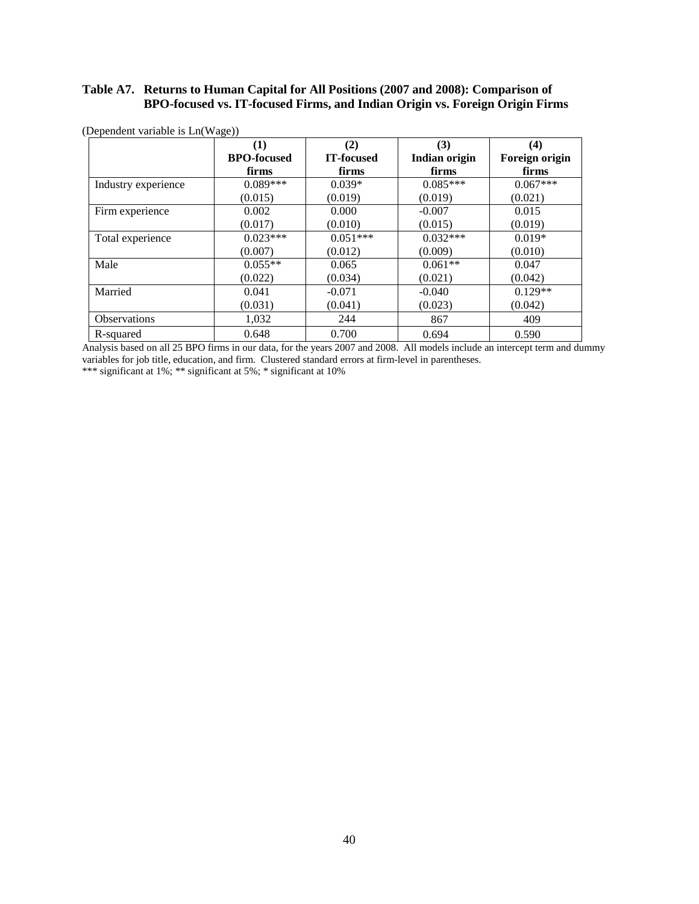**Table A7. Returns to Human Capital for All Positions (2007 and 2008): Comparison of BPO-focused vs. IT-focused Firms, and Indian Origin vs. Foreign Origin Firms**

(Dependent variable is Ln(Wage))

| | (1) BPO-focused firms | (2) IT-focused firms | (3) Indian origin firms | (4) Foreign origin firms |
|---|---|---|---|---|
| Industry experience | 0.089*** | 0.039* | 0.085*** | 0.067*** |
| | (0.015) | (0.019) | (0.019) | (0.021) |
| Firm experience | 0.002 | 0.000 | -0.007 | 0.015 |
| | (0.017) | (0.010) | (0.015) | (0.019) |
| Total experience | 0.023*** | 0.051*** | 0.032*** | 0.019* |
| | (0.007) | (0.012) | (0.009) | (0.010) |
| Male | 0.055** | 0.065 | 0.061** | 0.047 |
| | (0.022) | (0.034) | (0.021) | (0.042) |
| Married | 0.041 | -0.071 | -0.040 | 0.129** |
| | (0.031) | (0.041) | (0.023) | (0.042) |
| Observations | 1,032 | 244 | 867 | 409 |
| R-squared | 0.648 | 0.700 | 0.694 | 0.590 |

Analysis based on all 25 BPO firms in our data, for the years 2007 and 2008. All models include an intercept term and dummy variables for job title, education, and firm. Clustered standard errors at firm-level in parentheses.

*** significant at 1%; ** significant at 5%; * significant at 10%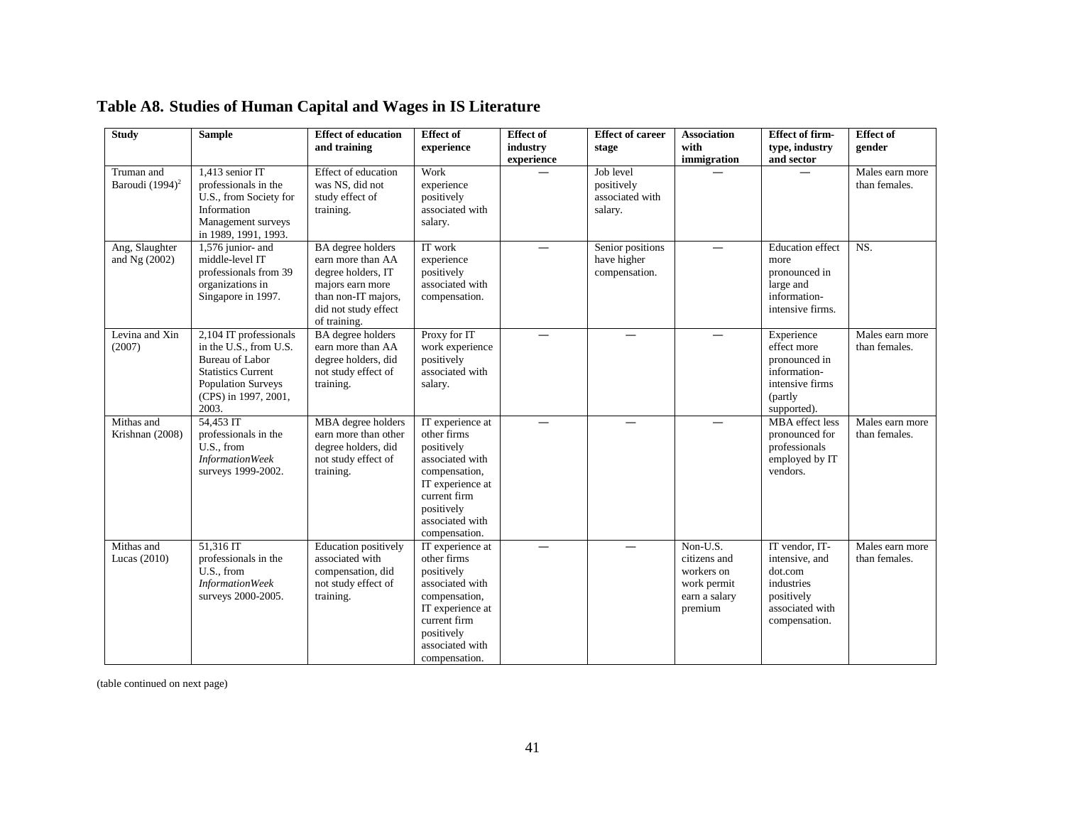## Table A8. Studies of Human Capital and Wages in IS Literature

| Study | Sample | Effect of education and training | Effect of experience | Effect of industry experience | Effect of career stage | Association with immigration | Effect of firm-type, industry and sector | Effect of gender |
|---|---|---|---|---|---|---|---|---|
| Truman and Baroudi (1994)[2] | 1,413 senior IT professionals in the U.S., from Society for Information Management surveys in 1989, 1991, 1993. | Effect of education was NS, did not study effect of training. | Work experience positively associated with salary. | — | Job level positively associated with salary. | — | — | Males earn more than females. |
| Ang, Slaughter and Ng (2002) | 1,576 junior- and middle-level IT professionals from 39 organizations in Singapore in 1997. | BA degree holders earn more than AA degree holders, IT majors earn more than non-IT majors, did not study effect of training. | IT work experience positively associated with compensation. | — | Senior positions have higher compensation. | — | Education effect more pronounced in large and information-intensive firms. | NS. |
| Levina and Xin (2007) | 2,104 IT professionals in the U.S., from U.S. Bureau of Labor Statistics Current Population Surveys (CPS) in 1997, 2001, 2003. | BA degree holders earn more than AA degree holders, did not study effect of training. | Proxy for IT work experience positively associated with salary. | — | — | — | Experience effect more pronounced in information-intensive firms (partly supported). | Males earn more than females. |
| Mithas and Krishnan (2008) | 54,453 IT professionals in the U.S., from *InformationWeek* surveys 1999-2002. | MBA degree holders earn more than other degree holders, did not study effect of training. | IT experience at other firms positively associated with compensation, IT experience at current firm positively associated with compensation. | — | — | — | MBA effect less pronounced for professionals employed by IT vendors. | Males earn more than females. |
| Mithas and Lucas (2010) | 51,316 IT professionals in the U.S., from *InformationWeek* surveys 2000-2005. | Education positively associated with compensation, did not study effect of training. | IT experience at other firms positively associated with compensation, IT experience at current firm positively associated with compensation. | — | — | Non-U.S. citizens and workers on work permit earn a salary premium | IT vendor, IT-intensive, and dot.com industries positively associated with compensation. | Males earn more than females. |

(table continued on next page)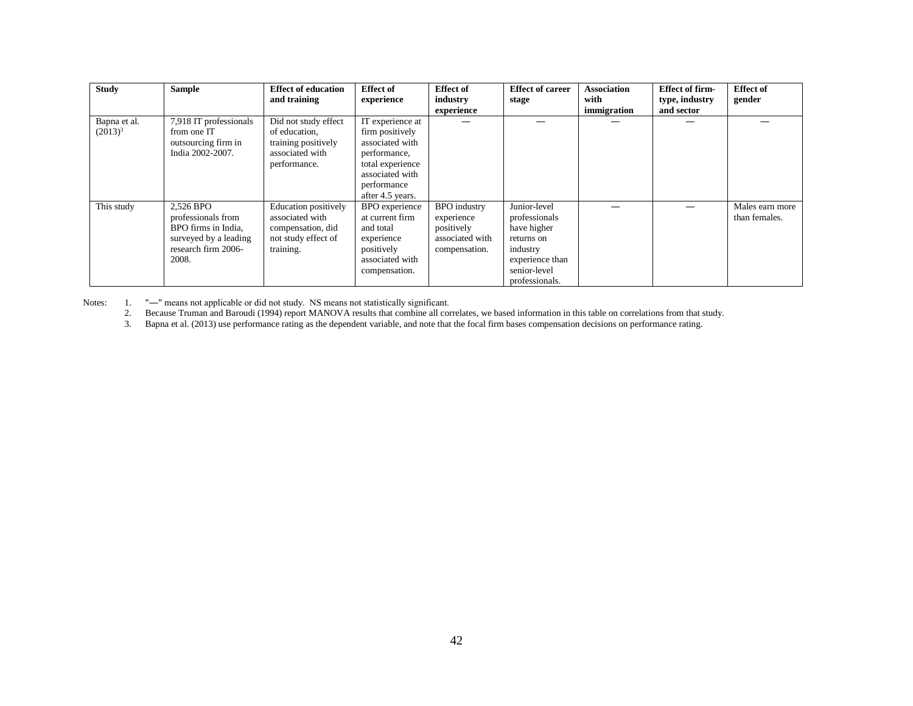| Study | Sample | Effect of education and training | Effect of experience | Effect of industry experience | Effect of career stage | Association with immigration | Effect of firm-type, industry and sector | Effect of gender |
|---|---|---|---|---|---|---|---|---|
| Bapna et al. (2013)[3] | 7,918 IT professionals from one IT outsourcing firm in India 2002-2007. | Did not study effect of education, training positively associated with performance. | IT experience at firm positively associated with performance, total experience associated with performance after 4.5 years. | — | — | — | — | — |
| This study | 2,526 BPO professionals from BPO firms in India, surveyed by a leading research firm 2006-2008. | Education positively associated with compensation, did not study effect of training. | BPO experience at current firm and total experience positively associated with compensation. | BPO industry experience positively associated with compensation. | Junior-level professionals have higher returns on industry experience than senior-level professionals. | — | — | Males earn more than females. |

Notes:
1. "—" means not applicable or did not study. NS means not statistically significant.
2. Because Truman and Baroudi (1994) report MANOVA results that combine all correlates, we based information in this table on correlations from that study.
3. Bapna et al. (2013) use performance rating as the dependent variable, and note that the focal firm bases compensation decisions on performance rating.